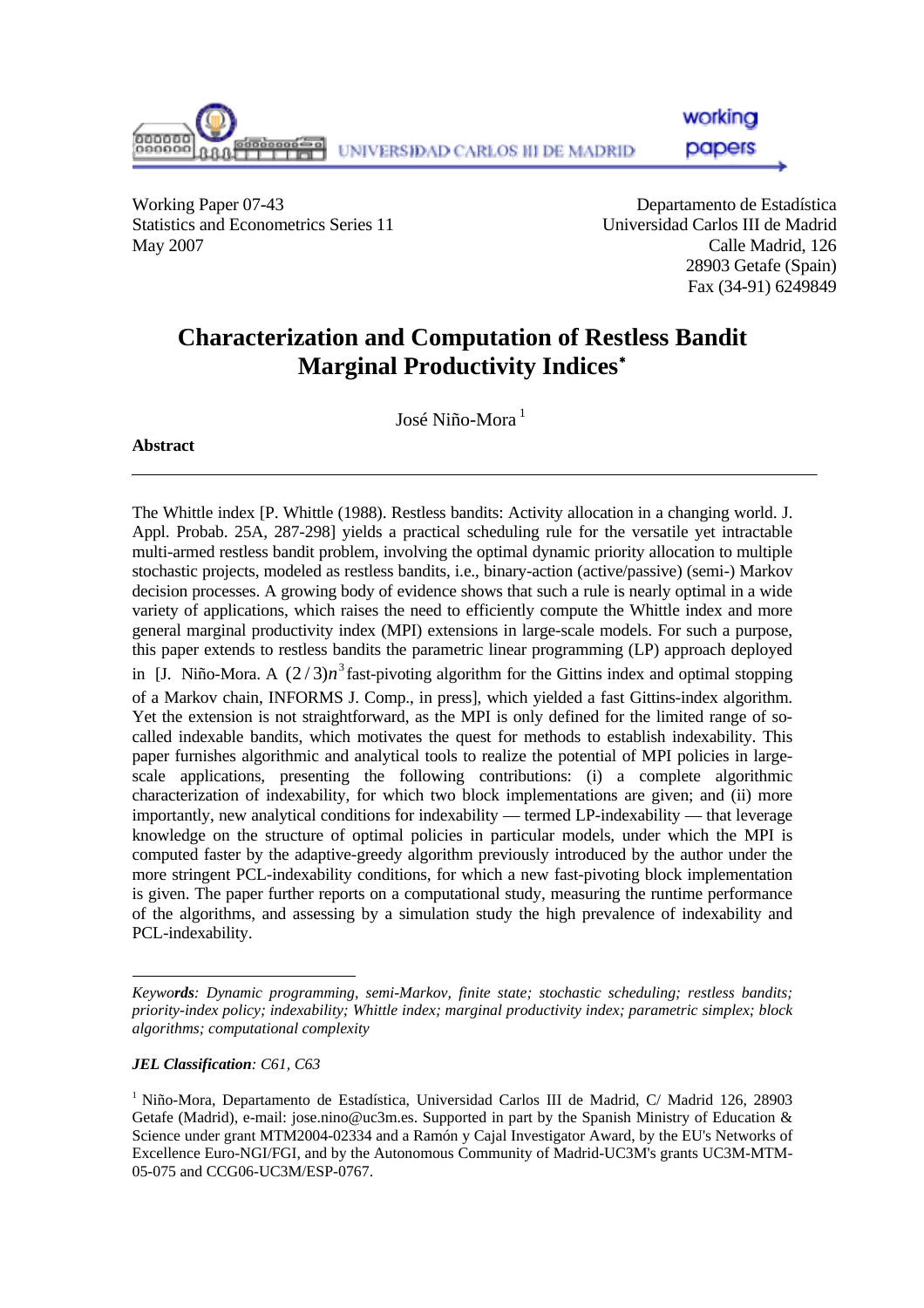Working Paper 07-43
Statistics and Econometrics Series 11
May 2007

Departamento de Estadística
Universidad Carlos III de Madrid
Calle Madrid, 126
28903 Getafe (Spain)
Fax (34-91) 6249849

# Characterization and Computation of Restless Bandit Marginal Productivity Indices*

José Niño-Mora [1]

**Abstract**

---

The Whittle index [P. Whittle (1988). Restless bandits: Activity allocation in a changing world. J. Appl. Probab. 25A, 287-298] yields a practical scheduling rule for the versatile yet intractable multi-armed restless bandit problem, involving the optimal dynamic priority allocation to multiple stochastic projects, modeled as restless bandits, i.e., binary-action (active/passive) (semi-) Markov decision processes. A growing body of evidence shows that such a rule is nearly optimal in a wide variety of applications, which raises the need to efficiently compute the Whittle index and more general marginal productivity index (MPI) extensions in large-scale models. For such a purpose, this paper extends to restless bandits the parametric linear programming (LP) approach deployed in [J. Niño-Mora. A $(2/3)n^3$ fast-pivoting algorithm for the Gittins index and optimal stopping of a Markov chain, INFORMS J. Comp., in press], which yielded a fast Gittins-index algorithm. Yet the extension is not straightforward, as the MPI is only defined for the limited range of so-called indexable bandits, which motivates the quest for methods to establish indexability. This paper furnishes algorithmic and analytical tools to realize the potential of MPI policies in large-scale applications, presenting the following contributions: (i) a complete algorithmic characterization of indexability, for which two block implementations are given; and (ii) more importantly, new analytical conditions for indexability — termed LP-indexability — that leverage knowledge on the structure of optimal policies in particular models, under which the MPI is computed faster by the adaptive-greedy algorithm previously introduced by the author under the more stringent PCL-indexability conditions, for which a new fast-pivoting block implementation is given. The paper further reports on a computational study, measuring the runtime performance of the algorithms, and assessing by a simulation study the high prevalence of indexability and PCL-indexability.

---

*Keywords: Dynamic programming, semi-Markov, finite state; stochastic scheduling; restless bandits; priority-index policy; indexability; Whittle index; marginal productivity index; parametric simplex; block algorithms; computational complexity*

***JEL Classification**: C61, C63*

[1] Niño-Mora, Departamento de Estadística, Universidad Carlos III de Madrid, C/ Madrid 126, 28903 Getafe (Madrid), e-mail: jose.nino@uc3m.es. Supported in part by the Spanish Ministry of Education & Science under grant MTM2004-02334 and a Ramón y Cajal Investigator Award, by the EU's Networks of Excellence Euro-NGI/FGI, and by the Autonomous Community of Madrid-UC3M's grants UC3M-MTM-05-075 and CCG06-UC3M/ESP-0767.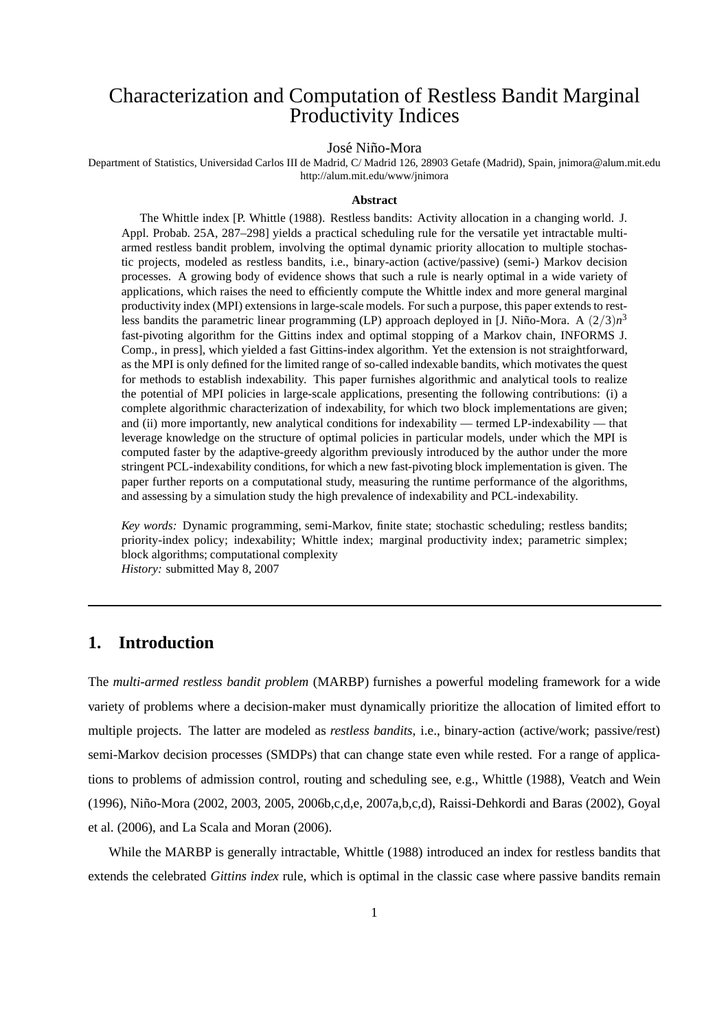# Characterization and Computation of Restless Bandit Marginal Productivity Indices

José Niño-Mora

Department of Statistics, Universidad Carlos III de Madrid, C/ Madrid 126, 28903 Getafe (Madrid), Spain, jnimora@alum.mit.edu
http://alum.mit.edu/www/jnimora

### Abstract

The Whittle index [P. Whittle (1988). Restless bandits: Activity allocation in a changing world. J. Appl. Probab. 25A, 287–298] yields a practical scheduling rule for the versatile yet intractable multi-armed restless bandit problem, involving the optimal dynamic priority allocation to multiple stochastic projects, modeled as restless bandits, i.e., binary-action (active/passive) (semi-) Markov decision processes. A growing body of evidence shows that such a rule is nearly optimal in a wide variety of applications, which raises the need to efficiently compute the Whittle index and more general marginal productivity index (MPI) extensions in large-scale models. For such a purpose, this paper extends to restless bandits the parametric linear programming (LP) approach deployed in [J. Niño-Mora. A $(2/3)n^3$ fast-pivoting algorithm for the Gittins index and optimal stopping of a Markov chain, INFORMS J. Comp., in press], which yielded a fast Gittins-index algorithm. Yet the extension is not straightforward, as the MPI is only defined for the limited range of so-called indexable bandits, which motivates the quest for methods to establish indexability. This paper furnishes algorithmic and analytical tools to realize the potential of MPI policies in large-scale applications, presenting the following contributions: (i) a complete algorithmic characterization of indexability, for which two block implementations are given; and (ii) more importantly, new analytical conditions for indexability — termed LP-indexability — that leverage knowledge on the structure of optimal policies in particular models, under which the MPI is computed faster by the adaptive-greedy algorithm previously introduced by the author under the more stringent PCL-indexability conditions, for which a new fast-pivoting block implementation is given. The paper further reports on a computational study, measuring the runtime performance of the algorithms, and assessing by a simulation study the high prevalence of indexability and PCL-indexability.

*Key words:* Dynamic programming, semi-Markov, finite state; stochastic scheduling; restless bandits; priority-index policy; indexability; Whittle index; marginal productivity index; parametric simplex; block algorithms; computational complexity
*History:* submitted May 8, 2007

## 1. Introduction

The *multi-armed restless bandit problem* (MARBP) furnishes a powerful modeling framework for a wide variety of problems where a decision-maker must dynamically prioritize the allocation of limited effort to multiple projects. The latter are modeled as *restless bandits*, i.e., binary-action (active/work; passive/rest) semi-Markov decision processes (SMDPs) that can change state even while rested. For a range of applications to problems of admission control, routing and scheduling see, e.g., Whittle (1988), Veatch and Wein (1996), Niño-Mora (2002, 2003, 2005, 2006b,c,d,e, 2007a,b,c,d), Raissi-Dehkordi and Baras (2002), Goyal et al. (2006), and La Scala and Moran (2006).

While the MARBP is generally intractable, Whittle (1988) introduced an index for restless bandits that extends the celebrated *Gittins index* rule, which is optimal in the classic case where passive bandits remain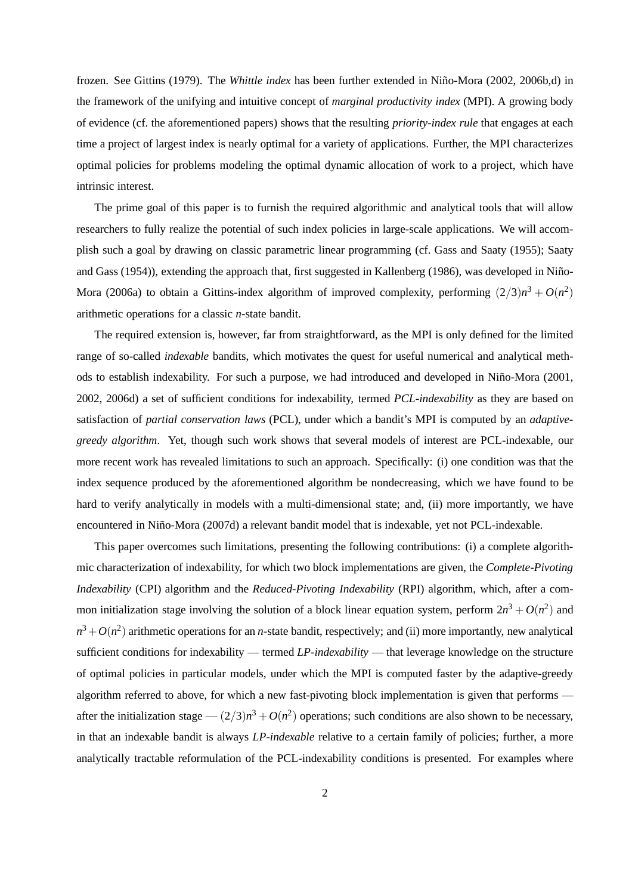frozen. See Gittins (1979). The *Whittle index* has been further extended in Niño-Mora (2002, 2006b,d) in the framework of the unifying and intuitive concept of *marginal productivity index* (MPI). A growing body of evidence (cf. the aforementioned papers) shows that the resulting *priority-index rule* that engages at each time a project of largest index is nearly optimal for a variety of applications. Further, the MPI characterizes optimal policies for problems modeling the optimal dynamic allocation of work to a project, which have intrinsic interest.

The prime goal of this paper is to furnish the required algorithmic and analytical tools that will allow researchers to fully realize the potential of such index policies in large-scale applications. We will accomplish such a goal by drawing on classic parametric linear programming (cf. Gass and Saaty (1955); Saaty and Gass (1954)), extending the approach that, first suggested in Kallenberg (1986), was developed in Niño-Mora (2006a) to obtain a Gittins-index algorithm of improved complexity, performing $(2/3)n^3 + O(n^2)$ arithmetic operations for a classic *n*-state bandit.

The required extension is, however, far from straightforward, as the MPI is only defined for the limited range of so-called *indexable* bandits, which motivates the quest for useful numerical and analytical methods to establish indexability. For such a purpose, we had introduced and developed in Niño-Mora (2001, 2002, 2006d) a set of sufficient conditions for indexability, termed *PCL-indexability* as they are based on satisfaction of *partial conservation laws* (PCL), under which a bandit's MPI is computed by an *adaptive-greedy algorithm*. Yet, though such work shows that several models of interest are PCL-indexable, our more recent work has revealed limitations to such an approach. Specifically: (i) one condition was that the index sequence produced by the aforementioned algorithm be nondecreasing, which we have found to be hard to verify analytically in models with a multi-dimensional state; and, (ii) more importantly, we have encountered in Niño-Mora (2007d) a relevant bandit model that is indexable, yet not PCL-indexable.

This paper overcomes such limitations, presenting the following contributions: (i) a complete algorithmic characterization of indexability, for which two block implementations are given, the *Complete-Pivoting Indexability* (CPI) algorithm and the *Reduced-Pivoting Indexability* (RPI) algorithm, which, after a common initialization stage involving the solution of a block linear equation system, perform $2n^3 + O(n^2)$ and $n^3 + O(n^2)$ arithmetic operations for an *n*-state bandit, respectively; and (ii) more importantly, new analytical sufficient conditions for indexability — termed *LP-indexability* — that leverage knowledge on the structure of optimal policies in particular models, under which the MPI is computed faster by the adaptive-greedy algorithm referred to above, for which a new fast-pivoting block implementation is given that performs — after the initialization stage — $(2/3)n^3 + O(n^2)$ operations; such conditions are also shown to be necessary, in that an indexable bandit is always *LP-indexable* relative to a certain family of policies; further, a more analytically tractable reformulation of the PCL-indexability conditions is presented. For examples where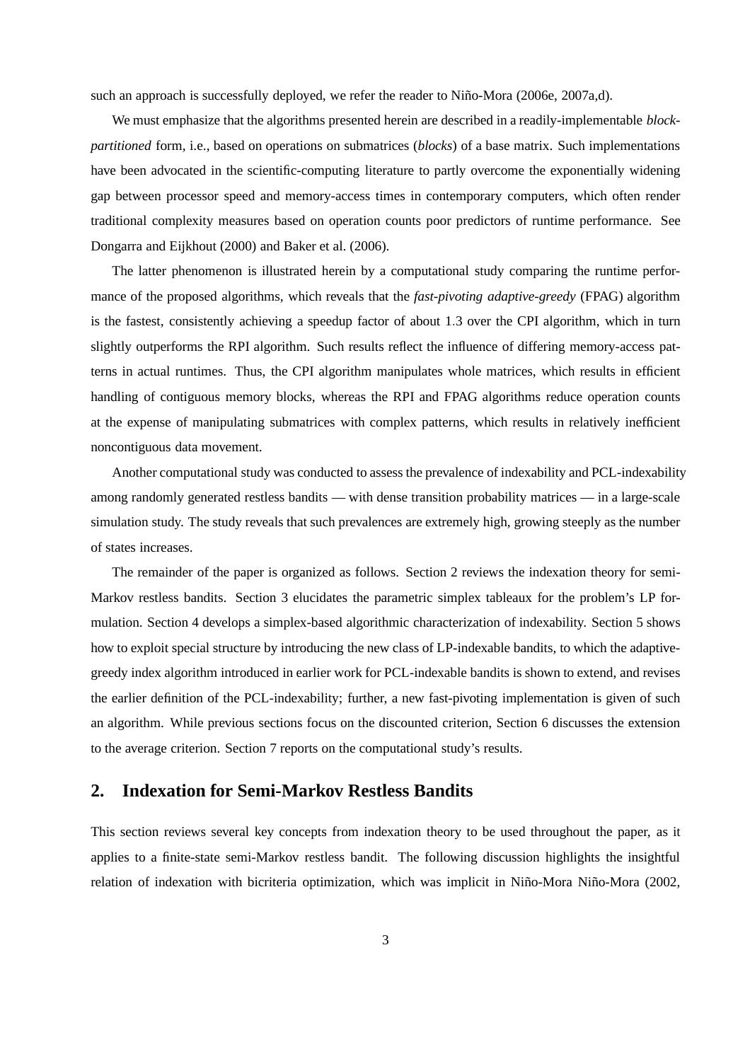such an approach is successfully deployed, we refer the reader to Niño-Mora (2006e, 2007a,d).

We must emphasize that the algorithms presented herein are described in a readily-implementable *block-partitioned* form, i.e., based on operations on submatrices (*blocks*) of a base matrix. Such implementations have been advocated in the scientific-computing literature to partly overcome the exponentially widening gap between processor speed and memory-access times in contemporary computers, which often render traditional complexity measures based on operation counts poor predictors of runtime performance. See Dongarra and Eijkhout (2000) and Baker et al. (2006).

The latter phenomenon is illustrated herein by a computational study comparing the runtime performance of the proposed algorithms, which reveals that the *fast-pivoting adaptive-greedy* (FPAG) algorithm is the fastest, consistently achieving a speedup factor of about 1.3 over the CPI algorithm, which in turn slightly outperforms the RPI algorithm. Such results reflect the influence of differing memory-access patterns in actual runtimes. Thus, the CPI algorithm manipulates whole matrices, which results in efficient handling of contiguous memory blocks, whereas the RPI and FPAG algorithms reduce operation counts at the expense of manipulating submatrices with complex patterns, which results in relatively inefficient noncontiguous data movement.

Another computational study was conducted to assess the prevalence of indexability and PCL-indexability among randomly generated restless bandits — with dense transition probability matrices — in a large-scale simulation study. The study reveals that such prevalences are extremely high, growing steeply as the number of states increases.

The remainder of the paper is organized as follows. Section 2 reviews the indexation theory for semi-Markov restless bandits. Section 3 elucidates the parametric simplex tableaux for the problem's LP formulation. Section 4 develops a simplex-based algorithmic characterization of indexability. Section 5 shows how to exploit special structure by introducing the new class of LP-indexable bandits, to which the adaptive-greedy index algorithm introduced in earlier work for PCL-indexable bandits is shown to extend, and revises the earlier definition of the PCL-indexability; further, a new fast-pivoting implementation is given of such an algorithm. While previous sections focus on the discounted criterion, Section 6 discusses the extension to the average criterion. Section 7 reports on the computational study's results.

## 2. Indexation for Semi-Markov Restless Bandits

This section reviews several key concepts from indexation theory to be used throughout the paper, as it applies to a finite-state semi-Markov restless bandit. The following discussion highlights the insightful relation of indexation with bicriteria optimization, which was implicit in Niño-Mora Niño-Mora (2002,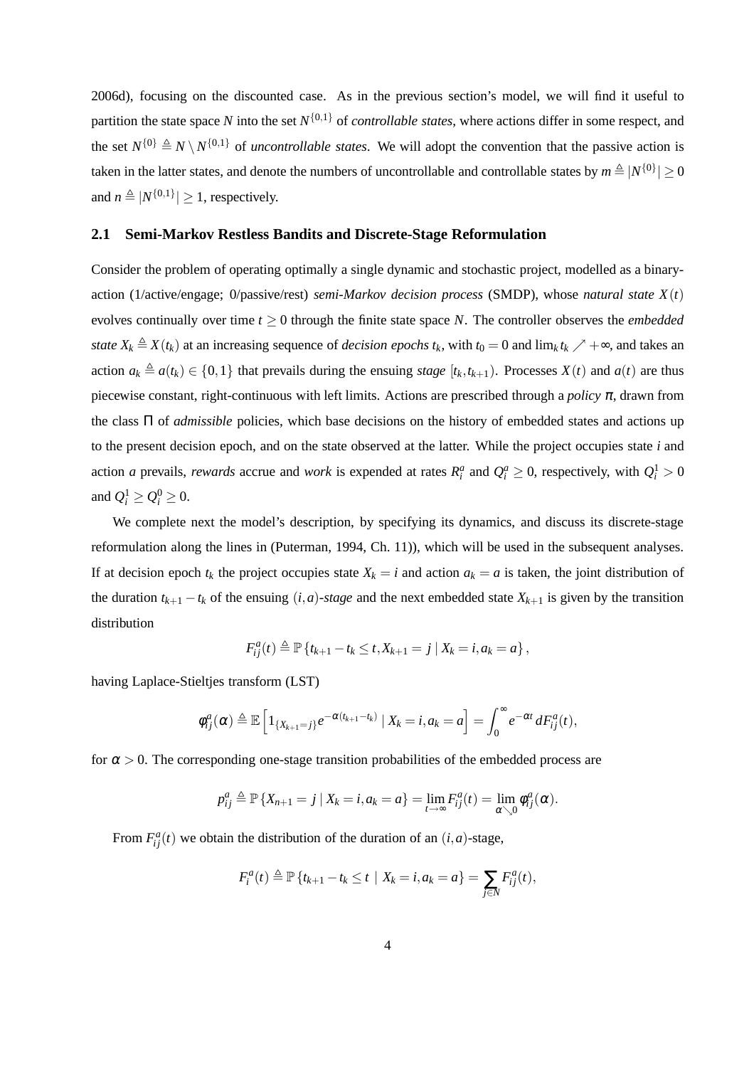2006d), focusing on the discounted case. As in the previous section's model, we will find it useful to partition the state space $N$ into the set $N^{\{0,1\}}$ of *controllable states*, where actions differ in some respect, and the set $N^{\{0\}} \triangleq N \setminus N^{\{0,1\}}$ of *uncontrollable states*. We will adopt the convention that the passive action is taken in the latter states, and denote the numbers of uncontrollable and controllable states by $m \triangleq |N^{\{0\}}| \geq 0$ and $n \triangleq |N^{\{0,1\}}| \geq 1$, respectively.

## 2.1 Semi-Markov Restless Bandits and Discrete-Stage Reformulation

Consider the problem of operating optimally a single dynamic and stochastic project, modelled as a binary-action (1/active/engage; 0/passive/rest) *semi-Markov decision process* (SMDP), whose *natural state* $X(t)$ evolves continually over time $t \geq 0$ through the finite state space $N$. The controller observes the *embedded state* $X_k \triangleq X(t_k)$ at an increasing sequence of *decision epochs* $t_k$, with $t_0 = 0$ and $\lim_k t_k \nearrow +\infty$, and takes an action $a_k \triangleq a(t_k) \in \{0, 1\}$ that prevails during the ensuing *stage* $[t_k, t_{k+1})$. Processes $X(t)$ and $a(t)$ are thus piecewise constant, right-continuous with left limits. Actions are prescribed through a *policy* $\pi$, drawn from the class $\Pi$ of *admissible* policies, which base decisions on the history of embedded states and actions up to the present decision epoch, and on the state observed at the latter. While the project occupies state $i$ and action $a$ prevails, *rewards* accrue and *work* is expended at rates $R_i^a$ and $Q_i^a \geq 0$, respectively, with $Q_i^1 > 0$ and $Q_i^1 \geq Q_i^0 \geq 0$.

We complete next the model's description, by specifying its dynamics, and discuss its discrete-stage reformulation along the lines in (Puterman, 1994, Ch. 11)), which will be used in the subsequent analyses. If at decision epoch $t_k$ the project occupies state $X_k = i$ and action $a_k = a$ is taken, the joint distribution of the duration $t_{k+1} - t_k$ of the ensuing $(i, a)$-*stage* and the next embedded state $X_{k+1}$ is given by the transition distribution

$$F_{ij}^a(t) \triangleq \mathbb{P}\{t_{k+1} - t_k \leq t, X_{k+1} = j \mid X_k = i, a_k = a\},$$

having Laplace-Stieltjes transform (LST)

$$\phi_{ij}^a(\alpha) \triangleq \mathbb{E}\left[1_{\{X_{k+1}=j\}} e^{-\alpha(t_{k+1}-t_k)} \mid X_k = i, a_k = a\right] = \int_0^\infty e^{-\alpha t}\, dF_{ij}^a(t),$$

for $\alpha > 0$. The corresponding one-stage transition probabilities of the embedded process are

$$p_{ij}^a \triangleq \mathbb{P}\{X_{n+1} = j \mid X_k = i, a_k = a\} = \lim_{t \to \infty} F_{ij}^a(t) = \lim_{\alpha \searrow 0} \phi_{ij}^a(\alpha).$$

From $F_{ij}^a(t)$ we obtain the distribution of the duration of an $(i, a)$-stage,

$$F_i^a(t) \triangleq \mathbb{P}\{t_{k+1} - t_k \leq t \mid X_k = i, a_k = a\} = \sum_{j \in N} F_{ij}^a(t),$$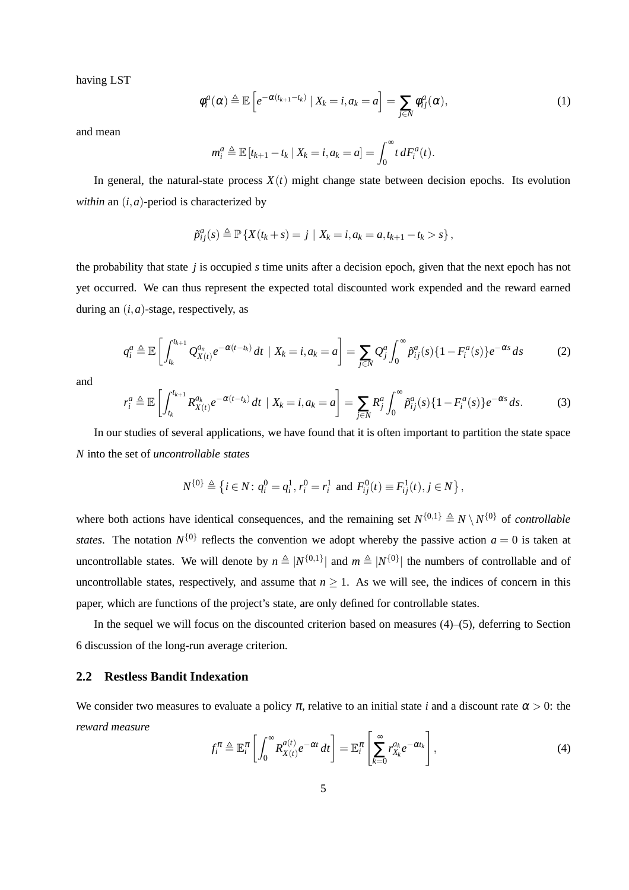having LST

$$\phi_i^a(\alpha) \triangleq \mathbb{E}\left[e^{-\alpha(t_{k+1}-t_k)} \mid X_k = i, a_k = a\right] = \sum_{j \in N} \phi_{ij}^a(\alpha), \tag{1}$$

and mean

$$m_i^a \triangleq \mathbb{E}\left[t_{k+1} - t_k \mid X_k = i, a_k = a\right] = \int_0^\infty t\, dF_i^a(t).$$

In general, the natural-state process $X(t)$ might change state between decision epochs. Its evolution *within* an $(i,a)$-period is characterized by

$$\tilde{p}_{ij}^a(s) \triangleq \mathbb{P}\left\{X(t_k + s) = j \mid X_k = i, a_k = a, t_{k+1} - t_k > s\right\},$$

the probability that state $j$ is occupied $s$ time units after a decision epoch, given that the next epoch has not yet occurred. We can thus represent the expected total discounted work expended and the reward earned during an $(i,a)$-stage, respectively, as

$$q_i^a \triangleq \mathbb{E}\left[\int_{t_k}^{t_{k+1}} Q_{X(t)}^{a_n} e^{-\alpha(t-t_k)}\, dt \mid X_k = i, a_k = a\right] = \sum_{j \in N} Q_j^a \int_0^\infty \tilde{p}_{ij}^a(s)\{1 - F_i^a(s)\} e^{-\alpha s}\, ds \tag{2}$$

and

$$r_i^a \triangleq \mathbb{E}\left[\int_{t_k}^{t_{k+1}} R_{X(t)}^{a_k} e^{-\alpha(t-t_k)}\, dt \mid X_k = i, a_k = a\right] = \sum_{j \in N} R_j^a \int_0^\infty \tilde{p}_{ij}^a(s)\{1 - F_i^a(s)\} e^{-\alpha s}\, ds. \tag{3}$$

In our studies of several applications, we have found that it is often important to partition the state space $N$ into the set of *uncontrollable states*

$$N^{\{0\}} \triangleq \left\{i \in N \colon q_i^0 = q_i^1, r_i^0 = r_i^1 \text{ and } F_{ij}^0(t) \equiv F_{ij}^1(t), j \in N\right\},$$

where both actions have identical consequences, and the remaining set $N^{\{0,1\}} \triangleq N \setminus N^{\{0\}}$ of *controllable states*. The notation $N^{\{0\}}$ reflects the convention we adopt whereby the passive action $a = 0$ is taken at uncontrollable states. We will denote by $n \triangleq |N^{\{0,1\}}|$ and $m \triangleq |N^{\{0\}}|$ the numbers of controllable and of uncontrollable states, respectively, and assume that $n \geq 1$. As we will see, the indices of concern in this paper, which are functions of the project's state, are only defined for controllable states.

In the sequel we will focus on the discounted criterion based on measures (4)–(5), deferring to Section 6 discussion of the long-run average criterion.

### 2.2 Restless Bandit Indexation

We consider two measures to evaluate a policy $\pi$, relative to an initial state $i$ and a discount rate $\alpha > 0$: the *reward measure*

$$f_i^\pi \triangleq \mathbb{E}_i^\pi\left[\int_0^\infty R_{X(t)}^{a(t)} e^{-\alpha t}\, dt\right] = \mathbb{E}_i^\pi\left[\sum_{k=0}^\infty r_{X_k}^{a_k} e^{-\alpha t_k}\right], \tag{4}$$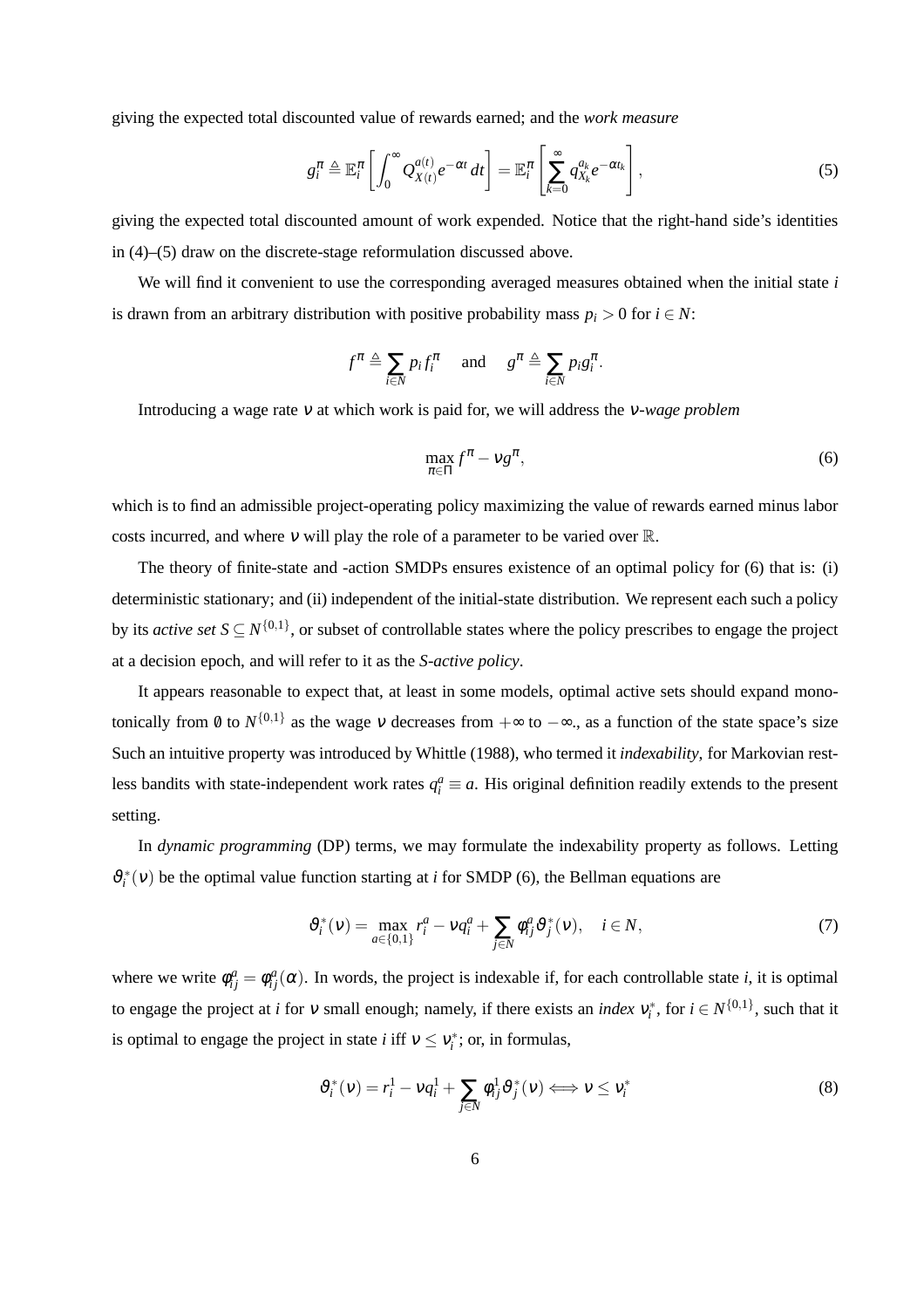giving the expected total discounted value of rewards earned; and the *work measure*

$$g_i^\pi \triangleq \mathbb{E}_i^\pi \left[ \int_0^\infty Q_{X(t)}^{a(t)} e^{-\alpha t} \, dt \right] = \mathbb{E}_i^\pi \left[ \sum_{k=0}^\infty q_{X_k}^{a_k} e^{-\alpha t_k} \right], \tag{5}$$

giving the expected total discounted amount of work expended. Notice that the right-hand side's identities in (4)–(5) draw on the discrete-stage reformulation discussed above.

We will find it convenient to use the corresponding averaged measures obtained when the initial state $i$ is drawn from an arbitrary distribution with positive probability mass $p_i > 0$ for $i \in N$:

$$f^\pi \triangleq \sum_{i \in N} p_i f_i^\pi \quad \text{and} \quad g^\pi \triangleq \sum_{i \in N} p_i g_i^\pi.$$

Introducing a wage rate $\nu$ at which work is paid for, we will address the *$\nu$-wage problem*

$$\max_{\pi \in \Pi} f^\pi - \nu g^\pi, \tag{6}$$

which is to find an admissible project-operating policy maximizing the value of rewards earned minus labor costs incurred, and where $\nu$ will play the role of a parameter to be varied over $\mathbb{R}$.

The theory of finite-state and -action SMDPs ensures existence of an optimal policy for (6) that is: (i) deterministic stationary; and (ii) independent of the initial-state distribution. We represent each such a policy by its *active set* $S \subseteq N^{\{0,1\}}$, or subset of controllable states where the policy prescribes to engage the project at a decision epoch, and will refer to it as the *$S$-active policy*.

It appears reasonable to expect that, at least in some models, optimal active sets should expand monotonically from $\emptyset$ to $N^{\{0,1\}}$ as the wage $\nu$ decreases from $+\infty$ to $-\infty$., as a function of the state space's size Such an intuitive property was introduced by Whittle (1988), who termed it *indexability*, for Markovian restless bandits with state-independent work rates $q_i^a \equiv a$. His original definition readily extends to the present setting.

In *dynamic programming* (DP) terms, we may formulate the indexability property as follows. Letting $\vartheta_i^*(\nu)$ be the optimal value function starting at $i$ for SMDP (6), the Bellman equations are

$$\vartheta_i^*(\nu) = \max_{a \in \{0,1\}} r_i^a - \nu q_i^a + \sum_{j \in N} \phi_{ij}^a \vartheta_j^*(\nu), \quad i \in N, \tag{7}$$

where we write $\phi_{ij}^a = \phi_{ij}^a(\alpha)$. In words, the project is indexable if, for each controllable state $i$, it is optimal to engage the project at $i$ for $\nu$ small enough; namely, if there exists an *index* $\nu_i^*$, for $i \in N^{\{0,1\}}$, such that it is optimal to engage the project in state $i$ iff $\nu \leq \nu_i^*$; or, in formulas,

$$\vartheta_i^*(\nu) = r_i^1 - \nu q_i^1 + \sum_{j \in N} \phi_{ij}^1 \vartheta_j^*(\nu) \Longleftrightarrow \nu \leq \nu_i^* \tag{8}$$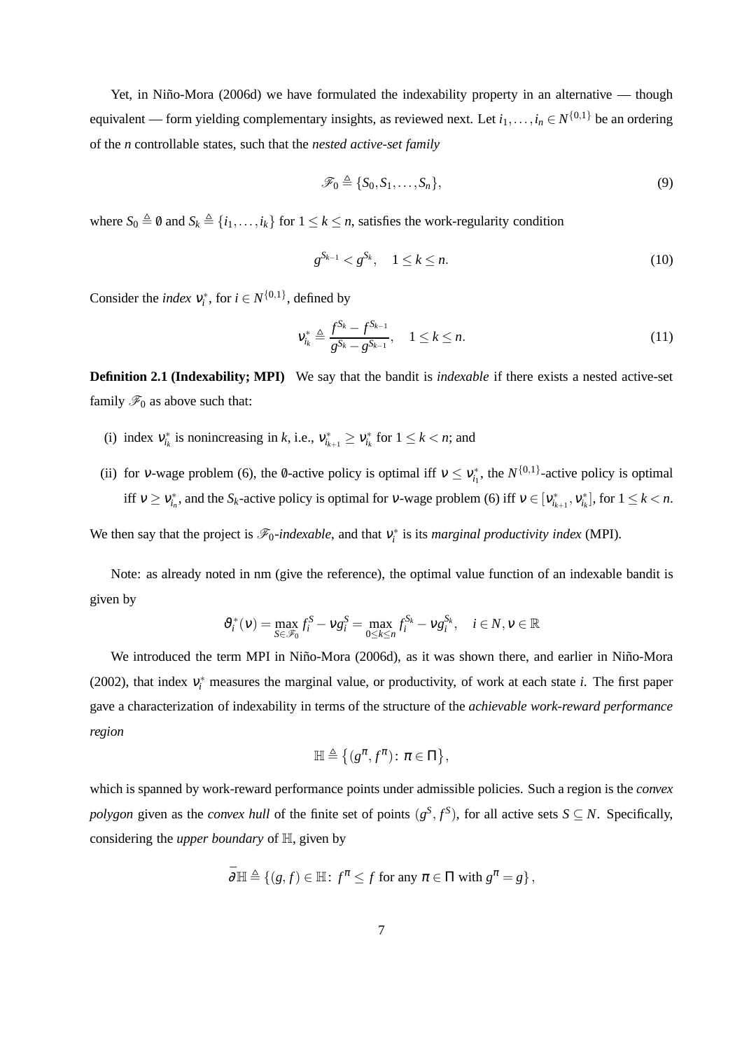Yet, in Niño-Mora (2006d) we have formulated the indexability property in an alternative — though equivalent — form yielding complementary insights, as reviewed next. Let $i_1, \ldots, i_n \in N^{\{0,1\}}$ be an ordering of the $n$ controllable states, such that the *nested active-set family*

$$\mathscr{F}_0 \triangleq \{S_0, S_1, \ldots, S_n\}, \tag{9}$$

where $S_0 \triangleq \emptyset$ and $S_k \triangleq \{i_1, \ldots, i_k\}$ for $1 \leq k \leq n$, satisfies the work-regularity condition

$$g^{S_{k-1}} < g^{S_k}, \quad 1 \leq k \leq n. \tag{10}$$

Consider the *index* $\nu_i^*$, for $i \in N^{\{0,1\}}$, defined by

$$\nu_{i_k}^* \triangleq \frac{f^{S_k} - f^{S_{k-1}}}{g^{S_k} - g^{S_{k-1}}}, \quad 1 \leq k \leq n. \tag{11}$$

**Definition 2.1 (Indexability; MPI)** We say that the bandit is *indexable* if there exists a nested active-set family $\mathscr{F}_0$ as above such that:

(i) index $\nu_{i_k}^*$ is nonincreasing in $k$, i.e., $\nu_{i_{k+1}}^* \geq \nu_{i_k}^*$ for $1 \leq k < n$; and

(ii) for $\nu$-wage problem (6), the $\emptyset$-active policy is optimal iff $\nu \leq \nu_{i_1}^*$, the $N^{\{0,1\}}$-active policy is optimal iff $\nu \geq \nu_{i_n}^*$, and the $S_k$-active policy is optimal for $\nu$-wage problem (6) iff $\nu \in [\nu_{i_{k+1}}^*, \nu_{i_k}^*]$, for $1 \leq k < n$.

We then say that the project is $\mathscr{F}_0$-*indexable*, and that $\nu_i^*$ is its *marginal productivity index* (MPI).

Note: as already noted in nm (give the reference), the optimal value function of an indexable bandit is given by

$$\vartheta_i^*(\nu) = \max_{S \in \mathscr{F}_0} f_i^S - \nu g_i^S = \max_{0 \leq k \leq n} f_i^{S_k} - \nu g_i^{S_k}, \quad i \in N, \nu \in \mathbb{R}$$

We introduced the term MPI in Niño-Mora (2006d), as it was shown there, and earlier in Niño-Mora (2002), that index $\nu_i^*$ measures the marginal value, or productivity, of work at each state $i$. The first paper gave a characterization of indexability in terms of the structure of the *achievable work-reward performance region*

$$\mathbb{H} \triangleq \{(g^\pi, f^\pi) \colon \pi \in \Pi\},$$

which is spanned by work-reward performance points under admissible policies. Such a region is the *convex polygon* given as the *convex hull* of the finite set of points $(g^S, f^S)$, for all active sets $S \subseteq N$. Specifically, considering the *upper boundary* of $\mathbb{H}$, given by

$$\bar{\partial}\mathbb{H} \triangleq \{(g, f) \in \mathbb{H} \colon f^\pi \leq f \text{ for any } \pi \in \Pi \text{ with } g^\pi = g\},$$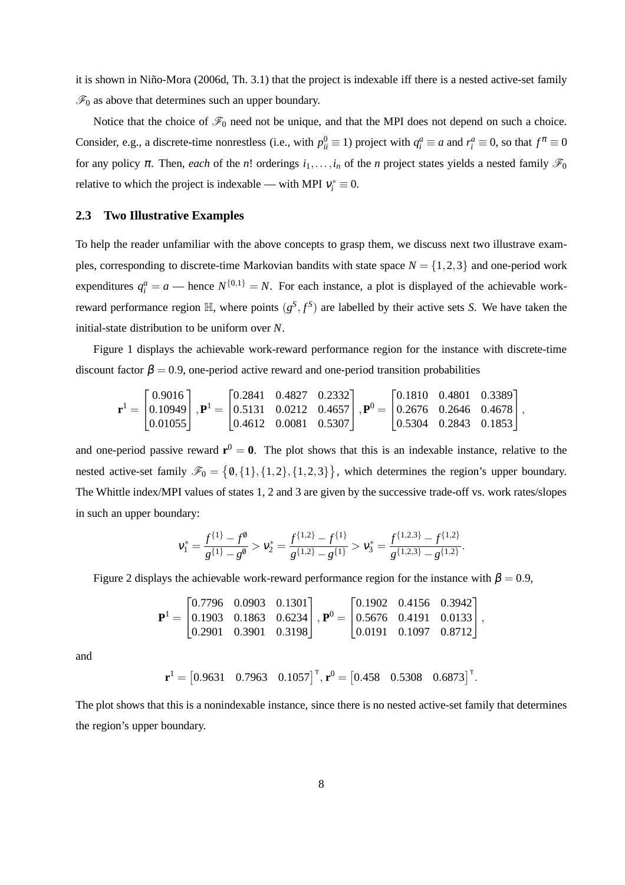it is shown in Niño-Mora (2006d, Th. 3.1) that the project is indexable iff there is a nested active-set family $\mathscr{F}_0$ as above that determines such an upper boundary.

Notice that the choice of $\mathscr{F}_0$ need not be unique, and that the MPI does not depend on such a choice. Consider, e.g., a discrete-time nonrestless (i.e., with $p_{ii}^0 \equiv 1$) project with $q_i^a \equiv a$ and $r_i^a \equiv 0$, so that $f^\pi \equiv 0$ for any policy $\pi$. Then, *each* of the $n!$ orderings $i_1, \ldots, i_n$ of the $n$ project states yields a nested family $\mathscr{F}_0$ relative to which the project is indexable — with MPI $\nu_i^* \equiv 0$.

### 2.3 Two Illustrative Examples

To help the reader unfamiliar with the above concepts to grasp them, we discuss next two illustrave examples, corresponding to discrete-time Markovian bandits with state space $N = \{1, 2, 3\}$ and one-period work expenditures $q_i^a = a$ — hence $N^{\{0,1\}} = N$. For each instance, a plot is displayed of the achievable work-reward performance region $\mathbb{H}$, where points $(g^S, f^S)$ are labelled by their active sets $S$. We have taken the initial-state distribution to be uniform over $N$.

Figure 1 displays the achievable work-reward performance region for the instance with discrete-time discount factor $\beta = 0.9$, one-period active reward and one-period transition probabilities

$$\mathbf{r}^1 = \begin{bmatrix} 0.9016 \\ 0.10949 \\ 0.01055 \end{bmatrix}, \mathbf{P}^1 = \begin{bmatrix} 0.2841 & 0.4827 & 0.2332 \\ 0.5131 & 0.0212 & 0.4657 \\ 0.4612 & 0.0081 & 0.5307 \end{bmatrix}, \mathbf{P}^0 = \begin{bmatrix} 0.1810 & 0.4801 & 0.3389 \\ 0.2676 & 0.2646 & 0.4678 \\ 0.5304 & 0.2843 & 0.1853 \end{bmatrix},$$

and one-period passive reward $\mathbf{r}^0 = \mathbf{0}$. The plot shows that this is an indexable instance, relative to the nested active-set family $\mathscr{F}_0 = \{\emptyset, \{1\}, \{1,2\}, \{1,2,3\}\}$, which determines the region's upper boundary. The Whittle index/MPI values of states 1, 2 and 3 are given by the successive trade-off vs. work rates/slopes in such an upper boundary:

$$\nu_1^* = \frac{f^{\{1\}} - f^{\emptyset}}{g^{\{1\}} - g^{\emptyset}} > \nu_2^* = \frac{f^{\{1,2\}} - f^{\{1\}}}{g^{\{1,2\}} - g^{\{1\}}} > \nu_3^* = \frac{f^{\{1,2,3\}} - f^{\{1,2\}}}{g^{\{1,2,3\}} - g^{\{1,2\}}}.$$

Figure 2 displays the achievable work-reward performance region for the instance with $\beta = 0.9$,

$$\mathbf{P}^1 = \begin{bmatrix} 0.7796 & 0.0903 & 0.1301 \\ 0.1903 & 0.1863 & 0.6234 \\ 0.2901 & 0.3901 & 0.3198 \end{bmatrix}, \mathbf{P}^0 = \begin{bmatrix} 0.1902 & 0.4156 & 0.3942 \\ 0.5676 & 0.4191 & 0.0133 \\ 0.0191 & 0.1097 & 0.8712 \end{bmatrix},$$

and

$$\mathbf{r}^1 = \begin{bmatrix} 0.9631 & 0.7963 & 0.1057 \end{bmatrix}^\mathsf{T}, \mathbf{r}^0 = \begin{bmatrix} 0.458 & 0.5308 & 0.6873 \end{bmatrix}^\mathsf{T}.$$

The plot shows that this is a nonindexable instance, since there is no nested active-set family that determines the region's upper boundary.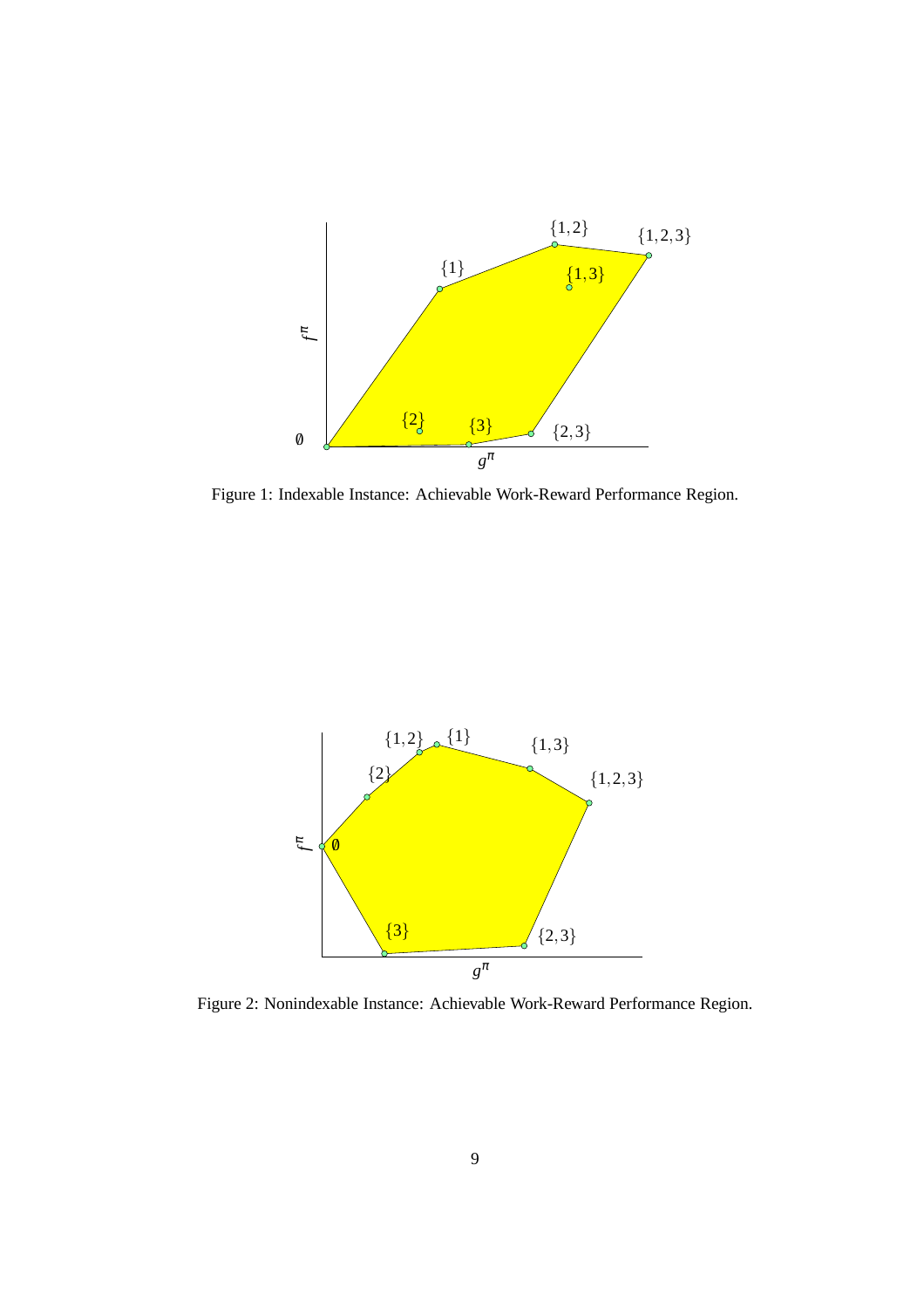Figure 1: Indexable Instance: Achievable Work-Reward Performance Region.

Figure 2: Nonindexable Instance: Achievable Work-Reward Performance Region.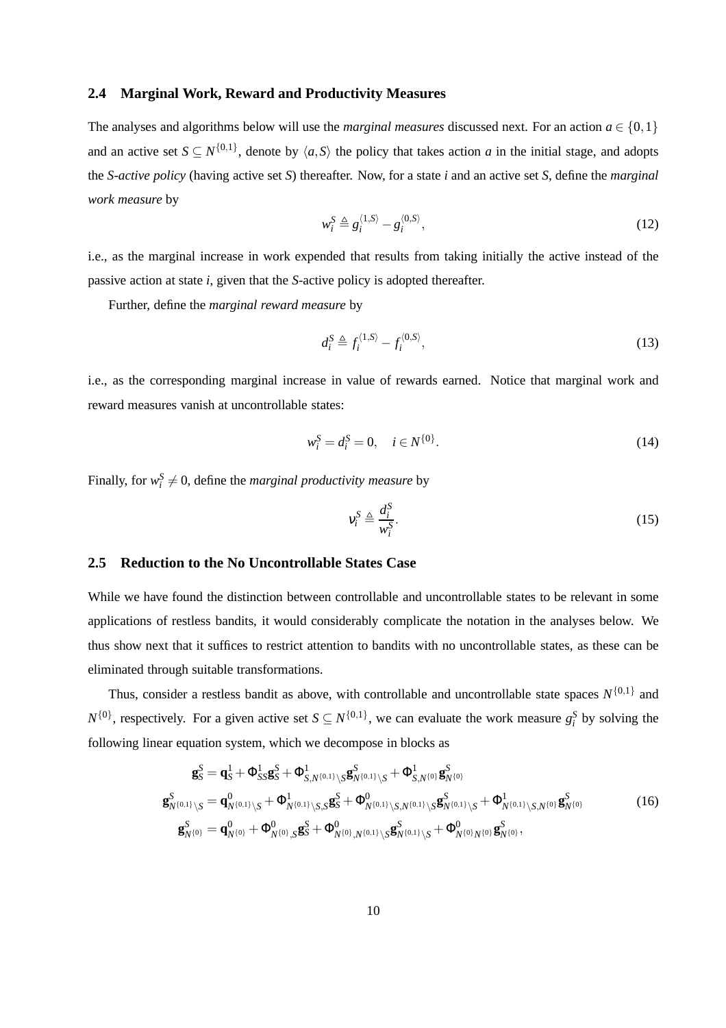### 2.4 Marginal Work, Reward and Productivity Measures

The analyses and algorithms below will use the *marginal measures* discussed next. For an action $a \in \{0,1\}$ and an active set $S \subseteq N^{\{0,1\}}$, denote by $\langle a, S\rangle$ the policy that takes action $a$ in the initial stage, and adopts the *S-active policy* (having active set $S$) thereafter. Now, for a state $i$ and an active set $S$, define the *marginal work measure* by

$$w_i^S \triangleq g_i^{\langle 1,S\rangle} - g_i^{\langle 0,S\rangle}, \tag{12}$$

i.e., as the marginal increase in work expended that results from taking initially the active instead of the passive action at state $i$, given that the $S$-active policy is adopted thereafter.

Further, define the *marginal reward measure* by

$$d_i^S \triangleq f_i^{\langle 1,S\rangle} - f_i^{\langle 0,S\rangle}, \tag{13}$$

i.e., as the corresponding marginal increase in value of rewards earned. Notice that marginal work and reward measures vanish at uncontrollable states:

$$w_i^S = d_i^S = 0, \quad i \in N^{\{0\}}. \tag{14}$$

Finally, for $w_i^S \neq 0$, define the *marginal productivity measure* by

$$\nu_i^S \triangleq \frac{d_i^S}{w_i^S}. \tag{15}$$

### 2.5 Reduction to the No Uncontrollable States Case

While we have found the distinction between controllable and uncontrollable states to be relevant in some applications of restless bandits, it would considerably complicate the notation in the analyses below. We thus show next that it suffices to restrict attention to bandits with no uncontrollable states, as these can be eliminated through suitable transformations.

Thus, consider a restless bandit as above, with controllable and uncontrollable state spaces $N^{\{0,1\}}$ and $N^{\{0\}}$, respectively. For a given active set $S \subseteq N^{\{0,1\}}$, we can evaluate the work measure $g_i^S$ by solving the following linear equation system, which we decompose in blocks as

$$\begin{aligned}
\mathbf{g}_S^S &= \mathbf{q}_S^1 + \Phi_{SS}^1 \mathbf{g}_S^S + \Phi_{S,N^{\{0,1\}}\setminus S}^1 \mathbf{g}_{N^{\{0,1\}}\setminus S}^S + \Phi_{S,N^{\{0\}}}^1 \mathbf{g}_{N^{\{0\}}}^S \\
\mathbf{g}_{N^{\{0,1\}}\setminus S}^S &= \mathbf{q}_{N^{\{0,1\}}\setminus S}^0 + \Phi_{N^{\{0,1\}}\setminus S,S}^1 \mathbf{g}_S^S + \Phi_{N^{\{0,1\}}\setminus S,N^{\{0,1\}}\setminus S}^0 \mathbf{g}_{N^{\{0,1\}}\setminus S}^S + \Phi_{N^{\{0,1\}}\setminus S,N^{\{0\}}}^1 \mathbf{g}_{N^{\{0\}}}^S \\
\mathbf{g}_{N^{\{0\}}}^S &= \mathbf{q}_{N^{\{0\}}}^0 + \Phi_{N^{\{0\}},S}^0 \mathbf{g}_S^S + \Phi_{N^{\{0\}},N^{\{0,1\}}\setminus S}^0 \mathbf{g}_{N^{\{0,1\}}\setminus S}^S + \Phi_{N^{\{0\}}N^{\{0\}}}^0 \mathbf{g}_{N^{\{0\}}}^S,
\end{aligned} \tag{16}$$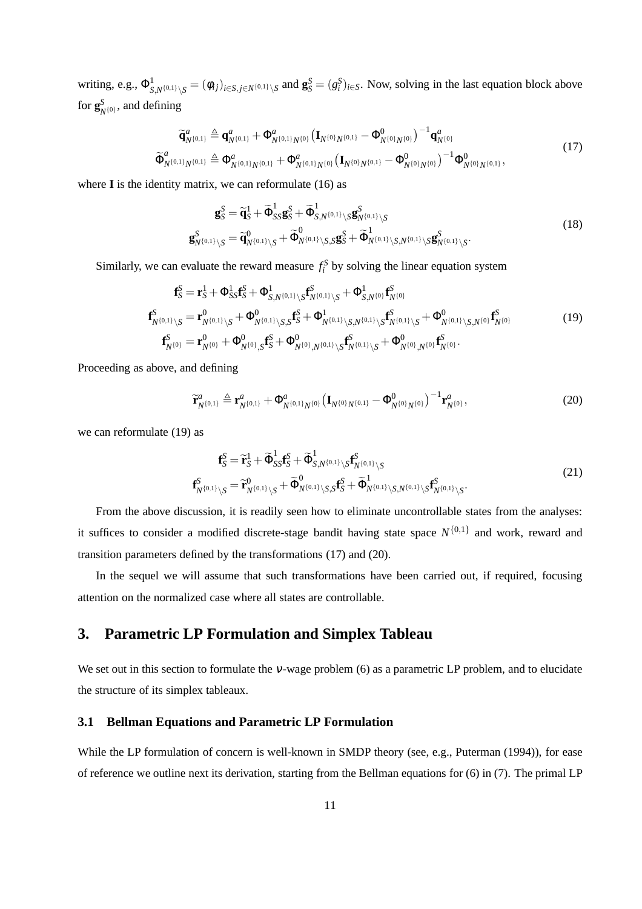writing, e.g., $\Phi^1_{S,N^{\{0,1\}}\setminus S} = (\phi_{ij})_{i\in S, j\in N^{\{0,1\}}\setminus S}$ and $\mathbf{g}^S_S = (g^S_i)_{i\in S}$. Now, solving in the last equation block above for $\mathbf{g}^S_{N^{\{0\}}}$, and defining

$$
\begin{aligned}
\widetilde{\mathbf{q}}^a_{N^{\{0,1\}}} &\triangleq \mathbf{q}^a_{N^{\{0,1\}}} + \Phi^a_{N^{\{0,1\}}N^{\{0\}}}\left(\mathbf{I}_{N^{\{0\}}N^{\{0,1\}}} - \Phi^0_{N^{\{0\}}N^{\{0\}}}\right)^{-1}\mathbf{q}^a_{N^{\{0\}}} \\
\widetilde{\Phi}^a_{N^{\{0,1\}}N^{\{0,1\}}} &\triangleq \Phi^a_{N^{\{0,1\}}N^{\{0,1\}}} + \Phi^a_{N^{\{0,1\}}N^{\{0\}}}\left(\mathbf{I}_{N^{\{0\}}N^{\{0,1\}}} - \Phi^0_{N^{\{0\}}N^{\{0\}}}\right)^{-1}\Phi^0_{N^{\{0\}}N^{\{0,1\}}},
\end{aligned}
\tag{17}
$$

where $\mathbf{I}$ is the identity matrix, we can reformulate (16) as

$$
\begin{aligned}
\mathbf{g}^S_S &= \widetilde{\mathbf{q}}^1_S + \widetilde{\Phi}^1_{SS}\mathbf{g}^S_S + \widetilde{\Phi}^1_{S,N^{\{0,1\}}\setminus S}\mathbf{g}^S_{N^{\{0,1\}}\setminus S} \\
\mathbf{g}^S_{N^{\{0,1\}}\setminus S} &= \widetilde{\mathbf{q}}^0_{N^{\{0,1\}}\setminus S} + \widetilde{\Phi}^0_{N^{\{0,1\}}\setminus S,S}\mathbf{g}^S_S + \widetilde{\Phi}^1_{N^{\{0,1\}}\setminus S,N^{\{0,1\}}\setminus S}\mathbf{g}^S_{N^{\{0,1\}}\setminus S}.
\end{aligned}
\tag{18}
$$

Similarly, we can evaluate the reward measure $f^S_i$ by solving the linear equation system

$$
\begin{aligned}
\mathbf{f}^S_S &= \mathbf{r}^1_S + \Phi^1_{SS}\mathbf{f}^S_S + \Phi^1_{S,N^{\{0,1\}}\setminus S}\mathbf{f}^S_{N^{\{0,1\}}\setminus S} + \Phi^1_{S,N^{\{0\}}}\mathbf{f}^S_{N^{\{0\}}} \\
\mathbf{f}^S_{N^{\{0,1\}}\setminus S} &= \mathbf{r}^0_{N^{\{0,1\}}\setminus S} + \Phi^0_{N^{\{0,1\}}\setminus S,S}\mathbf{f}^S_S + \Phi^1_{N^{\{0,1\}}\setminus S,N^{\{0,1\}}\setminus S}\mathbf{f}^S_{N^{\{0,1\}}\setminus S} + \Phi^0_{N^{\{0,1\}}\setminus S,N^{\{0\}}}\mathbf{f}^S_{N^{\{0\}}} \\
\mathbf{f}^S_{N^{\{0\}}} &= \mathbf{r}^0_{N^{\{0\}}} + \Phi^0_{N^{\{0\}},S}\mathbf{f}^S_S + \Phi^0_{N^{\{0\}},N^{\{0,1\}}\setminus S}\mathbf{f}^S_{N^{\{0,1\}}\setminus S} + \Phi^0_{N^{\{0\}},N^{\{0\}}}\mathbf{f}^S_{N^{\{0\}}}.
\end{aligned}
\tag{19}
$$

Proceeding as above, and defining

$$
\widetilde{\mathbf{r}}^a_{N^{\{0,1\}}} \triangleq \mathbf{r}^a_{N^{\{0,1\}}} + \Phi^a_{N^{\{0,1\}}N^{\{0\}}}\left(\mathbf{I}_{N^{\{0\}}N^{\{0,1\}}} - \Phi^0_{N^{\{0\}}N^{\{0\}}}\right)^{-1}\mathbf{r}^a_{N^{\{0\}}},
\tag{20}
$$

we can reformulate (19) as

$$
\begin{aligned}
\mathbf{f}^S_S &= \widetilde{\mathbf{r}}^1_S + \widetilde{\Phi}^1_{SS}\mathbf{f}^S_S + \widetilde{\Phi}^1_{S,N^{\{0,1\}}\setminus S}\mathbf{f}^S_{N^{\{0,1\}}\setminus S} \\
\mathbf{f}^S_{N^{\{0,1\}}\setminus S} &= \widetilde{\mathbf{r}}^0_{N^{\{0,1\}}\setminus S} + \widetilde{\Phi}^0_{N^{\{0,1\}}\setminus S,S}\mathbf{f}^S_S + \widetilde{\Phi}^1_{N^{\{0,1\}}\setminus S,N^{\{0,1\}}\setminus S}\mathbf{f}^S_{N^{\{0,1\}}\setminus S}.
\end{aligned}
\tag{21}
$$

From the above discussion, it is readily seen how to eliminate uncontrollable states from the analyses: it suffices to consider a modified discrete-stage bandit having state space $N^{\{0,1\}}$ and work, reward and transition parameters defined by the transformations (17) and (20).

In the sequel we will assume that such transformations have been carried out, if required, focusing attention on the normalized case where all states are controllable.

## 3. Parametric LP Formulation and Simplex Tableau

We set out in this section to formulate the $\nu$-wage problem (6) as a parametric LP problem, and to elucidate the structure of its simplex tableaux.

### 3.1 Bellman Equations and Parametric LP Formulation

While the LP formulation of concern is well-known in SMDP theory (see, e.g., Puterman (1994)), for ease of reference we outline next its derivation, starting from the Bellman equations for (6) in (7). The primal LP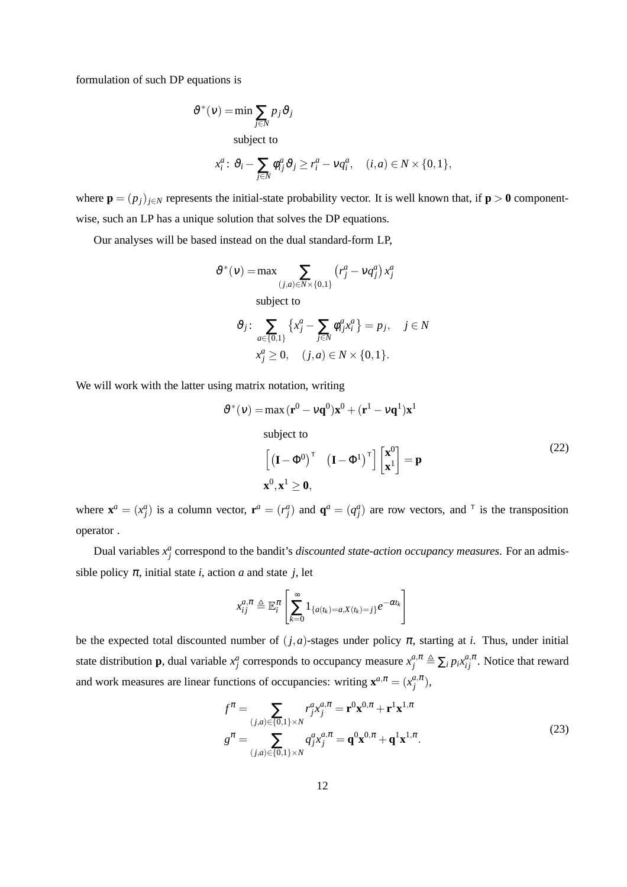formulation of such DP equations is

$$\vartheta^*(\nu) = \min \sum_{j \in N} p_j \vartheta_j$$

subject to

$$x_i^a\colon\ \vartheta_i - \sum_{j \in N} \phi_{ij}^a \vartheta_j \geq r_i^a - \nu q_i^a, \quad (i,a) \in N \times \{0,1\},$$

where $\mathbf{p} = (p_j)_{j \in N}$ represents the initial-state probability vector. It is well known that, if $\mathbf{p} > \mathbf{0}$ componentwise, such an LP has a unique solution that solves the DP equations.

Our analyses will be based instead on the dual standard-form LP,

$$\vartheta^*(\nu) = \max \sum_{(j,a) \in N \times \{0,1\}} \left(r_j^a - \nu q_j^a\right) x_j^a$$

subject to

$$\vartheta_j\colon \sum_{a \in \{0,1\}} \left\{x_j^a - \sum_{i \in N} \phi_{ij}^a x_i^a\right\} = p_j, \quad j \in N$$

$$x_j^a \geq 0, \quad (j,a) \in N \times \{0,1\}.$$

We will work with the latter using matrix notation, writing

$$\begin{aligned}
\vartheta^*(\nu) = \max\, & (\mathbf{r}^0 - \nu \mathbf{q}^0)\mathbf{x}^0 + (\mathbf{r}^1 - \nu \mathbf{q}^1)\mathbf{x}^1 \\
& \text{subject to} \\
& \begin{bmatrix} \left(\mathbf{I} - \Phi^0\right)^{\mathsf{T}} & \left(\mathbf{I} - \Phi^1\right)^{\mathsf{T}} \end{bmatrix} \begin{bmatrix} \mathbf{x}^0 \\ \mathbf{x}^1 \end{bmatrix} = \mathbf{p} \\
& \mathbf{x}^0, \mathbf{x}^1 \geq \mathbf{0},
\end{aligned} \tag{22}$$

where $\mathbf{x}^a = (x_j^a)$ is a column vector, $\mathbf{r}^a = (r_j^a)$ and $\mathbf{q}^a = (q_j^a)$ are row vectors, and $^{\mathsf{T}}$ is the transposition operator .

Dual variables $x_j^a$ correspond to the bandit's *discounted state-action occupancy measures*. For an admissible policy $\pi$, initial state $i$, action $a$ and state $j$, let

$$x_{ij}^{a,\pi} \triangleq \mathbb{E}_i^{\pi}\left[\sum_{k=0}^{\infty} 1_{\{a(t_k)=a, X(t_k)=j\}} e^{-\alpha t_k}\right]$$

be the expected total discounted number of $(j,a)$-stages under policy $\pi$, starting at $i$. Thus, under initial state distribution $\mathbf{p}$, dual variable $x_j^a$ corresponds to occupancy measure $x_j^{a,\pi} \triangleq \sum_i p_i x_{ij}^{a,\pi}$. Notice that reward and work measures are linear functions of occupancies: writing $\mathbf{x}^{a,\pi} = (x_j^{a,\pi})$,

$$\begin{aligned}
f^{\pi} &= \sum_{(j,a) \in \{0,1\} \times N} r_j^a x_j^{a,\pi} = \mathbf{r}^0 \mathbf{x}^{0,\pi} + \mathbf{r}^1 \mathbf{x}^{1,\pi} \\
g^{\pi} &= \sum_{(j,a) \in \{0,1\} \times N} q_j^a x_j^{a,\pi} = \mathbf{q}^0 \mathbf{x}^{0,\pi} + \mathbf{q}^1 \mathbf{x}^{1,\pi}.
\end{aligned} \tag{23}$$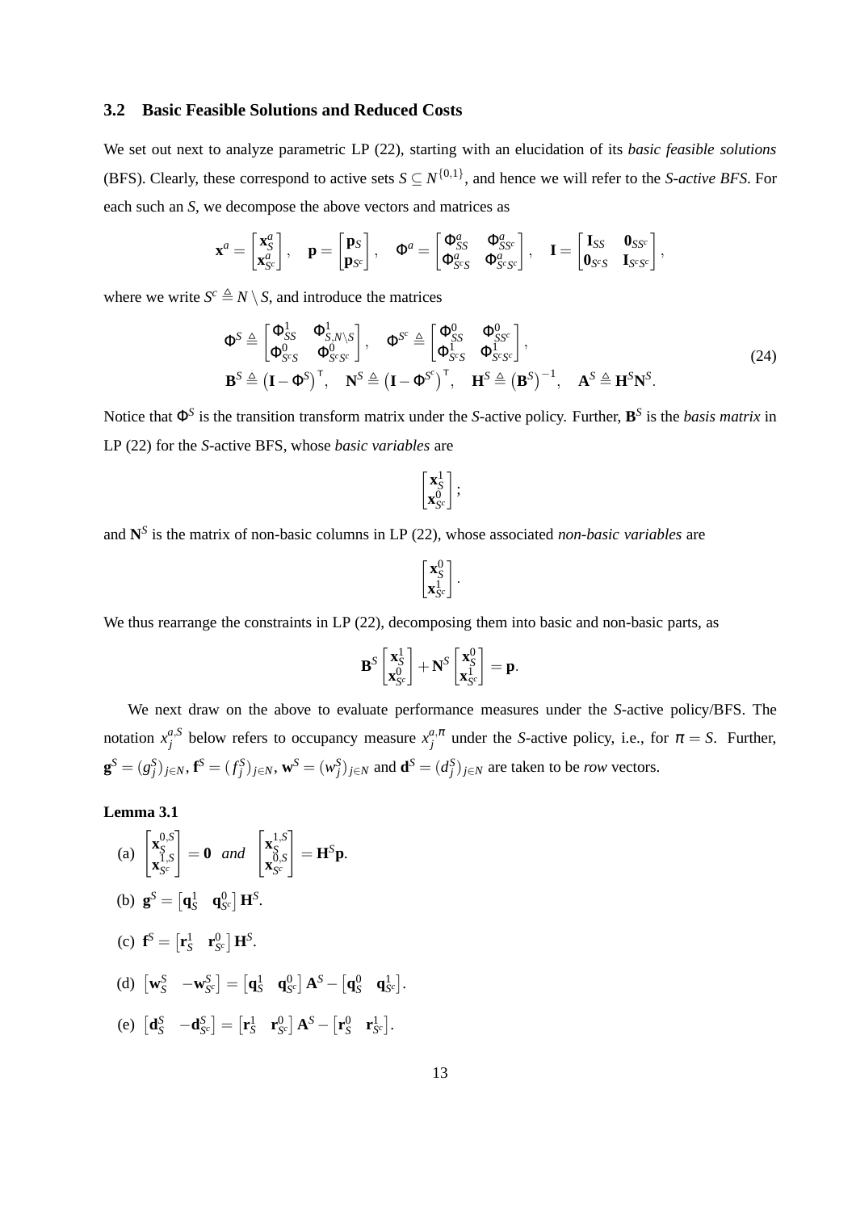### 3.2 Basic Feasible Solutions and Reduced Costs

We set out next to analyze parametric LP (22), starting with an elucidation of its *basic feasible solutions* (BFS). Clearly, these correspond to active sets $S \subseteq N^{\{0,1\}}$, and hence we will refer to the *S-active BFS*. For each such an $S$, we decompose the above vectors and matrices as

$$\mathbf{x}^a = \begin{bmatrix} \mathbf{x}_S^a \\ \mathbf{x}_{S^c}^a \end{bmatrix}, \quad \mathbf{p} = \begin{bmatrix} \mathbf{p}_S \\ \mathbf{p}_{S^c} \end{bmatrix}, \quad \Phi^a = \begin{bmatrix} \Phi_{SS}^a & \Phi_{SS^c}^a \\ \Phi_{S^cS}^a & \Phi_{S^cS^c}^a \end{bmatrix}, \quad \mathbf{I} = \begin{bmatrix} \mathbf{I}_{SS} & \mathbf{0}_{SS^c} \\ \mathbf{0}_{S^cS} & \mathbf{I}_{S^cS^c} \end{bmatrix},$$

where we write $S^c \triangleq N \setminus S$, and introduce the matrices

$$\begin{aligned} &\Phi^S \triangleq \begin{bmatrix} \Phi_{SS}^1 & \Phi_{S,N\setminus S}^1 \\ \Phi_{S^cS}^0 & \Phi_{S^cS^c}^0 \end{bmatrix}, \quad \Phi^{S^c} \triangleq \begin{bmatrix} \Phi_{SS}^0 & \Phi_{SS^c}^0 \\ \Phi_{S^cS}^1 & \Phi_{S^cS^c}^1 \end{bmatrix}, \\ &\mathbf{B}^S \triangleq \left(\mathbf{I} - \Phi^S\right)^\mathsf{T}, \quad \mathbf{N}^S \triangleq \left(\mathbf{I} - \Phi^{S^c}\right)^\mathsf{T}, \quad \mathbf{H}^S \triangleq \left(\mathbf{B}^S\right)^{-1}, \quad \mathbf{A}^S \triangleq \mathbf{H}^S\mathbf{N}^S. \end{aligned} \tag{24}$$

Notice that $\Phi^S$ is the transition transform matrix under the $S$-active policy. Further, $\mathbf{B}^S$ is the *basis matrix* in LP (22) for the $S$-active BFS, whose *basic variables* are

$$\begin{bmatrix} \mathbf{x}_S^1 \\ \mathbf{x}_{S^c}^0 \end{bmatrix};$$

and $\mathbf{N}^S$ is the matrix of non-basic columns in LP (22), whose associated *non-basic variables* are

$$\begin{bmatrix} \mathbf{x}_S^0 \\ \mathbf{x}_{S^c}^1 \end{bmatrix}.$$

We thus rearrange the constraints in LP (22), decomposing them into basic and non-basic parts, as

$$\mathbf{B}^S \begin{bmatrix} \mathbf{x}_S^1 \\ \mathbf{x}_{S^c}^0 \end{bmatrix} + \mathbf{N}^S \begin{bmatrix} \mathbf{x}_S^0 \\ \mathbf{x}_{S^c}^1 \end{bmatrix} = \mathbf{p}.$$

We next draw on the above to evaluate performance measures under the $S$-active policy/BFS. The notation $x_j^{a,S}$ below refers to occupancy measure $x_j^{a,\pi}$ under the $S$-active policy, i.e., for $\pi = S$. Further, $\mathbf{g}^S = (g_j^S)_{j\in N}$, $\mathbf{f}^S = (f_j^S)_{j\in N}$, $\mathbf{w}^S = (w_j^S)_{j\in N}$ and $\mathbf{d}^S = (d_j^S)_{j\in N}$ are taken to be *row* vectors.

**Lemma 3.1**

(a) $\begin{bmatrix} \mathbf{x}_S^{0,S} \\ \mathbf{x}_{S^c}^{1,S} \end{bmatrix} = \mathbf{0}$ *and* $\begin{bmatrix} \mathbf{x}_S^{1,S} \\ \mathbf{x}_{S^c}^{0,S} \end{bmatrix} = \mathbf{H}^S\mathbf{p}$.

(b) $\mathbf{g}^S = \begin{bmatrix} \mathbf{q}_S^1 & \mathbf{q}_{S^c}^0 \end{bmatrix} \mathbf{H}^S$.

(c) $\mathbf{f}^S = \begin{bmatrix} \mathbf{r}_S^1 & \mathbf{r}_{S^c}^0 \end{bmatrix} \mathbf{H}^S$.

(d) $\begin{bmatrix} \mathbf{w}_S^S & -\mathbf{w}_{S^c}^S \end{bmatrix} = \begin{bmatrix} \mathbf{q}_S^1 & \mathbf{q}_{S^c}^0 \end{bmatrix} \mathbf{A}^S - \begin{bmatrix} \mathbf{q}_S^0 & \mathbf{q}_{S^c}^1 \end{bmatrix}$.

(e) $\begin{bmatrix} \mathbf{d}_S^S & -\mathbf{d}_{S^c}^S \end{bmatrix} = \begin{bmatrix} \mathbf{r}_S^1 & \mathbf{r}_{S^c}^0 \end{bmatrix} \mathbf{A}^S - \begin{bmatrix} \mathbf{r}_S^0 & \mathbf{r}_{S^c}^1 \end{bmatrix}$.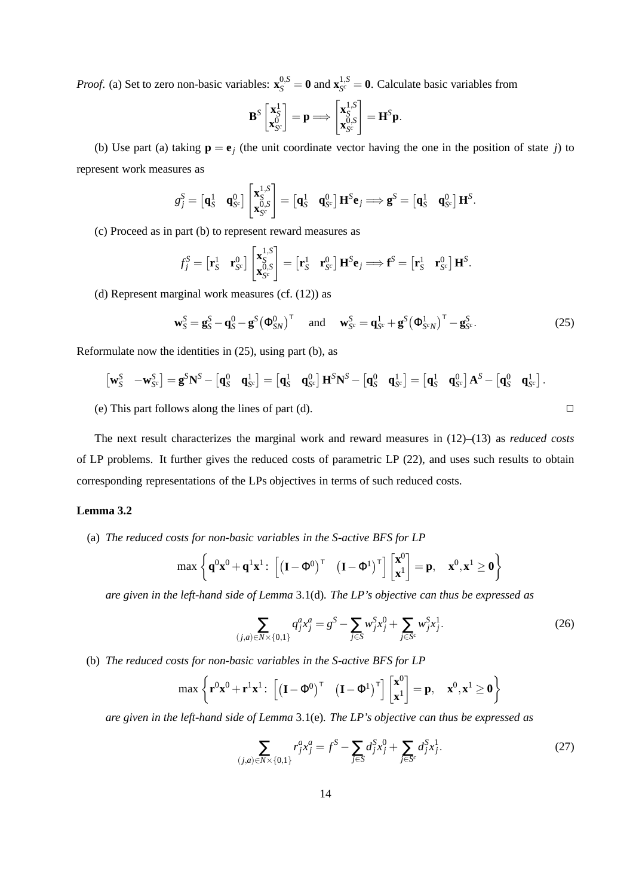*Proof.* (a) Set to zero non-basic variables: $\mathbf{x}_S^{0,S} = \mathbf{0}$ and $\mathbf{x}_{S^c}^{1,S} = \mathbf{0}$. Calculate basic variables from

$$\mathbf{B}^S \begin{bmatrix} \mathbf{x}_S^1 \\ \mathbf{x}_{S^c}^0 \end{bmatrix} = \mathbf{p} \Longrightarrow \begin{bmatrix} \mathbf{x}_S^{1,S} \\ \mathbf{x}_{S^c}^{0,S} \end{bmatrix} = \mathbf{H}^S \mathbf{p}.$$

(b) Use part (a) taking $\mathbf{p} = \mathbf{e}_j$ (the unit coordinate vector having the one in the position of state $j$) to represent work measures as

$$g_j^S = \begin{bmatrix} \mathbf{q}_S^1 & \mathbf{q}_{S^c}^0 \end{bmatrix} \begin{bmatrix} \mathbf{x}_S^{1,S} \\ \mathbf{x}_{S^c}^{0,S} \end{bmatrix} = \begin{bmatrix} \mathbf{q}_S^1 & \mathbf{q}_{S^c}^0 \end{bmatrix} \mathbf{H}^S \mathbf{e}_j \Longrightarrow \mathbf{g}^S = \begin{bmatrix} \mathbf{q}_S^1 & \mathbf{q}_{S^c}^0 \end{bmatrix} \mathbf{H}^S.$$

(c) Proceed as in part (b) to represent reward measures as

$$f_j^S = \begin{bmatrix} \mathbf{r}_S^1 & \mathbf{r}_{S^c}^0 \end{bmatrix} \begin{bmatrix} \mathbf{x}_S^{1,S} \\ \mathbf{x}_{S^c}^{0,S} \end{bmatrix} = \begin{bmatrix} \mathbf{r}_S^1 & \mathbf{r}_{S^c}^0 \end{bmatrix} \mathbf{H}^S \mathbf{e}_j \Longrightarrow \mathbf{f}^S = \begin{bmatrix} \mathbf{r}_S^1 & \mathbf{r}_{S^c}^0 \end{bmatrix} \mathbf{H}^S.$$

(d) Represent marginal work measures (cf. (12)) as

$$\mathbf{w}_S^S = \mathbf{g}_S^S - \mathbf{q}_S^0 - \mathbf{g}^S \big(\Phi_{SN}^0\big)^\mathsf{T} \quad \text{and} \quad \mathbf{w}_{S^c}^S = \mathbf{q}_{S^c}^1 + \mathbf{g}^S \big(\Phi_{S^cN}^1\big)^\mathsf{T} - \mathbf{g}_{S^c}^S. \tag{25}$$

Reformulate now the identities in (25), using part (b), as

$$\begin{bmatrix} \mathbf{w}_S^S & -\mathbf{w}_{S^c}^S \end{bmatrix} = \mathbf{g}^S \mathbf{N}^S - \begin{bmatrix} \mathbf{q}_S^0 & \mathbf{q}_{S^c}^1 \end{bmatrix} = \begin{bmatrix} \mathbf{q}_S^1 & \mathbf{q}_{S^c}^0 \end{bmatrix} \mathbf{H}^S \mathbf{N}^S - \begin{bmatrix} \mathbf{q}_S^0 & \mathbf{q}_{S^c}^1 \end{bmatrix} = \begin{bmatrix} \mathbf{q}_S^1 & \mathbf{q}_{S^c}^0 \end{bmatrix} \mathbf{A}^S - \begin{bmatrix} \mathbf{q}_S^0 & \mathbf{q}_{S^c}^1 \end{bmatrix}.$$

(e) This part follows along the lines of part (d). □

The next result characterizes the marginal work and reward measures in (12)–(13) as *reduced costs* of LP problems. It further gives the reduced costs of parametric LP (22), and uses such results to obtain corresponding representations of the LPs objectives in terms of such reduced costs.

**Lemma 3.2**

(a) *The reduced costs for non-basic variables in the S-active BFS for LP*

$$\max \left\{ \mathbf{q}^0 \mathbf{x}^0 + \mathbf{q}^1 \mathbf{x}^1 : \begin{bmatrix} \big(\mathbf{I} - \Phi^0\big)^\mathsf{T} & \big(\mathbf{I} - \Phi^1\big)^\mathsf{T} \end{bmatrix} \begin{bmatrix} \mathbf{x}^0 \\ \mathbf{x}^1 \end{bmatrix} = \mathbf{p}, \quad \mathbf{x}^0, \mathbf{x}^1 \geq \mathbf{0} \right\}$$

*are given in the left-hand side of Lemma* 3.1(d)*. The LP's objective can thus be expressed as*

$$\sum_{(j,a) \in N \times \{0,1\}} q_j^a x_j^a = g^S - \sum_{j \in S} w_j^S x_j^0 + \sum_{j \in S^c} w_j^S x_j^1. \tag{26}$$

(b) *The reduced costs for non-basic variables in the S-active BFS for LP*

$$\max \left\{ \mathbf{r}^0 \mathbf{x}^0 + \mathbf{r}^1 \mathbf{x}^1 : \begin{bmatrix} \big(\mathbf{I} - \Phi^0\big)^\mathsf{T} & \big(\mathbf{I} - \Phi^1\big)^\mathsf{T} \end{bmatrix} \begin{bmatrix} \mathbf{x}^0 \\ \mathbf{x}^1 \end{bmatrix} = \mathbf{p}, \quad \mathbf{x}^0, \mathbf{x}^1 \geq \mathbf{0} \right\}$$

*are given in the left-hand side of Lemma* 3.1(e)*. The LP's objective can thus be expressed as*

$$\sum_{(j,a) \in N \times \{0,1\}} r_j^a x_j^a = f^S - \sum_{j \in S} d_j^S x_j^0 + \sum_{j \in S^c} d_j^S x_j^1. \tag{27}$$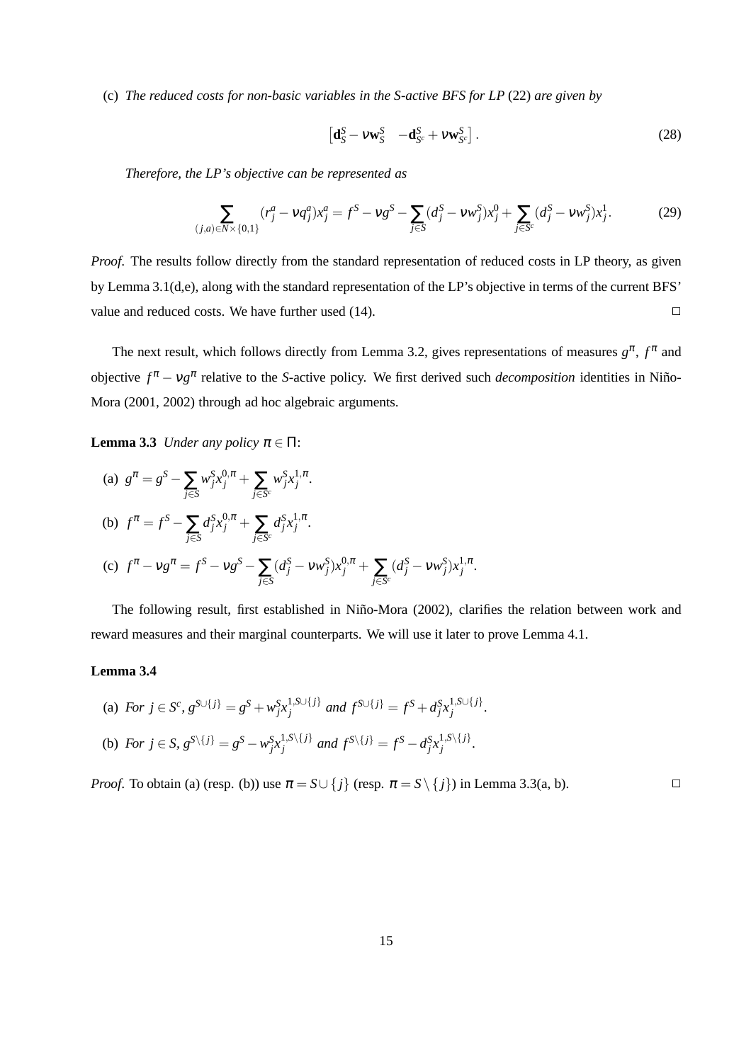(c) *The reduced costs for non-basic variables in the S-active BFS for LP* (22) *are given by*

$$\begin{bmatrix} \mathbf{d}_S^S - \nu \mathbf{w}_S^S & -\mathbf{d}_{S^c}^S + \nu \mathbf{w}_{S^c}^S \end{bmatrix}. \tag{28}$$

*Therefore, the LP's objective can be represented as*

$$\sum_{(j,a) \in N \times \{0,1\}} (r_j^a - \nu q_j^a) x_j^a = f^S - \nu g^S - \sum_{j \in S} (d_j^S - \nu w_j^S) x_j^0 + \sum_{j \in S^c} (d_j^S - \nu w_j^S) x_j^1. \tag{29}$$

*Proof.* The results follow directly from the standard representation of reduced costs in LP theory, as given by Lemma 3.1(d,e), along with the standard representation of the LP's objective in terms of the current BFS' value and reduced costs. We have further used (14). □

The next result, which follows directly from Lemma 3.2, gives representations of measures $g^\pi$, $f^\pi$ and objective $f^\pi - \nu g^\pi$ relative to the *S*-active policy. We first derived such *decomposition* identities in Niño-Mora (2001, 2002) through ad hoc algebraic arguments.

**Lemma 3.3** *Under any policy* $\pi \in \Pi$:

(a) $g^\pi = g^S - \sum_{j \in S} w_j^S x_j^{0,\pi} + \sum_{j \in S^c} w_j^S x_j^{1,\pi}$.

(b) $f^\pi = f^S - \sum_{j \in S} d_j^S x_j^{0,\pi} + \sum_{j \in S^c} d_j^S x_j^{1,\pi}$.

(c) $f^\pi - \nu g^\pi = f^S - \nu g^S - \sum_{j \in S} (d_j^S - \nu w_j^S) x_j^{0,\pi} + \sum_{j \in S^c} (d_j^S - \nu w_j^S) x_j^{1,\pi}$.

The following result, first established in Niño-Mora (2002), clarifies the relation between work and reward measures and their marginal counterparts. We will use it later to prove Lemma 4.1.

**Lemma 3.4**

(a) *For* $j \in S^c$, $g^{S \cup \{j\}} = g^S + w_j^S x_j^{1, S \cup \{j\}}$ *and* $f^{S \cup \{j\}} = f^S + d_j^S x_j^{1, S \cup \{j\}}$.

(b) *For* $j \in S$, $g^{S \setminus \{j\}} = g^S - w_j^S x_j^{1, S \setminus \{j\}}$ *and* $f^{S \setminus \{j\}} = f^S - d_j^S x_j^{1, S \setminus \{j\}}$.

*Proof.* To obtain (a) (resp. (b)) use $\pi = S \cup \{j\}$ (resp. $\pi = S \setminus \{j\}$) in Lemma 3.3(a, b). □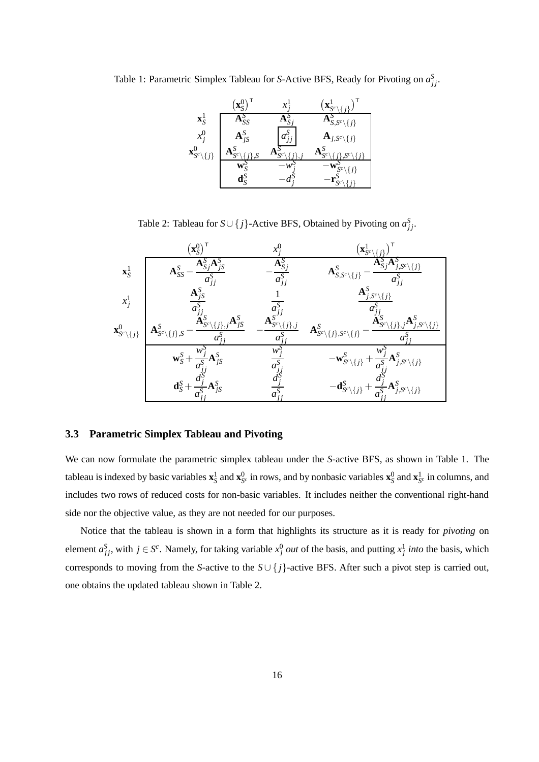Table 1: Parametric Simplex Tableau for $S$-Active BFS, Ready for Pivoting on $a^S_{jj}$.

| | $\left(\mathbf{x}^0_S\right)^\top$ | $x^1_j$ | $\left(\mathbf{x}^1_{S^c\setminus\{j\}}\right)^\top$ |
|---|---|---|---|
| $\mathbf{x}^1_S$ | $\mathbf{A}^S_{SS}$ | $\mathbf{A}^S_{Sj}$ | $\mathbf{A}^S_{S,S^c\setminus\{j\}}$ |
| $x^0_j$ | $\mathbf{A}^S_{jS}$ | $\boxed{a^S_{jj}}$ | $\mathbf{A}_{j,S^c\setminus\{j\}}$ |
| $\mathbf{x}^0_{S^c\setminus\{j\}}$ | $\mathbf{A}^S_{S^c\setminus\{j\},S}$ | $\mathbf{A}^S_{S^c\setminus\{j\},j}$ | $\mathbf{A}^S_{S^c\setminus\{j\},S^c\setminus\{j\}}$ |
| | $\mathbf{w}^S_S$ | $-w^S_j$ | $-\mathbf{w}^S_{S^c\setminus\{j\}}$ |
| | $\mathbf{d}^S_S$ | $-d^S_j$ | $-\mathbf{r}^S_{S^c\setminus\{j\}}$ |

Table 2: Tableau for $S\cup\{j\}$-Active BFS, Obtained by Pivoting on $a^S_{jj}$.

| | $\left(\mathbf{x}^0_S\right)^\top$ | $x^0_j$ | $\left(\mathbf{x}^1_{S^c\setminus\{j\}}\right)^\top$ |
|---|---|---|---|
| $\mathbf{x}^1_S$ | $\mathbf{A}^S_{SS} - \dfrac{\mathbf{A}^S_{Sj}\mathbf{A}^S_{jS}}{a^S_{jj}}$ | $-\dfrac{\mathbf{A}^S_{Sj}}{a^S_{jj}}$ | $\mathbf{A}^S_{S,S^c\setminus\{j\}} - \dfrac{\mathbf{A}^S_{Sj}\mathbf{A}^S_{j,S^c\setminus\{j\}}}{a^S_{jj}}$ |
| $x^1_j$ | $\dfrac{\mathbf{A}^S_{jS}}{a^S_{jj}}$ | $\dfrac{1}{a^S_{jj}}$ | $\dfrac{\mathbf{A}^S_{j,S^c\setminus\{j\}}}{a^S_{jj}}$ |
| $\mathbf{x}^0_{S^c\setminus\{j\}}$ | $\mathbf{A}^S_{S^c\setminus\{j\},S} - \dfrac{\mathbf{A}^S_{S^c\setminus\{j\},j}\mathbf{A}^S_{jS}}{a^S_{jj}}$ | $-\dfrac{\mathbf{A}^S_{S^c\setminus\{j\},j}}{a^S_{jj}}$ | $\mathbf{A}^S_{S^c\setminus\{j\},S^c\setminus\{j\}} - \dfrac{\mathbf{A}^S_{S^c\setminus\{j\},j}\mathbf{A}^S_{j,S^c\setminus\{j\}}}{a^S_{jj}}$ |
| | $\mathbf{w}^S_S + \dfrac{w^S_j}{a^S_{jj}}\mathbf{A}^S_{jS}$ | $\dfrac{w^S_j}{a^S_{jj}}$ | $-\mathbf{w}^S_{S^c\setminus\{j\}} + \dfrac{w^S_j}{a^S_{jj}}\mathbf{A}^S_{j,S^c\setminus\{j\}}$ |
| | $\mathbf{d}^S_S + \dfrac{d^S_j}{a^S_{jj}}\mathbf{A}^S_{jS}$ | $\dfrac{d^S_j}{a^S_{jj}}$ | $-\mathbf{d}^S_{S^c\setminus\{j\}} + \dfrac{d^S_j}{a^S_{jj}}\mathbf{A}^S_{j,S^c\setminus\{j\}}$ |

### 3.3 Parametric Simplex Tableau and Pivoting

We can now formulate the parametric simplex tableau under the $S$-active BFS, as shown in Table 1. The tableau is indexed by basic variables $\mathbf{x}^1_S$ and $\mathbf{x}^0_{S^c}$ in rows, and by nonbasic variables $\mathbf{x}^0_S$ and $\mathbf{x}^1_{S^c}$ in columns, and includes two rows of reduced costs for non-basic variables. It includes neither the conventional right-hand side nor the objective value, as they are not needed for our purposes.

Notice that the tableau is shown in a form that highlights its structure as it is ready for *pivoting* on element $a^S_{jj}$, with $j\in S^c$. Namely, for taking variable $x^0_j$ *out* of the basis, and putting $x^1_j$ *into* the basis, which corresponds to moving from the $S$-active to the $S\cup\{j\}$-active BFS. After such a pivot step is carried out, one obtains the updated tableau shown in Table 2.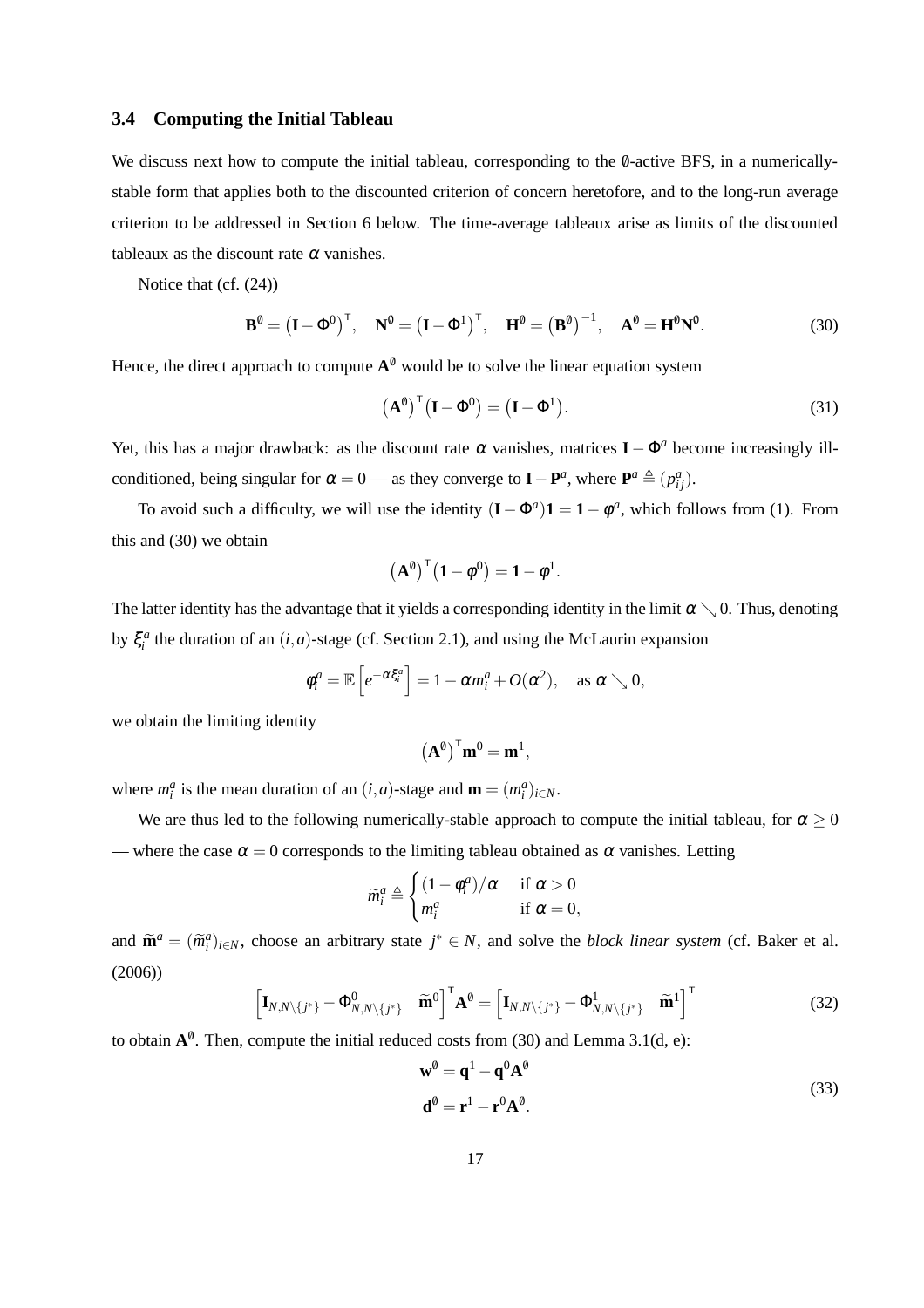### 3.4 Computing the Initial Tableau

We discuss next how to compute the initial tableau, corresponding to the $\emptyset$-active BFS, in a numerically-stable form that applies both to the discounted criterion of concern heretofore, and to the long-run average criterion to be addressed in Section 6 below. The time-average tableaux arise as limits of the discounted tableaux as the discount rate $\alpha$ vanishes.

Notice that (cf. (24))

$$\mathbf{B}^{\emptyset} = \left(\mathbf{I} - \Phi^{0}\right)^{\mathsf{T}}, \quad \mathbf{N}^{\emptyset} = \left(\mathbf{I} - \Phi^{1}\right)^{\mathsf{T}}, \quad \mathbf{H}^{\emptyset} = \left(\mathbf{B}^{\emptyset}\right)^{-1}, \quad \mathbf{A}^{\emptyset} = \mathbf{H}^{\emptyset}\mathbf{N}^{\emptyset}. \tag{30}$$

Hence, the direct approach to compute $\mathbf{A}^{\emptyset}$ would be to solve the linear equation system

$$\left(\mathbf{A}^{\emptyset}\right)^{\mathsf{T}}\left(\mathbf{I} - \Phi^{0}\right) = \left(\mathbf{I} - \Phi^{1}\right). \tag{31}$$

Yet, this has a major drawback: as the discount rate $\alpha$ vanishes, matrices $\mathbf{I} - \Phi^{a}$ become increasingly ill-conditioned, being singular for $\alpha = 0$ — as they converge to $\mathbf{I} - \mathbf{P}^{a}$, where $\mathbf{P}^{a} \triangleq (p_{ij}^{a})$.

To avoid such a difficulty, we will use the identity $(\mathbf{I} - \Phi^{a})\mathbf{1} = \mathbf{1} - \phi^{a}$, which follows from (1). From this and (30) we obtain

$$\left(\mathbf{A}^{\emptyset}\right)^{\mathsf{T}}\left(\mathbf{1} - \phi^{0}\right) = \mathbf{1} - \phi^{1}.$$

The latter identity has the advantage that it yields a corresponding identity in the limit $\alpha \searrow 0$. Thus, denoting by $\xi_i^a$ the duration of an $(i,a)$-stage (cf. Section 2.1), and using the McLaurin expansion

$$\phi_i^a = \mathbb{E}\left[e^{-\alpha \xi_i^a}\right] = 1 - \alpha m_i^a + O(\alpha^2), \quad \text{as } \alpha \searrow 0,$$

we obtain the limiting identity

$$\left(\mathbf{A}^{\emptyset}\right)^{\mathsf{T}}\mathbf{m}^{0} = \mathbf{m}^{1},$$

where $m_i^a$ is the mean duration of an $(i,a)$-stage and $\mathbf{m} = (m_i^a)_{i \in N}$.

We are thus led to the following numerically-stable approach to compute the initial tableau, for $\alpha \geq 0$ — where the case $\alpha = 0$ corresponds to the limiting tableau obtained as $\alpha$ vanishes. Letting

$$\widetilde{m}_i^a \triangleq \begin{cases} (1 - \phi_i^a)/\alpha & \text{if } \alpha > 0 \\ m_i^a & \text{if } \alpha = 0, \end{cases}$$

and $\widetilde{\mathbf{m}}^a = (\widetilde{m}_i^a)_{i \in N}$, choose an arbitrary state $j^* \in N$, and solve the *block linear system* (cf. Baker et al. (2006))

$$\begin{bmatrix} \mathbf{I}_{N, N \setminus \{j^*\}} - \Phi^{0}_{N, N \setminus \{j^*\}} & \widetilde{\mathbf{m}}^{0} \end{bmatrix}^{\mathsf{T}} \mathbf{A}^{\emptyset} = \begin{bmatrix} \mathbf{I}_{N, N \setminus \{j^*\}} - \Phi^{1}_{N, N \setminus \{j^*\}} & \widetilde{\mathbf{m}}^{1} \end{bmatrix}^{\mathsf{T}} \tag{32}$$

to obtain $\mathbf{A}^{\emptyset}$. Then, compute the initial reduced costs from (30) and Lemma 3.1(d, e):

$$\begin{aligned} \mathbf{w}^{\emptyset} &= \mathbf{q}^{1} - \mathbf{q}^{0}\mathbf{A}^{\emptyset} \\ \mathbf{d}^{\emptyset} &= \mathbf{r}^{1} - \mathbf{r}^{0}\mathbf{A}^{\emptyset}. \end{aligned} \tag{33}$$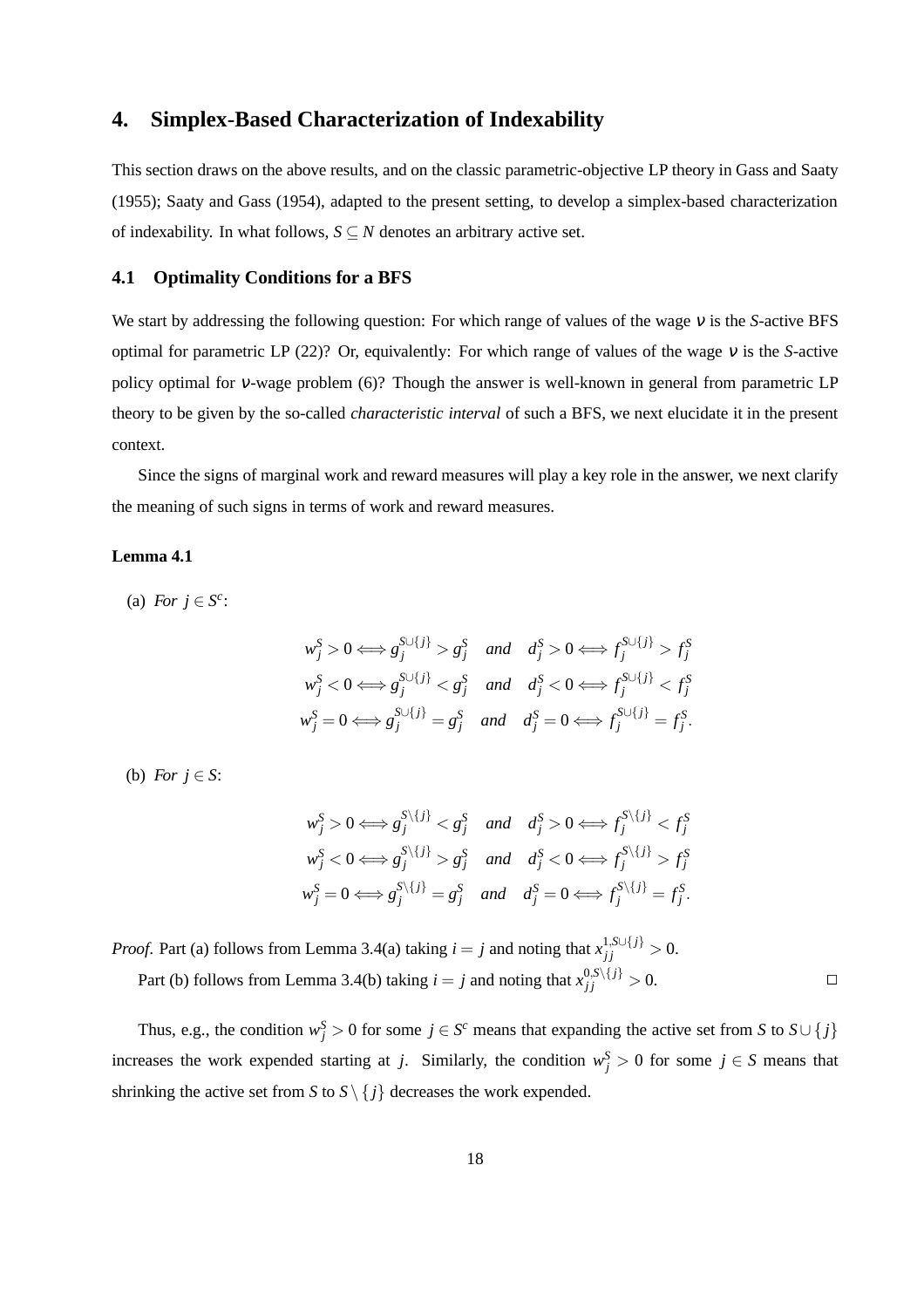## 4. Simplex-Based Characterization of Indexability

This section draws on the above results, and on the classic parametric-objective LP theory in Gass and Saaty (1955); Saaty and Gass (1954), adapted to the present setting, to develop a simplex-based characterization of indexability. In what follows, $S \subseteq N$ denotes an arbitrary active set.

### 4.1 Optimality Conditions for a BFS

We start by addressing the following question: For which range of values of the wage $\nu$ is the $S$-active BFS optimal for parametric LP (22)? Or, equivalently: For which range of values of the wage $\nu$ is the $S$-active policy optimal for $\nu$-wage problem (6)? Though the answer is well-known in general from parametric LP theory to be given by the so-called *characteristic interval* of such a BFS, we next elucidate it in the present context.

Since the signs of marginal work and reward measures will play a key role in the answer, we next clarify the meaning of such signs in terms of work and reward measures.

**Lemma 4.1**

(a) *For* $j \in S^c$:

$$
\begin{aligned}
w_j^S > 0 &\Longleftrightarrow g_j^{S\cup\{j\}} > g_j^S \quad \textit{and} \quad d_j^S > 0 \Longleftrightarrow f_j^{S\cup\{j\}} > f_j^S \\
w_j^S < 0 &\Longleftrightarrow g_j^{S\cup\{j\}} < g_j^S \quad \textit{and} \quad d_j^S < 0 \Longleftrightarrow f_j^{S\cup\{j\}} < f_j^S \\
w_j^S = 0 &\Longleftrightarrow g_j^{S\cup\{j\}} = g_j^S \quad \textit{and} \quad d_j^S = 0 \Longleftrightarrow f_j^{S\cup\{j\}} = f_j^S.
\end{aligned}
$$

(b) *For* $j \in S$:

$$
\begin{aligned}
w_j^S > 0 &\Longleftrightarrow g_j^{S\setminus\{j\}} < g_j^S \quad \textit{and} \quad d_j^S > 0 \Longleftrightarrow f_j^{S\setminus\{j\}} < f_j^S \\
w_j^S < 0 &\Longleftrightarrow g_j^{S\setminus\{j\}} > g_j^S \quad \textit{and} \quad d_j^S < 0 \Longleftrightarrow f_j^{S\setminus\{j\}} > f_j^S \\
w_j^S = 0 &\Longleftrightarrow g_j^{S\setminus\{j\}} = g_j^S \quad \textit{and} \quad d_j^S = 0 \Longleftrightarrow f_j^{S\setminus\{j\}} = f_j^S.
\end{aligned}
$$

*Proof.* Part (a) follows from Lemma 3.4(a) taking $i = j$ and noting that $x_{jj}^{1,S\cup\{j\}} > 0$.

Part (b) follows from Lemma 3.4(b) taking $i = j$ and noting that $x_{jj}^{0,S\setminus\{j\}} > 0$. □

Thus, e.g., the condition $w_j^S > 0$ for some $j \in S^c$ means that expanding the active set from $S$ to $S \cup \{j\}$ increases the work expended starting at $j$. Similarly, the condition $w_j^S > 0$ for some $j \in S$ means that shrinking the active set from $S$ to $S \setminus \{j\}$ decreases the work expended.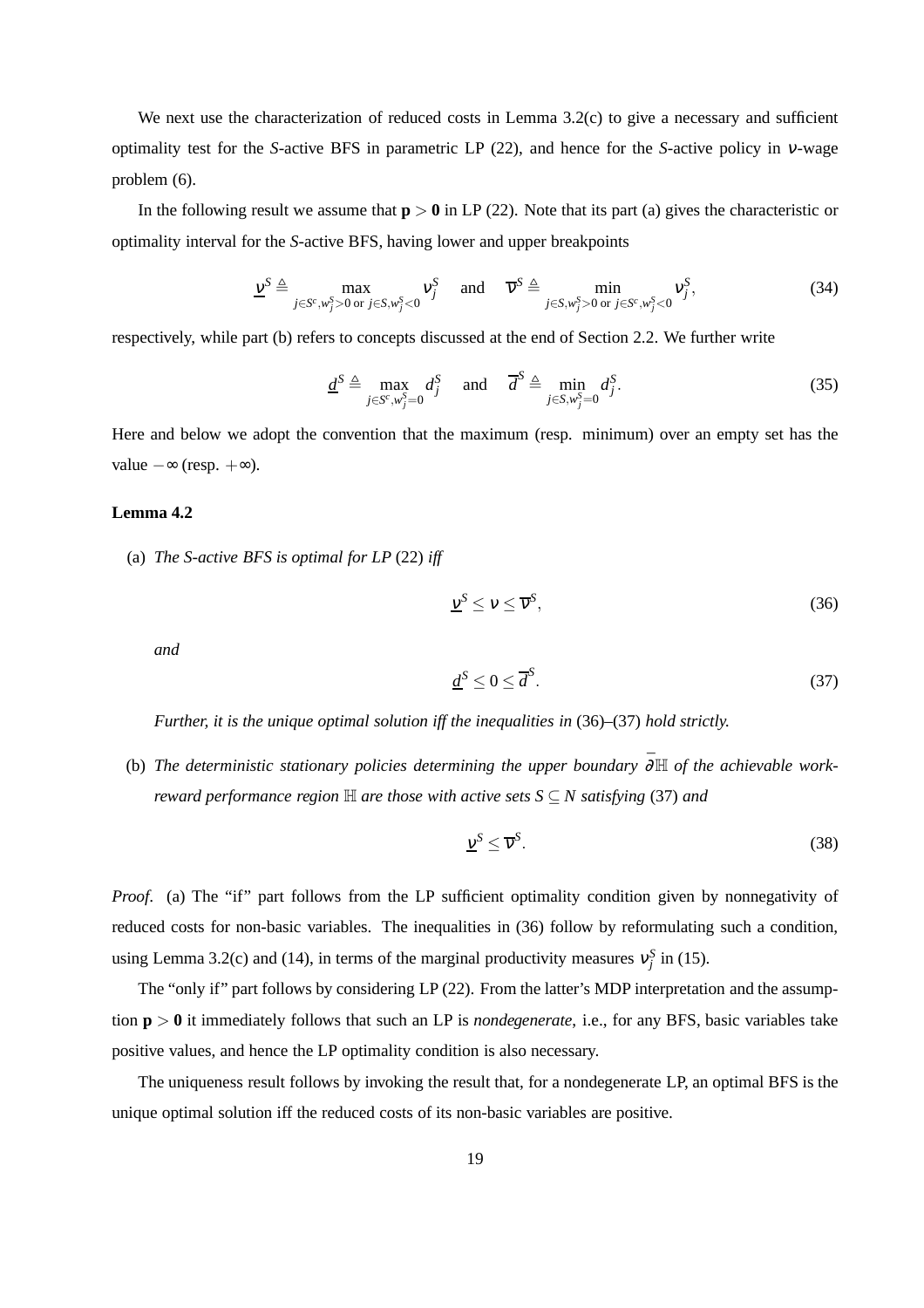We next use the characterization of reduced costs in Lemma 3.2(c) to give a necessary and sufficient optimality test for the $S$-active BFS in parametric LP (22), and hence for the $S$-active policy in $\nu$-wage problem (6).

In the following result we assume that $\mathbf{p} > \mathbf{0}$ in LP (22). Note that its part (a) gives the characteristic or optimality interval for the $S$-active BFS, having lower and upper breakpoints

$$\underline{\nu}^S \triangleq \max_{j \in S^c, w_j^S > 0 \text{ or } j \in S, w_j^S < 0} \nu_j^S \quad \text{and} \quad \overline{\nu}^S \triangleq \min_{j \in S, w_j^S > 0 \text{ or } j \in S^c, w_j^S < 0} \nu_j^S, \tag{34}$$

respectively, while part (b) refers to concepts discussed at the end of Section 2.2. We further write

$$\underline{d}^S \triangleq \max_{j \in S^c, w_j^S = 0} d_j^S \quad \text{and} \quad \overline{d}^S \triangleq \min_{j \in S, w_j^S = 0} d_j^S. \tag{35}$$

Here and below we adopt the convention that the maximum (resp. minimum) over an empty set has the value $-\infty$ (resp. $+\infty$).

**Lemma 4.2**

(a) *The $S$-active BFS is optimal for LP* (22) *iff*

$$\underline{\nu}^S \leq \nu \leq \overline{\nu}^S, \tag{36}$$

*and*

$$\underline{d}^S \leq 0 \leq \overline{d}^S. \tag{37}$$

*Further, it is the unique optimal solution iff the inequalities in* (36)–(37) *hold strictly.*

(b) *The deterministic stationary policies determining the upper boundary $\bar{\partial}\mathbb{H}$ of the achievable work-reward performance region $\mathbb{H}$ are those with active sets $S \subseteq N$ satisfying* (37) *and*

$$\underline{\nu}^S \leq \overline{\nu}^S. \tag{38}$$

*Proof*. (a) The "if" part follows from the LP sufficient optimality condition given by nonnegativity of reduced costs for non-basic variables. The inequalities in (36) follow by reformulating such a condition, using Lemma 3.2(c) and (14), in terms of the marginal productivity measures $\nu_j^S$ in (15).

The "only if" part follows by considering LP (22). From the latter's MDP interpretation and the assumption $\mathbf{p} > \mathbf{0}$ it immediately follows that such an LP is *nondegenerate*, i.e., for any BFS, basic variables take positive values, and hence the LP optimality condition is also necessary.

The uniqueness result follows by invoking the result that, for a nondegenerate LP, an optimal BFS is the unique optimal solution iff the reduced costs of its non-basic variables are positive.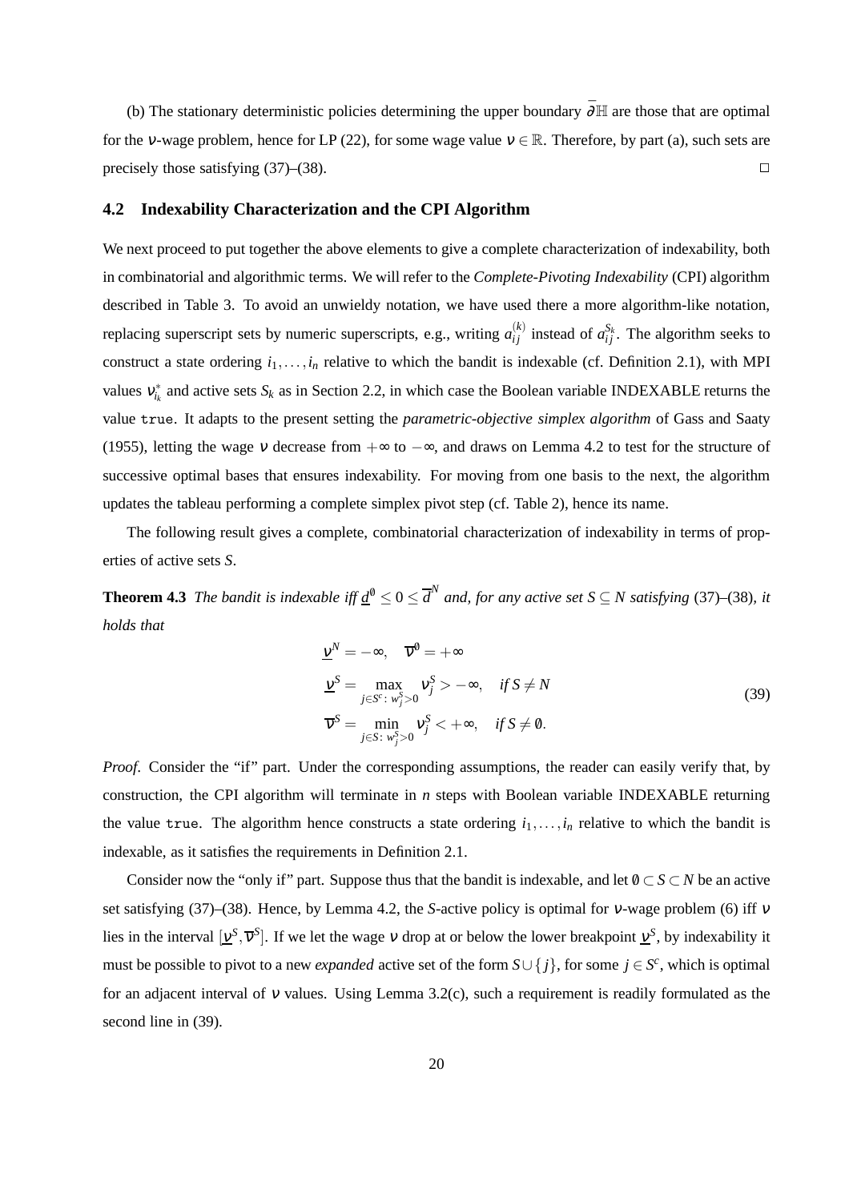(b) The stationary deterministic policies determining the upper boundary $\bar{\partial}\mathbb{H}$ are those that are optimal for the $\nu$-wage problem, hence for LP (22), for some wage value $\nu \in \mathbb{R}$. Therefore, by part (a), such sets are precisely those satisfying (37)–(38). □

## 4.2 Indexability Characterization and the CPI Algorithm

We next proceed to put together the above elements to give a complete characterization of indexability, both in combinatorial and algorithmic terms. We will refer to the *Complete-Pivoting Indexability* (CPI) algorithm described in Table 3. To avoid an unwieldy notation, we have used there a more algorithm-like notation, replacing superscript sets by numeric superscripts, e.g., writing $a_{ij}^{(k)}$ instead of $a_{ij}^{S_k}$. The algorithm seeks to construct a state ordering $i_1, \ldots, i_n$ relative to which the bandit is indexable (cf. Definition 2.1), with MPI values $\nu_{i_k}^*$ and active sets $S_k$ as in Section 2.2, in which case the Boolean variable INDEXABLE returns the value `true`. It adapts to the present setting the *parametric-objective simplex algorithm* of Gass and Saaty (1955), letting the wage $\nu$ decrease from $+\infty$ to $-\infty$, and draws on Lemma 4.2 to test for the structure of successive optimal bases that ensures indexability. For moving from one basis to the next, the algorithm updates the tableau performing a complete simplex pivot step (cf. Table 2), hence its name.

The following result gives a complete, combinatorial characterization of indexability in terms of properties of active sets $S$.

**Theorem 4.3** *The bandit is indexable iff $\underline{d}^{\emptyset} \leq 0 \leq \overline{d}^{N}$ and, for any active set $S \subseteq N$ satisfying* (37)–(38)*, it holds that*

$$
\begin{aligned}
&\underline{\nu}^{N} = -\infty, \quad \overline{\nu}^{\emptyset} = +\infty \\
&\underline{\nu}^{S} = \max_{j \in S^c \colon w_j^S > 0} \nu_j^S > -\infty, \quad \text{if } S \neq N \\
&\overline{\nu}^{S} = \min_{j \in S \colon w_j^S > 0} \nu_j^S < +\infty, \quad \text{if } S \neq \emptyset.
\end{aligned}
\tag{39}
$$

*Proof*. Consider the "if" part. Under the corresponding assumptions, the reader can easily verify that, by construction, the CPI algorithm will terminate in $n$ steps with Boolean variable INDEXABLE returning the value `true`. The algorithm hence constructs a state ordering $i_1, \ldots, i_n$ relative to which the bandit is indexable, as it satisfies the requirements in Definition 2.1.

Consider now the "only if" part. Suppose thus that the bandit is indexable, and let $\emptyset \subset S \subset N$ be an active set satisfying (37)–(38). Hence, by Lemma 4.2, the $S$-active policy is optimal for $\nu$-wage problem (6) iff $\nu$ lies in the interval $[\underline{\nu}^S, \overline{\nu}^S]$. If we let the wage $\nu$ drop at or below the lower breakpoint $\underline{\nu}^S$, by indexability it must be possible to pivot to a new *expanded* active set of the form $S \cup \{j\}$, for some $j \in S^c$, which is optimal for an adjacent interval of $\nu$ values. Using Lemma 3.2(c), such a requirement is readily formulated as the second line in (39).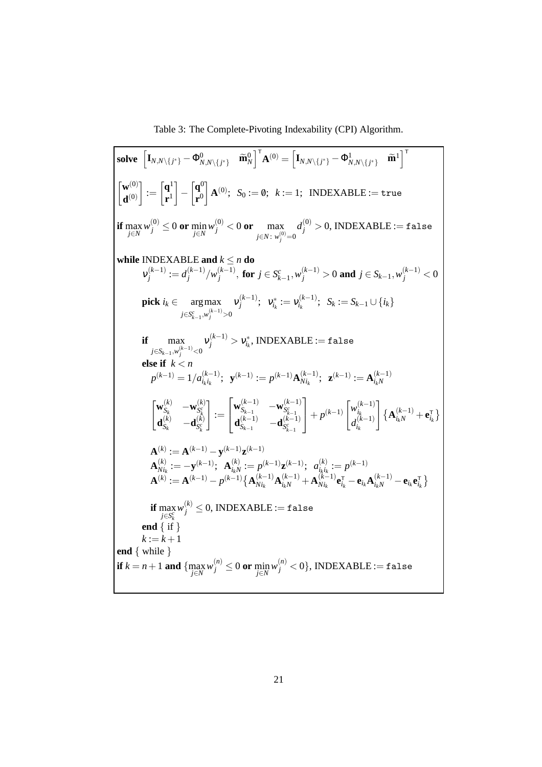Table 3: The Complete-Pivoting Indexability (CPI) Algorithm.

**solve** $\left[\mathbf{I}_{N,N\setminus\{j^*\}} - \Phi^0_{N,N\setminus\{j^*\}} \quad \widetilde{\mathbf{m}}^0_N\right]^\mathsf{T} \mathbf{A}^{(0)} = \left[\mathbf{I}_{N,N\setminus\{j^*\}} - \Phi^1_{N,N\setminus\{j^*\}} \quad \widetilde{\mathbf{m}}^1\right]^\mathsf{T}$

$\begin{bmatrix}\mathbf{w}^{(0)}\\ \mathbf{d}^{(0)}\end{bmatrix} := \begin{bmatrix}\mathbf{q}^1\\ \mathbf{r}^1\end{bmatrix} - \begin{bmatrix}\mathbf{q}^0\\ \mathbf{r}^0\end{bmatrix}\mathbf{A}^{(0)}$; $S_0 := \emptyset$; $k := 1$; INDEXABLE := `true`

**if** $\max_{j\in N} w_j^{(0)} \leq 0$ **or** $\min_{j\in N} w_j^{(0)} < 0$ **or** $\max_{j\in N:\, w_j^{(0)}=0} d_j^{(0)} > 0$, INDEXABLE := `false`

**while** INDEXABLE **and** $k \leq n$ **do**

  $\nu_j^{(k-1)} := d_j^{(k-1)}/w_j^{(k-1)}$, **for** $j \in S^c_{k-1}, w_j^{(k-1)} > 0$ **and** $j \in S_{k-1}, w_j^{(k-1)} < 0$

  **pick** $i_k \in \underset{j\in S^c_{k-1}, w_j^{(k-1)}>0}{\arg\max} \nu_j^{(k-1)}$; $\nu^*_{i_k} := \nu_{i_k}^{(k-1)}$; $S_k := S_{k-1} \cup \{i_k\}$

  **if** $\max_{j\in S_{k-1}, w_j^{(k-1)}<0} \nu_j^{(k-1)} > \nu^*_{i_k}$, INDEXABLE := `false`

  **else if** $k < n$

   $p^{(k-1)} = 1/a_{i_k i_k}^{(k-1)}$; $\mathbf{y}^{(k-1)} := p^{(k-1)}\mathbf{A}^{(k-1)}_{N i_k}$; $\mathbf{z}^{(k-1)} := \mathbf{A}^{(k-1)}_{i_k N}$

$$\begin{bmatrix}\mathbf{w}^{(k)}_{S_k} & -\mathbf{w}^{(k)}_{S^c_k}\\ \mathbf{d}^{(k)}_{S_k} & -\mathbf{d}^{(k)}_{S^c_k}\end{bmatrix} := \begin{bmatrix}\mathbf{w}^{(k-1)}_{S_{k-1}} & -\mathbf{w}^{(k-1)}_{S^c_{k-1}}\\ \mathbf{d}^{(k-1)}_{S_{k-1}} & -\mathbf{d}^{(k-1)}_{S^c_{k-1}}\end{bmatrix} + p^{(k-1)}\begin{bmatrix}w^{(k-1)}_{i_k}\\ d^{(k-1)}_{i_k}\end{bmatrix}\left\{\mathbf{A}^{(k-1)}_{i_k N} + \mathbf{e}^\mathsf{T}_{i_k}\right\}$$

   $\mathbf{A}^{(k)} := \mathbf{A}^{(k-1)} - \mathbf{y}^{(k-1)}\mathbf{z}^{(k-1)}$

   $\mathbf{A}^{(k)}_{N i_k} := -\mathbf{y}^{(k-1)}$; $\mathbf{A}^{(k)}_{i_k N} := p^{(k-1)}\mathbf{z}^{(k-1)}$; $a^{(k)}_{i_k i_k} := p^{(k-1)}$

   $\mathbf{A}^{(k)} := \mathbf{A}^{(k-1)} - p^{(k-1)}\left\{\mathbf{A}^{(k-1)}_{N i_k}\mathbf{A}^{(k-1)}_{i_k N} + \mathbf{A}^{(k-1)}_{N i_k}\mathbf{e}^\mathsf{T}_{i_k} - \mathbf{e}_{i_k}\mathbf{A}^{(k-1)}_{i_k N} - \mathbf{e}_{i_k}\mathbf{e}^\mathsf{T}_{i_k}\right\}$

   **if** $\max_{j\in S^c_k} w_j^{(k)} \leq 0$, INDEXABLE := `false`

  **end** { if }

  $k := k+1$

**end** { while }

**if** $k = n+1$ **and** $\{\max_{j\in N} w_j^{(n)} \leq 0$ **or** $\min_{j\in N} w_j^{(n)} < 0\}$, INDEXABLE := `false`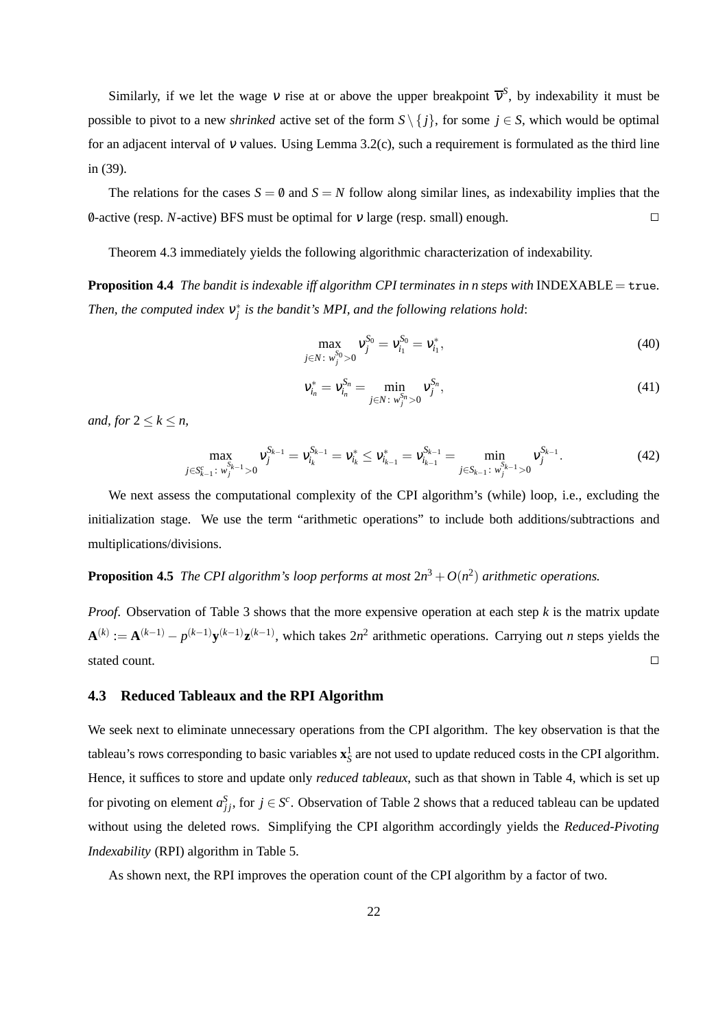Similarly, if we let the wage $\nu$ rise at or above the upper breakpoint $\overline{\nu}^S$, by indexability it must be possible to pivot to a new *shrinked* active set of the form $S \setminus \{j\}$, for some $j \in S$, which would be optimal for an adjacent interval of $\nu$ values. Using Lemma 3.2(c), such a requirement is formulated as the third line in (39).

The relations for the cases $S = \emptyset$ and $S = N$ follow along similar lines, as indexability implies that the $\emptyset$-active (resp. $N$-active) BFS must be optimal for $\nu$ large (resp. small) enough. $\square$

Theorem 4.3 immediately yields the following algorithmic characterization of indexability.

**Proposition 4.4** *The bandit is indexable iff algorithm CPI terminates in n steps with* INDEXABLE = `true`. *Then, the computed index $\nu_j^*$ is the bandit's MPI, and the following relations hold*:

$$\max_{j \in N:\, w_j^{S_0} > 0} \nu_j^{S_0} = \nu_{i_1}^{S_0} = \nu_{i_1}^*, \tag{40}$$

$$\nu_{i_n}^* = \nu_{i_n}^{S_n} = \min_{j \in N:\, w_j^{S_n} > 0} \nu_j^{S_n}, \tag{41}$$

*and, for* $2 \leq k \leq n$,

$$\max_{j \in S_{k-1}^c:\, w_j^{S_{k-1}} > 0} \nu_j^{S_{k-1}} = \nu_{i_k}^{S_{k-1}} = \nu_{i_k}^* \leq \nu_{i_{k-1}}^* = \nu_{i_{k-1}}^{S_{k-1}} = \min_{j \in S_{k-1}:\, w_j^{S_{k-1}} > 0} \nu_j^{S_{k-1}}. \tag{42}$$

We next assess the computational complexity of the CPI algorithm's (while) loop, i.e., excluding the initialization stage. We use the term "arithmetic operations" to include both additions/subtractions and multiplications/divisions.

**Proposition 4.5** *The CPI algorithm's loop performs at most $2n^3 + O(n^2)$ arithmetic operations.*

*Proof*. Observation of Table 3 shows that the more expensive operation at each step $k$ is the matrix update $\mathbf{A}^{(k)} := \mathbf{A}^{(k-1)} - p^{(k-1)}\mathbf{y}^{(k-1)}\mathbf{z}^{(k-1)}$, which takes $2n^2$ arithmetic operations. Carrying out $n$ steps yields the stated count. $\square$

### 4.3 Reduced Tableaux and the RPI Algorithm

We seek next to eliminate unnecessary operations from the CPI algorithm. The key observation is that the tableau's rows corresponding to basic variables $\mathbf{x}_S^1$ are not used to update reduced costs in the CPI algorithm. Hence, it suffices to store and update only *reduced tableaux*, such as that shown in Table 4, which is set up for pivoting on element $a_{jj}^S$, for $j \in S^c$. Observation of Table 2 shows that a reduced tableau can be updated without using the deleted rows. Simplifying the CPI algorithm accordingly yields the *Reduced-Pivoting Indexability* (RPI) algorithm in Table 5.

As shown next, the RPI improves the operation count of the CPI algorithm by a factor of two.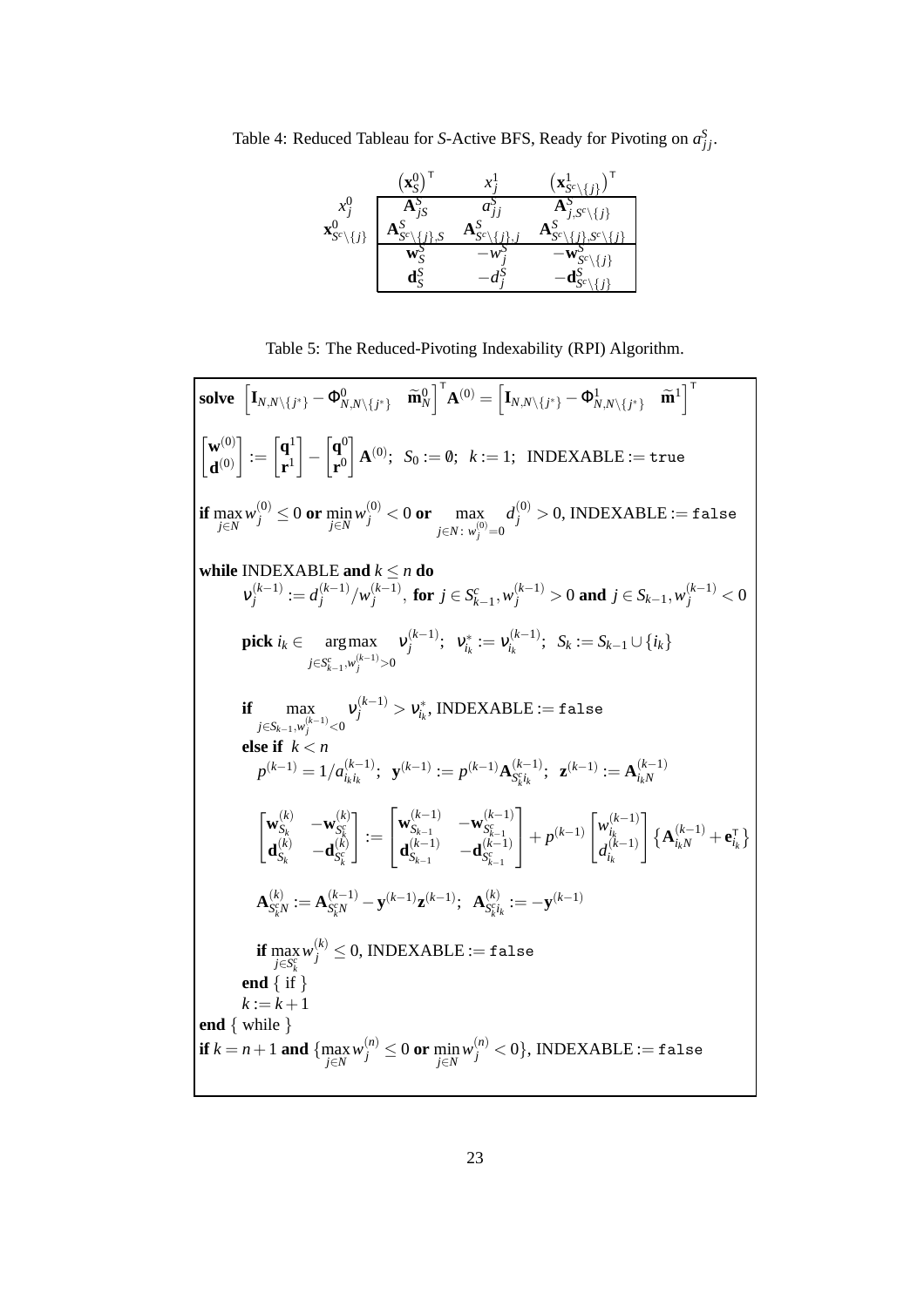Table 4: Reduced Tableau for $S$-Active BFS, Ready for Pivoting on $a^S_{jj}$.

| | $\left(\mathbf{x}^0_S\right)^\mathsf{T}$ | $x^1_j$ | $\left(\mathbf{x}^1_{S^c\setminus\{j\}}\right)^\mathsf{T}$ |
|---|---|---|---|
| $x^0_j$ | $\mathbf{A}^S_{jS}$ | $a^S_{jj}$ | $\mathbf{A}^S_{j,S^c\setminus\{j\}}$ |
| $\mathbf{x}^0_{S^c\setminus\{j\}}$ | $\mathbf{A}^S_{S^c\setminus\{j\},S}$ | $\mathbf{A}^S_{S^c\setminus\{j\},j}$ | $\mathbf{A}^S_{S^c\setminus\{j\},S^c\setminus\{j\}}$ |
| | $\mathbf{w}^S_S$ | $-w^S_j$ | $-\mathbf{w}^S_{S^c\setminus\{j\}}$ |
| | $\mathbf{d}^S_S$ | $-d^S_j$ | $-\mathbf{d}^S_{S^c\setminus\{j\}}$ |

Table 5: The Reduced-Pivoting Indexability (RPI) Algorithm.

**solve** $\left[\mathbf{I}_{N,N\setminus\{j^*\}} - \Phi^0_{N,N\setminus\{j^*\}} \quad \widetilde{\mathbf{m}}^0_N\right]^\mathsf{T} \mathbf{A}^{(0)} = \left[\mathbf{I}_{N,N\setminus\{j^*\}} - \Phi^1_{N,N\setminus\{j^*\}} \quad \widetilde{\mathbf{m}}^1\right]^\mathsf{T}$

$\begin{bmatrix}\mathbf{w}^{(0)}\\ \mathbf{d}^{(0)}\end{bmatrix} := \begin{bmatrix}\mathbf{q}^1\\ \mathbf{r}^1\end{bmatrix} - \begin{bmatrix}\mathbf{q}^0\\ \mathbf{r}^0\end{bmatrix}\mathbf{A}^{(0)}$; $S_0 := \emptyset$; $k := 1$; INDEXABLE := `true`

**if** $\max_{j\in N} w^{(0)}_j \le 0$ **or** $\min_{j\in N} w^{(0)}_j < 0$ **or** $\max_{j\in N:\, w^{(0)}_j = 0} d^{(0)}_j > 0$, INDEXABLE := `false`

**while** INDEXABLE **and** $k \le n$ **do**

  $\nu^{(k-1)}_j := d^{(k-1)}_j / w^{(k-1)}_j$, **for** $j \in S^c_{k-1}, w^{(k-1)}_j > 0$ **and** $j \in S_{k-1}, w^{(k-1)}_j < 0$

  **pick** $i_k \in \underset{j\in S^c_{k-1}, w^{(k-1)}_j > 0}{\arg\max}\ \nu^{(k-1)}_j$; $\nu^*_{i_k} := \nu^{(k-1)}_{i_k}$; $S_k := S_{k-1} \cup \{i_k\}$

  **if** $\max_{j\in S_{k-1}, w^{(k-1)}_j < 0} \nu^{(k-1)}_j > \nu^*_{i_k}$, INDEXABLE := `false`

  **else if** $k < n$

   $p^{(k-1)} = 1/a^{(k-1)}_{i_k i_k}$; $\mathbf{y}^{(k-1)} := p^{(k-1)} \mathbf{A}^{(k-1)}_{S^c_k i_k}$; $\mathbf{z}^{(k-1)} := \mathbf{A}^{(k-1)}_{i_k N}$

$$\begin{bmatrix}\mathbf{w}^{(k)}_{S_k} & -\mathbf{w}^{(k)}_{S^c_k}\\ \mathbf{d}^{(k)}_{S_k} & -\mathbf{d}^{(k)}_{S^c_k}\end{bmatrix} := \begin{bmatrix}\mathbf{w}^{(k-1)}_{S_{k-1}} & -\mathbf{w}^{(k-1)}_{S^c_{k-1}}\\ \mathbf{d}^{(k-1)}_{S_{k-1}} & -\mathbf{d}^{(k-1)}_{S^c_{k-1}}\end{bmatrix} + p^{(k-1)} \begin{bmatrix} w^{(k-1)}_{i_k}\\ d^{(k-1)}_{i_k}\end{bmatrix} \left\{\mathbf{A}^{(k-1)}_{i_k N} + \mathbf{e}^\mathsf{T}_{i_k}\right\}$$

   $\mathbf{A}^{(k)}_{S^c_k N} := \mathbf{A}^{(k-1)}_{S^c_k N} - \mathbf{y}^{(k-1)} \mathbf{z}^{(k-1)}$; $\mathbf{A}^{(k)}_{S^c_k i_k} := -\mathbf{y}^{(k-1)}$

   **if** $\max_{j\in S^c_k} w^{(k)}_j \le 0$, INDEXABLE := `false`

  **end** { if }

  $k := k + 1$

**end** { while }

**if** $k = n + 1$ **and** $\{\max_{j\in N} w^{(n)}_j \le 0$ **or** $\min_{j\in N} w^{(n)}_j < 0\}$, INDEXABLE := `false`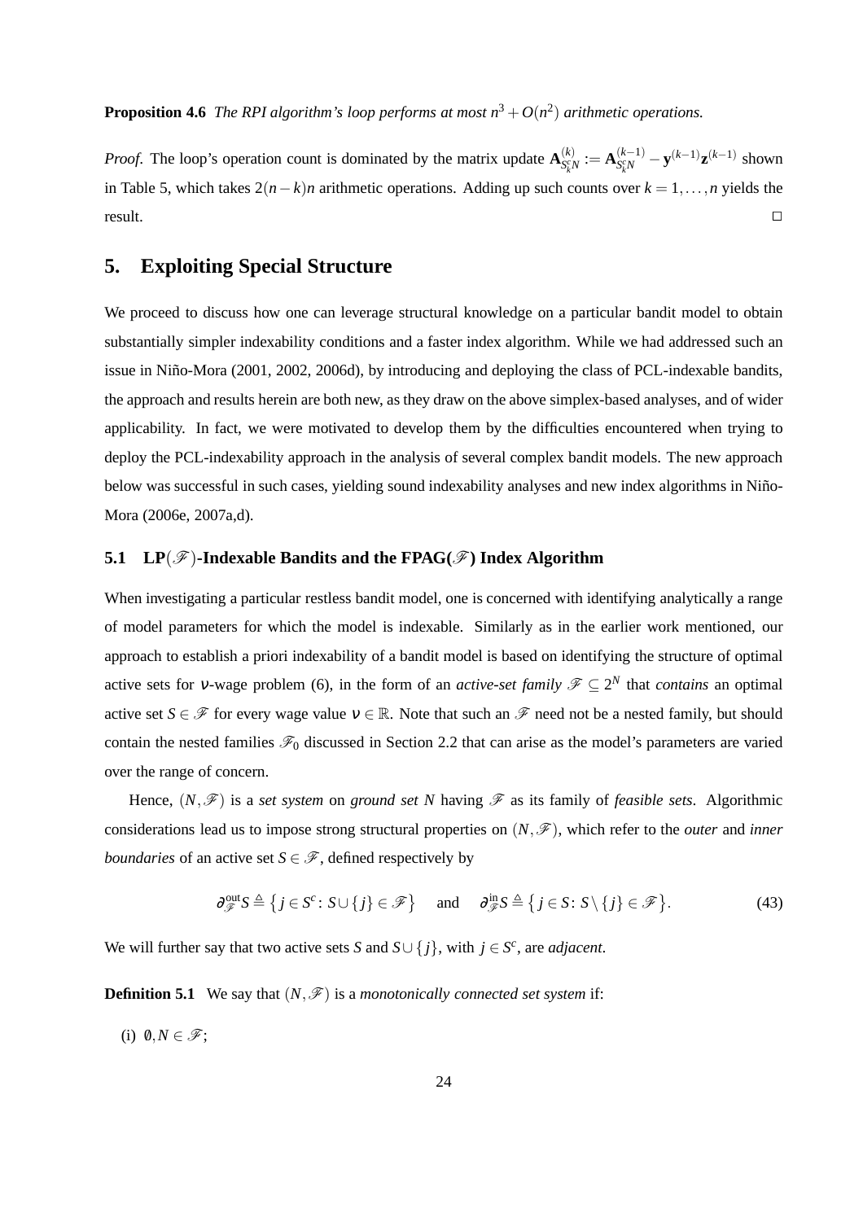**Proposition 4.6** *The RPI algorithm's loop performs at most $n^3 + O(n^2)$ arithmetic operations.*

*Proof.* The loop's operation count is dominated by the matrix update $\mathbf{A}^{(k)}_{S^c_k N} := \mathbf{A}^{(k-1)}_{S^c_k N} - \mathbf{y}^{(k-1)}\mathbf{z}^{(k-1)}$ shown in Table 5, which takes $2(n-k)n$ arithmetic operations. Adding up such counts over $k = 1, \ldots, n$ yields the result. $\square$

# 5. Exploiting Special Structure

We proceed to discuss how one can leverage structural knowledge on a particular bandit model to obtain substantially simpler indexability conditions and a faster index algorithm. While we had addressed such an issue in Niño-Mora (2001, 2002, 2006d), by introducing and deploying the class of PCL-indexable bandits, the approach and results herein are both new, as they draw on the above simplex-based analyses, and of wider applicability. In fact, we were motivated to develop them by the difficulties encountered when trying to deploy the PCL-indexability approach in the analysis of several complex bandit models. The new approach below was successful in such cases, yielding sound indexability analyses and new index algorithms in Niño-Mora (2006e, 2007a,d).

## 5.1 LP($\mathscr{F}$)-Indexable Bandits and the FPAG($\mathscr{F}$) Index Algorithm

When investigating a particular restless bandit model, one is concerned with identifying analytically a range of model parameters for which the model is indexable. Similarly as in the earlier work mentioned, our approach to establish a priori indexability of a bandit model is based on identifying the structure of optimal active sets for $\nu$-wage problem (6), in the form of an *active-set family* $\mathscr{F} \subseteq 2^N$ that *contains* an optimal active set $S \in \mathscr{F}$ for every wage value $\nu \in \mathbb{R}$. Note that such an $\mathscr{F}$ need not be a nested family, but should contain the nested families $\mathscr{F}_0$ discussed in Section 2.2 that can arise as the model's parameters are varied over the range of concern.

Hence, $(N, \mathscr{F})$ is a *set system* on *ground set* $N$ having $\mathscr{F}$ as its family of *feasible sets*. Algorithmic considerations lead us to impose strong structural properties on $(N, \mathscr{F})$, which refer to the *outer* and *inner boundaries* of an active set $S \in \mathscr{F}$, defined respectively by

$$\partial^{\text{out}}_{\mathscr{F}} S \triangleq \left\{ j \in S^c \colon S \cup \{j\} \in \mathscr{F} \right\} \quad \text{and} \quad \partial^{\text{in}}_{\mathscr{F}} S \triangleq \left\{ j \in S \colon S \setminus \{j\} \in \mathscr{F} \right\}. \tag{43}$$

We will further say that two active sets $S$ and $S \cup \{j\}$, with $j \in S^c$, are *adjacent*.

**Definition 5.1** We say that $(N, \mathscr{F})$ is a *monotonically connected set system* if:

(i) $\emptyset, N \in \mathscr{F}$;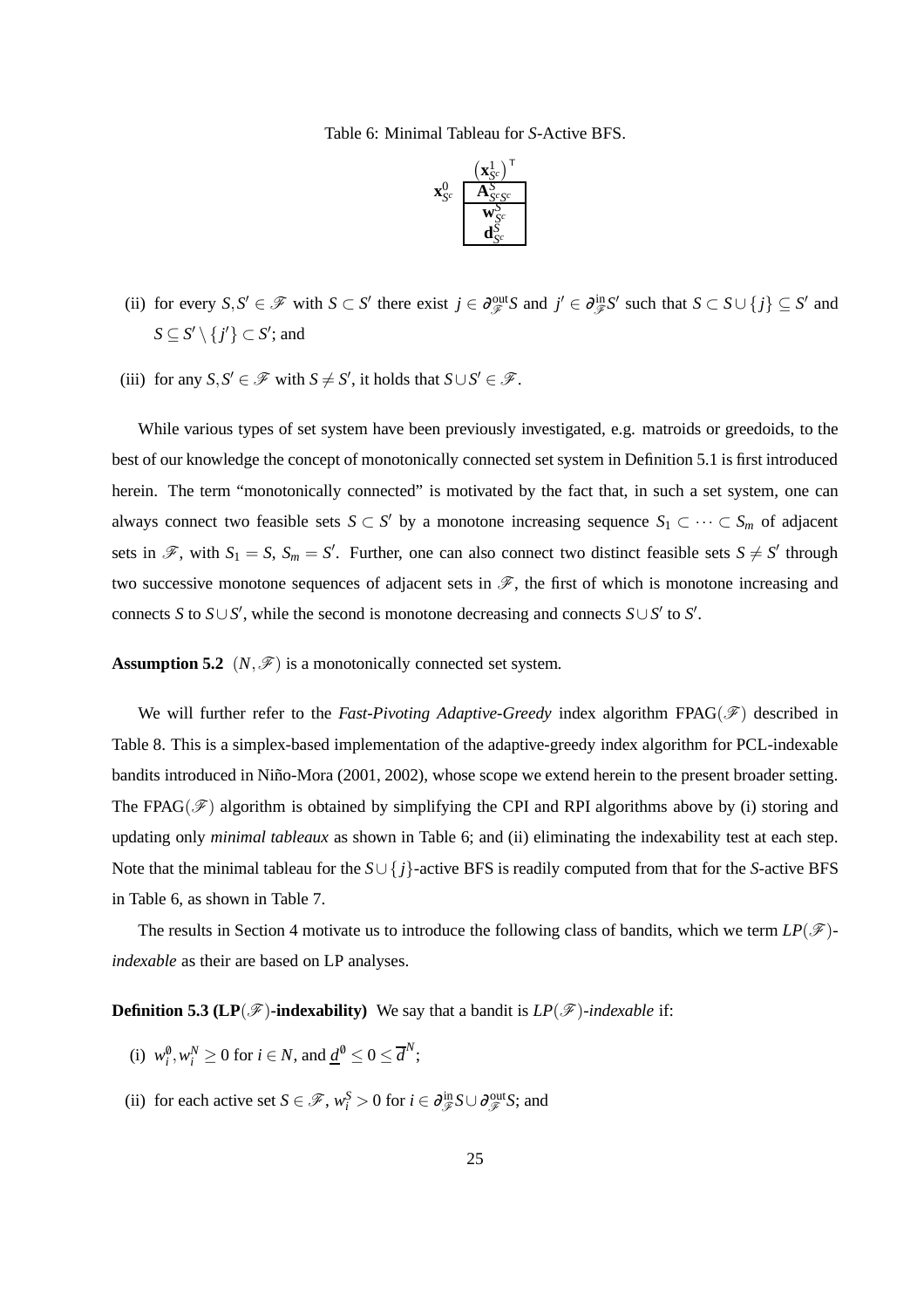Table 6: Minimal Tableau for $S$-Active BFS.

$$
\begin{array}{c|c|}
 & \left(\mathbf{x}^1_{S^c}\right)^\mathsf{T} \\
\hline
\mathbf{x}^0_{S^c} & \mathbf{A}^S_{S^cS^c} \\
\hline
 & \mathbf{w}^S_{S^c} \\
 & \mathbf{d}^S_{S^c} \\
\hline
\end{array}
$$

(ii) for every $S, S' \in \mathscr{F}$ with $S \subset S'$ there exist $j \in \partial^{\text{out}}_{\mathscr{F}} S$ and $j' \in \partial^{\text{in}}_{\mathscr{F}} S'$ such that $S \subset S \cup \{j\} \subseteq S'$ and $S \subseteq S' \setminus \{j'\} \subset S'$; and

(iii) for any $S, S' \in \mathscr{F}$ with $S \neq S'$, it holds that $S \cup S' \in \mathscr{F}$.

While various types of set system have been previously investigated, e.g. matroids or greedoids, to the best of our knowledge the concept of monotonically connected set system in Definition 5.1 is first introduced herein. The term "monotonically connected" is motivated by the fact that, in such a set system, one can always connect two feasible sets $S \subset S'$ by a monotone increasing sequence $S_1 \subset \cdots \subset S_m$ of adjacent sets in $\mathscr{F}$, with $S_1 = S$, $S_m = S'$. Further, one can also connect two distinct feasible sets $S \neq S'$ through two successive monotone sequences of adjacent sets in $\mathscr{F}$, the first of which is monotone increasing and connects $S$ to $S \cup S'$, while the second is monotone decreasing and connects $S \cup S'$ to $S'$.

**Assumption 5.2** *$(N, \mathscr{F})$ is a monotonically connected set system.*

We will further refer to the *Fast-Pivoting Adaptive-Greedy* index algorithm FPAG$(\mathscr{F})$ described in Table 8. This is a simplex-based implementation of the adaptive-greedy index algorithm for PCL-indexable bandits introduced in Niño-Mora (2001, 2002), whose scope we extend herein to the present broader setting. The FPAG$(\mathscr{F})$ algorithm is obtained by simplifying the CPI and RPI algorithms above by (i) storing and updating only *minimal tableaux* as shown in Table 6; and (ii) eliminating the indexability test at each step. Note that the minimal tableau for the $S \cup \{j\}$-active BFS is readily computed from that for the $S$-active BFS in Table 6, as shown in Table 7.

The results in Section 4 motivate us to introduce the following class of bandits, which we term *LP$(\mathscr{F})$-indexable* as their are based on LP analyses.

**Definition 5.3 (LP$(\mathscr{F})$-indexability)** We say that a bandit is *LP$(\mathscr{F})$-indexable* if:

(i) $w^{\emptyset}_i, w^N_i \geq 0$ for $i \in N$, and $\underline{d}^{\emptyset} \leq 0 \leq \overline{d}^N$;

(ii) for each active set $S \in \mathscr{F}$, $w^S_i > 0$ for $i \in \partial^{\text{in}}_{\mathscr{F}} S \cup \partial^{\text{out}}_{\mathscr{F}} S$; and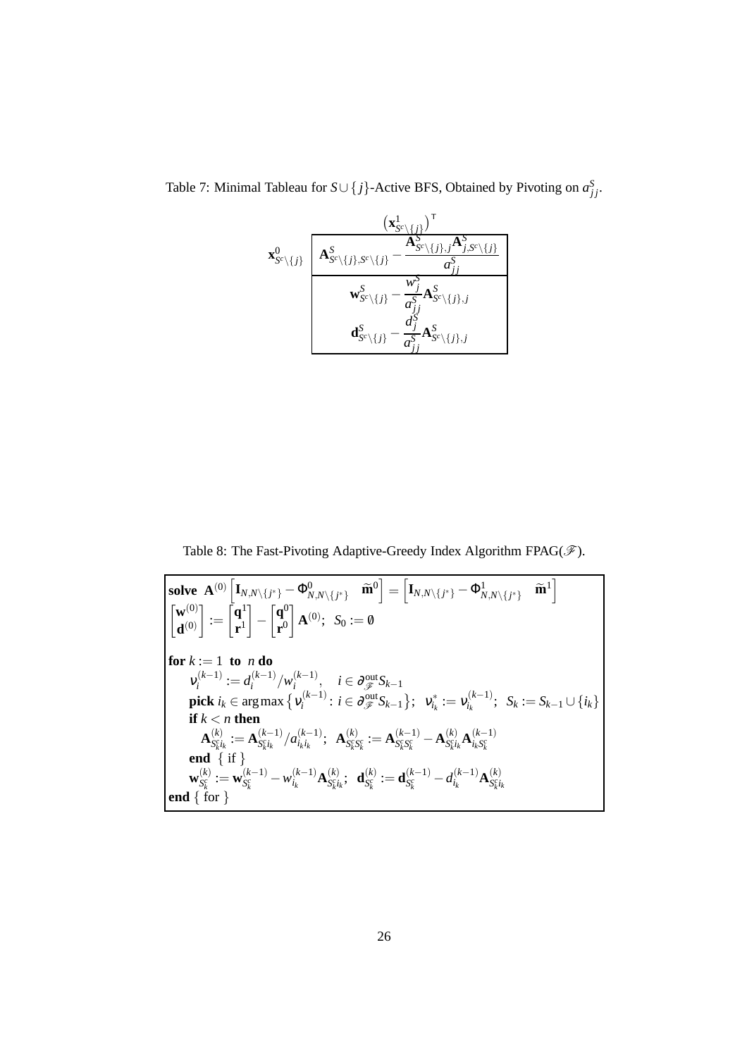Table 7: Minimal Tableau for $S \cup \{j\}$-Active BFS, Obtained by Pivoting on $a^S_{jj}$.

| | $\left(\mathbf{x}^1_{S^c\setminus\{j\}}\right)^{\mathsf{T}}$ |
|---|---|
| $\mathbf{x}^0_{S^c\setminus\{j\}}$ | $\mathbf{A}^S_{S^c\setminus\{j\},S^c\setminus\{j\}} - \dfrac{\mathbf{A}^S_{S^c\setminus\{j\},j}\mathbf{A}^S_{j,S^c\setminus\{j\}}}{a^S_{jj}}$ |
| | $\mathbf{w}^S_{S^c\setminus\{j\}} - \dfrac{w^S_j}{a^S_{jj}}\mathbf{A}^S_{S^c\setminus\{j\},j}$ |
| | $\mathbf{d}^S_{S^c\setminus\{j\}} - \dfrac{d^S_j}{a^S_{jj}}\mathbf{A}^S_{S^c\setminus\{j\},j}$ |

Table 8: The Fast-Pivoting Adaptive-Greedy Index Algorithm FPAG($\mathscr{F}$).

**solve** $\mathbf{A}^{(0)}\left[\mathbf{I}_{N,N\setminus\{j^*\}} - \Phi^0_{N,N\setminus\{j^*\}} \quad \widetilde{\mathbf{m}}^0\right] = \left[\mathbf{I}_{N,N\setminus\{j^*\}} - \Phi^1_{N,N\setminus\{j^*\}} \quad \widetilde{\mathbf{m}}^1\right]$

$\begin{bmatrix}\mathbf{w}^{(0)} \\ \mathbf{d}^{(0)}\end{bmatrix} := \begin{bmatrix}\mathbf{q}^1 \\ \mathbf{r}^1\end{bmatrix} - \begin{bmatrix}\mathbf{q}^0 \\ \mathbf{r}^0\end{bmatrix}\mathbf{A}^{(0)}$; $S_0 := \emptyset$

**for** $k := 1$ **to** $n$ **do**

  $\nu^{(k-1)}_i := d^{(k-1)}_i / w^{(k-1)}_i, \quad i \in \partial^{\text{out}}_{\mathscr{F}} S_{k-1}$

  **pick** $i_k \in \arg\max\left\{\nu^{(k-1)}_i : i \in \partial^{\text{out}}_{\mathscr{F}} S_{k-1}\right\}$; $\nu^*_{i_k} := \nu^{(k-1)}_{i_k}$; $S_k := S_{k-1} \cup \{i_k\}$

  **if** $k < n$ **then**

    $\mathbf{A}^{(k)}_{S^c_k i_k} := \mathbf{A}^{(k-1)}_{S^c_k i_k} / a^{(k-1)}_{i_k i_k}$; $\mathbf{A}^{(k)}_{S^c_k S^c_k} := \mathbf{A}^{(k-1)}_{S^c_k S^c_k} - \mathbf{A}^{(k)}_{S^c_k i_k}\mathbf{A}^{(k-1)}_{i_k S^c_k}$

  **end** { if }

  $\mathbf{w}^{(k)}_{S^c_k} := \mathbf{w}^{(k-1)}_{S^c_k} - w^{(k-1)}_{i_k}\mathbf{A}^{(k)}_{S^c_k i_k}$; $\mathbf{d}^{(k)}_{S^c_k} := \mathbf{d}^{(k-1)}_{S^c_k} - d^{(k-1)}_{i_k}\mathbf{A}^{(k)}_{S^c_k i_k}$

**end** { for }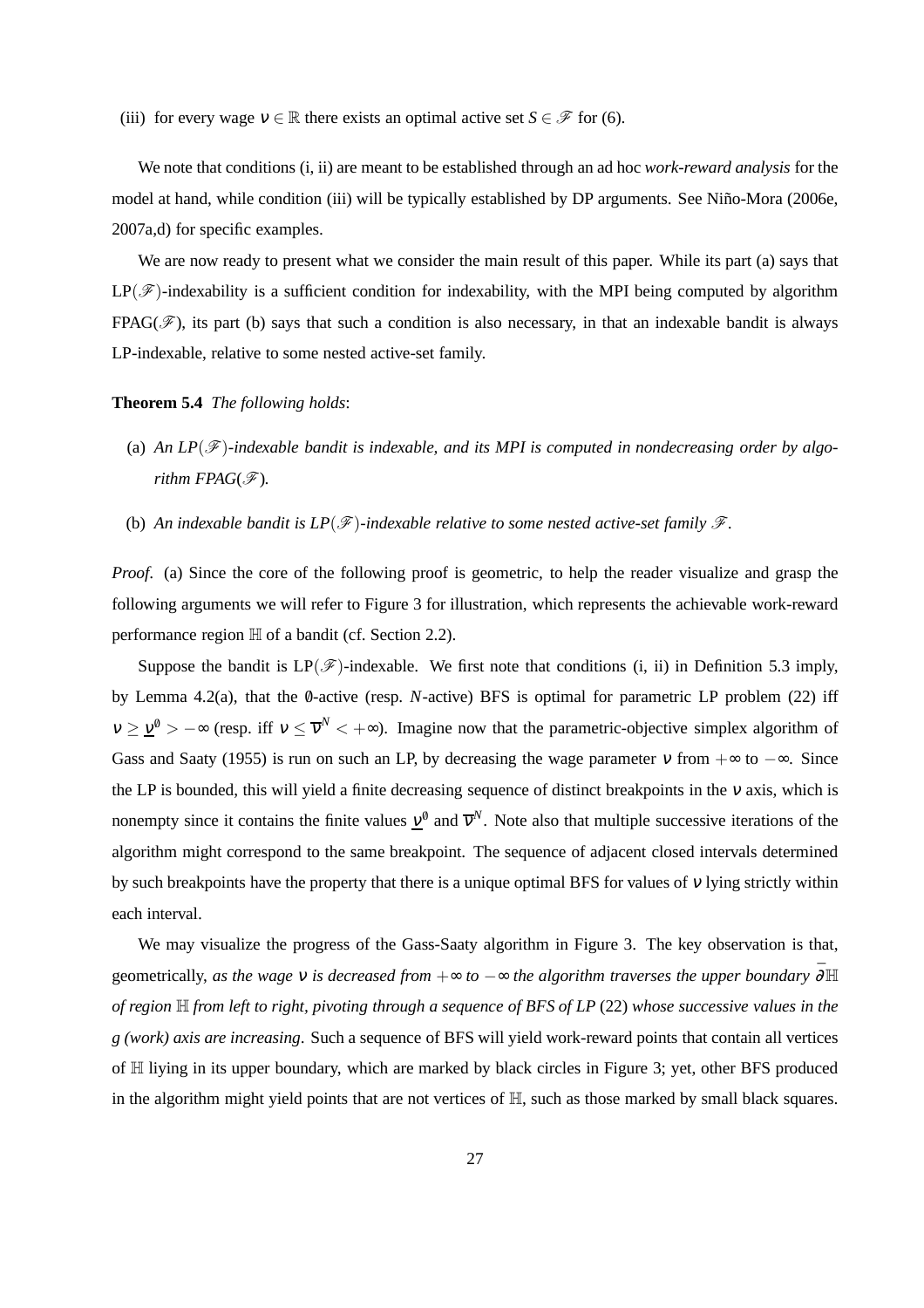(iii) for every wage $\nu \in \mathbb{R}$ there exists an optimal active set $S \in \mathscr{F}$ for (6).

We note that conditions (i, ii) are meant to be established through an ad hoc *work-reward analysis* for the model at hand, while condition (iii) will be typically established by DP arguments. See Niño-Mora (2006e, 2007a,d) for specific examples.

We are now ready to present what we consider the main result of this paper. While its part (a) says that LP($\mathscr{F}$)-indexability is a sufficient condition for indexability, with the MPI being computed by algorithm FPAG($\mathscr{F}$), its part (b) says that such a condition is also necessary, in that an indexable bandit is always LP-indexable, relative to some nested active-set family.

**Theorem 5.4** *The following holds*:

(a) *An LP($\mathscr{F}$)-indexable bandit is indexable, and its MPI is computed in nondecreasing order by algorithm FPAG($\mathscr{F}$).*

(b) *An indexable bandit is LP($\mathscr{F}$)-indexable relative to some nested active-set family $\mathscr{F}$.*

*Proof.* (a) Since the core of the following proof is geometric, to help the reader visualize and grasp the following arguments we will refer to Figure 3 for illustration, which represents the achievable work-reward performance region $\mathbb{H}$ of a bandit (cf. Section 2.2).

Suppose the bandit is LP($\mathscr{F}$)-indexable. We first note that conditions (i, ii) in Definition 5.3 imply, by Lemma 4.2(a), that the $\emptyset$-active (resp. $N$-active) BFS is optimal for parametric LP problem (22) iff $\nu \geq \underline{\nu}^{\emptyset} > -\infty$ (resp. iff $\nu \leq \overline{\nu}^{N} < +\infty$). Imagine now that the parametric-objective simplex algorithm of Gass and Saaty (1955) is run on such an LP, by decreasing the wage parameter $\nu$ from $+\infty$ to $-\infty$. Since the LP is bounded, this will yield a finite decreasing sequence of distinct breakpoints in the $\nu$ axis, which is nonempty since it contains the finite values $\underline{\nu}^{\emptyset}$ and $\overline{\nu}^{N}$. Note also that multiple successive iterations of the algorithm might correspond to the same breakpoint. The sequence of adjacent closed intervals determined by such breakpoints have the property that there is a unique optimal BFS for values of $\nu$ lying strictly within each interval.

We may visualize the progress of the Gass-Saaty algorithm in Figure 3. The key observation is that, geometrically, *as the wage $\nu$ is decreased from $+\infty$ to $-\infty$ the algorithm traverses the upper boundary $\bar{\partial}\mathbb{H}$ of region $\mathbb{H}$ from left to right, pivoting through a sequence of BFS of LP* (22) *whose successive values in the g (work) axis are increasing*. Such a sequence of BFS will yield work-reward points that contain all vertices of $\mathbb{H}$ liying in its upper boundary, which are marked by black circles in Figure 3; yet, other BFS produced in the algorithm might yield points that are not vertices of $\mathbb{H}$, such as those marked by small black squares.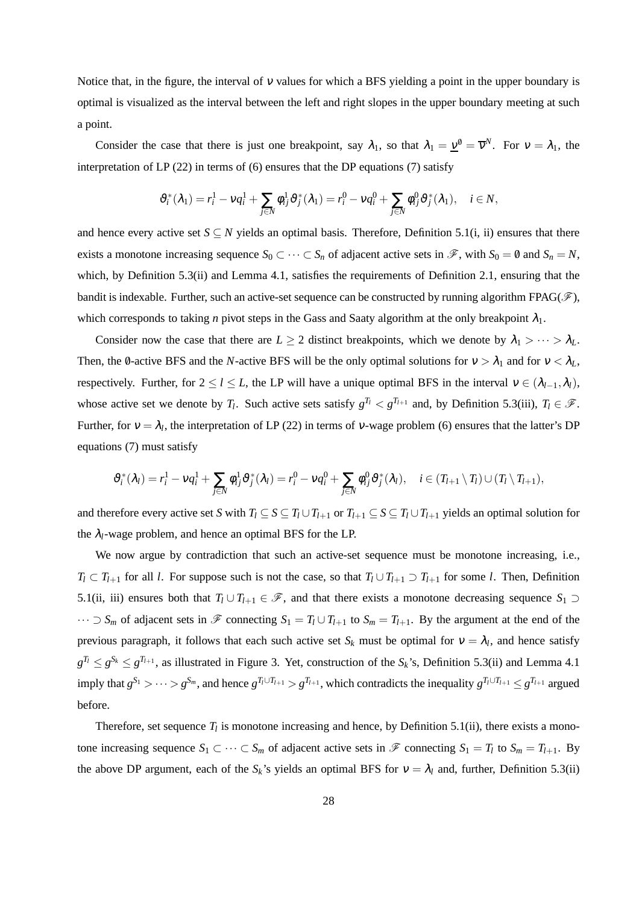Notice that, in the figure, the interval of $\nu$ values for which a BFS yielding a point in the upper boundary is optimal is visualized as the interval between the left and right slopes in the upper boundary meeting at such a point.

Consider the case that there is just one breakpoint, say $\lambda_1$, so that $\lambda_1 = \underline{\nu}^{\emptyset} = \overline{\nu}^{N}$. For $\nu = \lambda_1$, the interpretation of LP (22) in terms of (6) ensures that the DP equations (7) satisfy

$$\vartheta_i^*(\lambda_1) = r_i^1 - \nu q_i^1 + \sum_{j \in N} \phi_{ij}^1 \vartheta_j^*(\lambda_1) = r_i^0 - \nu q_i^0 + \sum_{j \in N} \phi_{ij}^0 \vartheta_j^*(\lambda_1), \quad i \in N,$$

and hence every active set $S \subseteq N$ yields an optimal basis. Therefore, Definition 5.1(i, ii) ensures that there exists a monotone increasing sequence $S_0 \subset \cdots \subset S_n$ of adjacent active sets in $\mathscr{F}$, with $S_0 = \emptyset$ and $S_n = N$, which, by Definition 5.3(ii) and Lemma 4.1, satisfies the requirements of Definition 2.1, ensuring that the bandit is indexable. Further, such an active-set sequence can be constructed by running algorithm FPAG($\mathscr{F}$), which corresponds to taking $n$ pivot steps in the Gass and Saaty algorithm at the only breakpoint $\lambda_1$.

Consider now the case that there are $L \geq 2$ distinct breakpoints, which we denote by $\lambda_1 > \cdots > \lambda_L$. Then, the $\emptyset$-active BFS and the $N$-active BFS will be the only optimal solutions for $\nu > \lambda_1$ and for $\nu < \lambda_L$, respectively. Further, for $2 \leq l \leq L$, the LP will have a unique optimal BFS in the interval $\nu \in (\lambda_{l-1}, \lambda_l)$, whose active set we denote by $T_l$. Such active sets satisfy $g^{T_l} < g^{T_{l+1}}$ and, by Definition 5.3(iii), $T_l \in \mathscr{F}$. Further, for $\nu = \lambda_l$, the interpretation of LP (22) in terms of $\nu$-wage problem (6) ensures that the latter's DP equations (7) must satisfy

$$\vartheta_i^*(\lambda_l) = r_i^1 - \nu q_i^1 + \sum_{j \in N} \phi_{ij}^1 \vartheta_j^*(\lambda_l) = r_i^0 - \nu q_i^0 + \sum_{j \in N} \phi_{ij}^0 \vartheta_j^*(\lambda_l), \quad i \in (T_{l+1} \setminus T_l) \cup (T_l \setminus T_{l+1}),$$

and therefore every active set $S$ with $T_l \subseteq S \subseteq T_l \cup T_{l+1}$ or $T_{l+1} \subseteq S \subseteq T_l \cup T_{l+1}$ yields an optimal solution for the $\lambda_l$-wage problem, and hence an optimal BFS for the LP.

We now argue by contradiction that such an active-set sequence must be monotone increasing, i.e., $T_l \subset T_{l+1}$ for all $l$. For suppose such is not the case, so that $T_l \cup T_{l+1} \supset T_{l+1}$ for some $l$. Then, Definition 5.1(ii, iii) ensures both that $T_l \cup T_{l+1} \in \mathscr{F}$, and that there exists a monotone decreasing sequence $S_1 \supset \cdots \supset S_m$ of adjacent sets in $\mathscr{F}$ connecting $S_1 = T_l \cup T_{l+1}$ to $S_m = T_{l+1}$. By the argument at the end of the previous paragraph, it follows that each such active set $S_k$ must be optimal for $\nu = \lambda_l$, and hence satisfy $g^{T_l} \leq g^{S_k} \leq g^{T_{l+1}}$, as illustrated in Figure 3. Yet, construction of the $S_k$'s, Definition 5.3(ii) and Lemma 4.1 imply that $g^{S_1} > \cdots > g^{S_m}$, and hence $g^{T_l \cup T_{l+1}} > g^{T_{l+1}}$, which contradicts the inequality $g^{T_l \cup T_{l+1}} \leq g^{T_{l+1}}$ argued before.

Therefore, set sequence $T_l$ is monotone increasing and hence, by Definition 5.1(ii), there exists a monotone increasing sequence $S_1 \subset \cdots \subset S_m$ of adjacent active sets in $\mathscr{F}$ connecting $S_1 = T_l$ to $S_m = T_{l+1}$. By the above DP argument, each of the $S_k$'s yields an optimal BFS for $\nu = \lambda_l$ and, further, Definition 5.3(ii)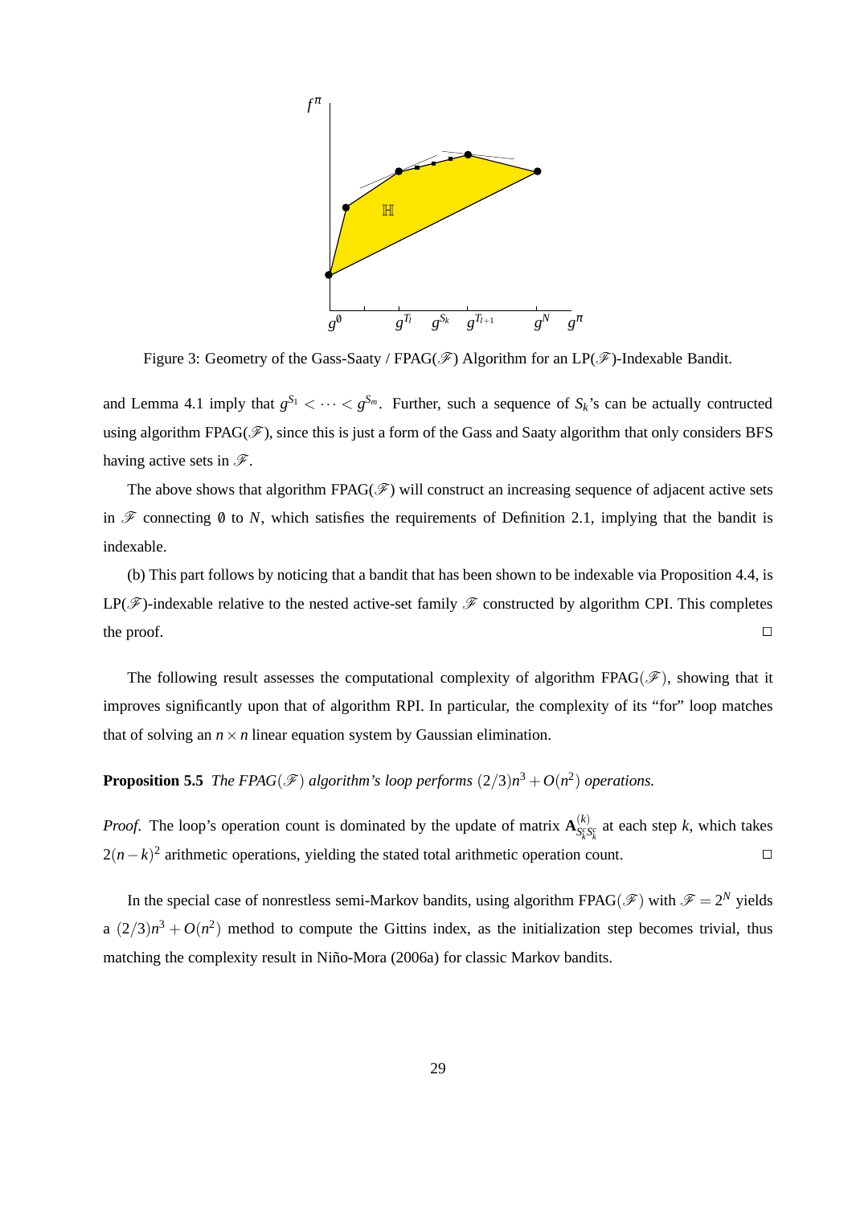Figure 3: Geometry of the Gass-Saaty / FPAG($\mathscr{F}$) Algorithm for an LP($\mathscr{F}$)-Indexable Bandit.

and Lemma 4.1 imply that $g^{S_1} < \cdots < g^{S_m}$. Further, such a sequence of $S_k$'s can be actually contructed using algorithm FPAG($\mathscr{F}$), since this is just a form of the Gass and Saaty algorithm that only considers BFS having active sets in $\mathscr{F}$.

The above shows that algorithm FPAG($\mathscr{F}$) will construct an increasing sequence of adjacent active sets in $\mathscr{F}$ connecting $\emptyset$ to $N$, which satisfies the requirements of Definition 2.1, implying that the bandit is indexable.

(b) This part follows by noticing that a bandit that has been shown to be indexable via Proposition 4.4, is LP($\mathscr{F}$)-indexable relative to the nested active-set family $\mathscr{F}$ constructed by algorithm CPI. This completes the proof. □

The following result assesses the computational complexity of algorithm FPAG($\mathscr{F}$), showing that it improves significantly upon that of algorithm RPI. In particular, the complexity of its "for" loop matches that of solving an $n \times n$ linear equation system by Gaussian elimination.

**Proposition 5.5** *The FPAG($\mathscr{F}$) algorithm's loop performs $(2/3)n^3 + O(n^2)$ operations.*

*Proof.* The loop's operation count is dominated by the update of matrix $\mathbf{A}^{(k)}_{S_k^c S_k^c}$ at each step $k$, which takes $2(n-k)^2$ arithmetic operations, yielding the stated total arithmetic operation count. □

In the special case of nonrestless semi-Markov bandits, using algorithm FPAG($\mathscr{F}$) with $\mathscr{F} = 2^N$ yields a $(2/3)n^3 + O(n^2)$ method to compute the Gittins index, as the initialization step becomes trivial, thus matching the complexity result in Niño-Mora (2006a) for classic Markov bandits.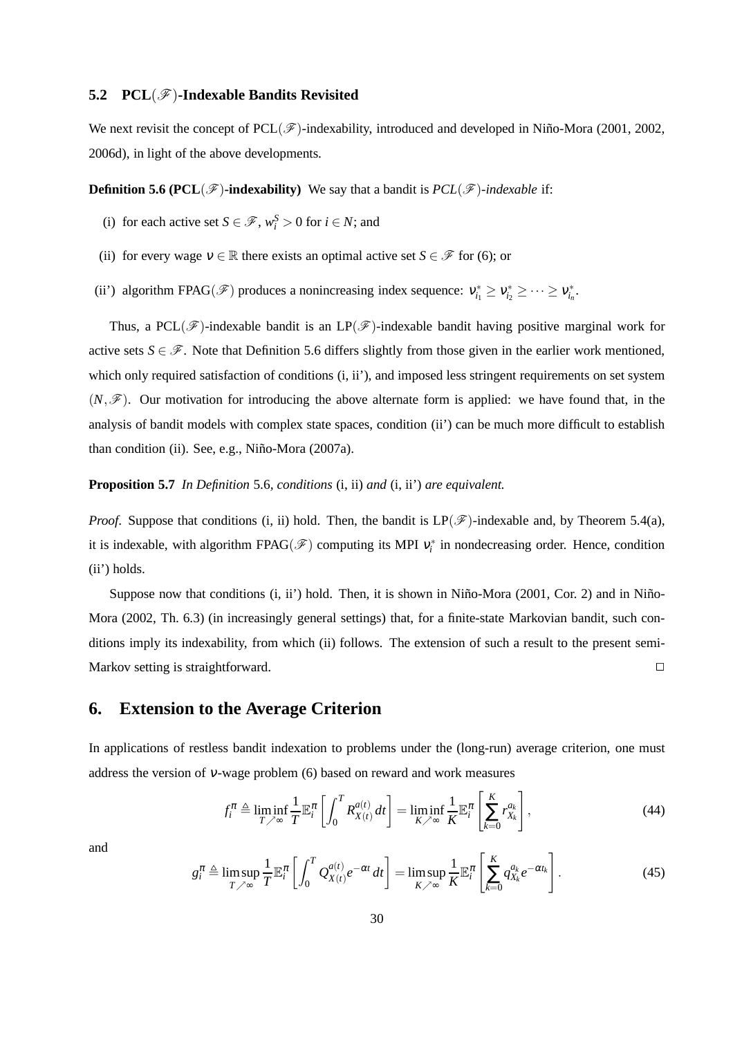### 5.2 PCL($\mathscr{F}$)-Indexable Bandits Revisited

We next revisit the concept of PCL($\mathscr{F}$)-indexability, introduced and developed in Niño-Mora (2001, 2002, 2006d), in light of the above developments.

**Definition 5.6 (PCL($\mathscr{F}$)-indexability)** We say that a bandit is *PCL($\mathscr{F}$)-indexable* if:

(i) for each active set $S \in \mathscr{F}$, $w_i^S > 0$ for $i \in N$; and

(ii) for every wage $\nu \in \mathbb{R}$ there exists an optimal active set $S \in \mathscr{F}$ for (6); or

(ii') algorithm FPAG($\mathscr{F}$) produces a nonincreasing index sequence: $\nu_{i_1}^* \geq \nu_{i_2}^* \geq \cdots \geq \nu_{i_n}^*$.

Thus, a PCL($\mathscr{F}$)-indexable bandit is an LP($\mathscr{F}$)-indexable bandit having positive marginal work for active sets $S \in \mathscr{F}$. Note that Definition 5.6 differs slightly from those given in the earlier work mentioned, which only required satisfaction of conditions (i, ii'), and imposed less stringent requirements on set system $(N, \mathscr{F})$. Our motivation for introducing the above alternate form is applied: we have found that, in the analysis of bandit models with complex state spaces, condition (ii') can be much more difficult to establish than condition (ii). See, e.g., Niño-Mora (2007a).

**Proposition 5.7** *In Definition* 5.6*, conditions* (i, ii) *and* (i, ii') *are equivalent.*

*Proof.* Suppose that conditions (i, ii) hold. Then, the bandit is LP($\mathscr{F}$)-indexable and, by Theorem 5.4(a), it is indexable, with algorithm FPAG($\mathscr{F}$) computing its MPI $\nu_i^*$ in nondecreasing order. Hence, condition (ii') holds.

Suppose now that conditions (i, ii') hold. Then, it is shown in Niño-Mora (2001, Cor. 2) and in Niño-Mora (2002, Th. 6.3) (in increasingly general settings) that, for a finite-state Markovian bandit, such conditions imply its indexability, from which (ii) follows. The extension of such a result to the present semi-Markov setting is straightforward. □

## 6. Extension to the Average Criterion

In applications of restless bandit indexation to problems under the (long-run) average criterion, one must address the version of $\nu$-wage problem (6) based on reward and work measures

$$f_i^\pi \triangleq \liminf_{T \nearrow \infty} \frac{1}{T} \mathbb{E}_i^\pi \left[ \int_0^T R_{X(t)}^{a(t)} \, dt \right] = \liminf_{K \nearrow \infty} \frac{1}{K} \mathbb{E}_i^\pi \left[ \sum_{k=0}^{K} r_{X_k}^{a_k} \right], \tag{44}$$

and

$$g_i^\pi \triangleq \limsup_{T \nearrow \infty} \frac{1}{T} \mathbb{E}_i^\pi \left[ \int_0^T Q_{X(t)}^{a(t)} e^{-\alpha t} \, dt \right] = \limsup_{K \nearrow \infty} \frac{1}{K} \mathbb{E}_i^\pi \left[ \sum_{k=0}^{K} q_{X_k}^{a_k} e^{-\alpha t_k} \right]. \tag{45}$$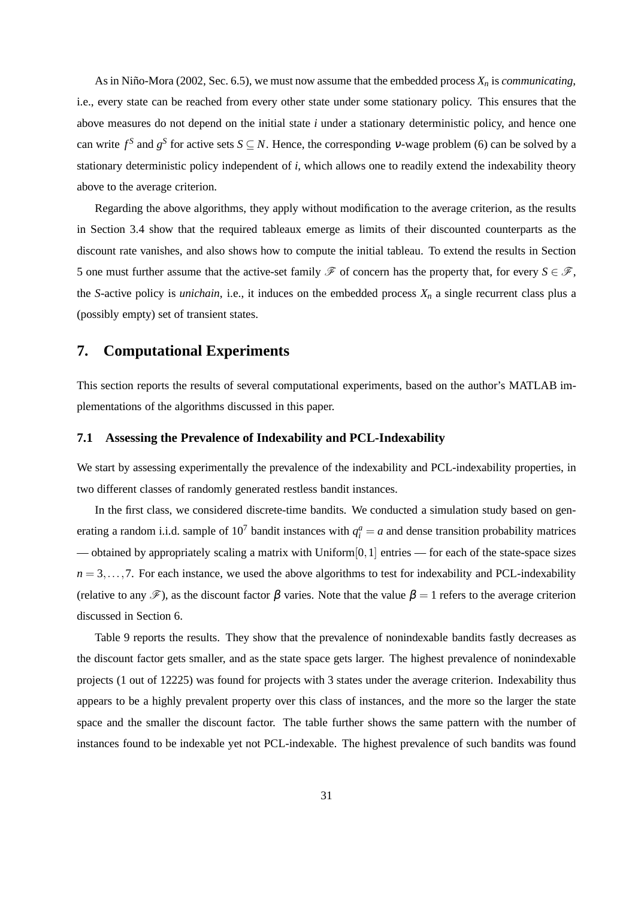As in Niño-Mora (2002, Sec. 6.5), we must now assume that the embedded process $X_n$ is *communicating*, i.e., every state can be reached from every other state under some stationary policy. This ensures that the above measures do not depend on the initial state $i$ under a stationary deterministic policy, and hence one can write $f^S$ and $g^S$ for active sets $S \subseteq N$. Hence, the corresponding $\nu$-wage problem (6) can be solved by a stationary deterministic policy independent of $i$, which allows one to readily extend the indexability theory above to the average criterion.

Regarding the above algorithms, they apply without modification to the average criterion, as the results in Section 3.4 show that the required tableaux emerge as limits of their discounted counterparts as the discount rate vanishes, and also shows how to compute the initial tableau. To extend the results in Section 5 one must further assume that the active-set family $\mathscr{F}$ of concern has the property that, for every $S \in \mathscr{F}$, the $S$-active policy is *unichain*, i.e., it induces on the embedded process $X_n$ a single recurrent class plus a (possibly empty) set of transient states.

## 7. Computational Experiments

This section reports the results of several computational experiments, based on the author's MATLAB implementations of the algorithms discussed in this paper.

### 7.1 Assessing the Prevalence of Indexability and PCL-Indexability

We start by assessing experimentally the prevalence of the indexability and PCL-indexability properties, in two different classes of randomly generated restless bandit instances.

In the first class, we considered discrete-time bandits. We conducted a simulation study based on generating a random i.i.d. sample of $10^7$ bandit instances with $q_i^a = a$ and dense transition probability matrices — obtained by appropriately scaling a matrix with Uniform$[0,1]$ entries — for each of the state-space sizes $n = 3, \ldots, 7$. For each instance, we used the above algorithms to test for indexability and PCL-indexability (relative to any $\mathscr{F}$), as the discount factor $\beta$ varies. Note that the value $\beta = 1$ refers to the average criterion discussed in Section 6.

Table 9 reports the results. They show that the prevalence of nonindexable bandits fastly decreases as the discount factor gets smaller, and as the state space gets larger. The highest prevalence of nonindexable projects (1 out of 12225) was found for projects with 3 states under the average criterion. Indexability thus appears to be a highly prevalent property over this class of instances, and the more so the larger the state space and the smaller the discount factor. The table further shows the same pattern with the number of instances found to be indexable yet not PCL-indexable. The highest prevalence of such bandits was found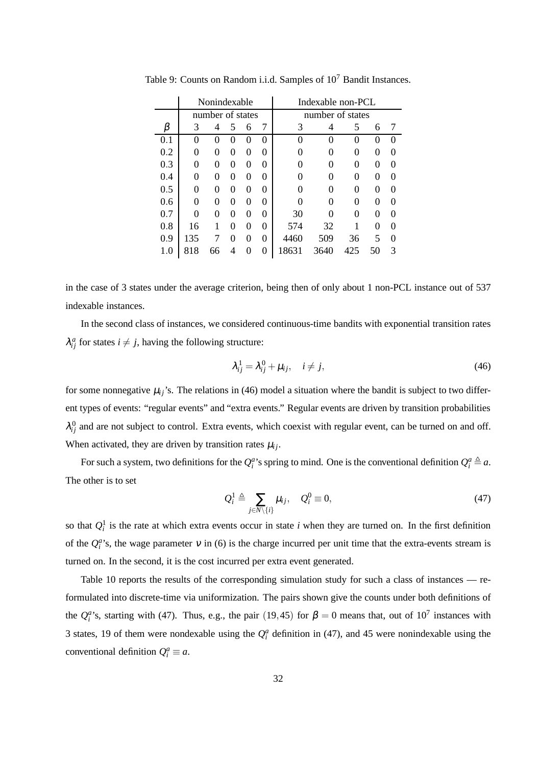Table 9: Counts on Random i.i.d. Samples of $10^7$ Bandit Instances.

| | Nonindexable | | | | | Indexable non-PCL | | | | |
|---|---|---|---|---|---|---|---|---|---|---|
| | number of states | | | | | number of states | | | | |
| $\beta$ | 3 | 4 | 5 | 6 | 7 | 3 | 4 | 5 | 6 | 7 |
| 0.1 | 0 | 0 | 0 | 0 | 0 | 0 | 0 | 0 | 0 | 0 |
| 0.2 | 0 | 0 | 0 | 0 | 0 | 0 | 0 | 0 | 0 | 0 |
| 0.3 | 0 | 0 | 0 | 0 | 0 | 0 | 0 | 0 | 0 | 0 |
| 0.4 | 0 | 0 | 0 | 0 | 0 | 0 | 0 | 0 | 0 | 0 |
| 0.5 | 0 | 0 | 0 | 0 | 0 | 0 | 0 | 0 | 0 | 0 |
| 0.6 | 0 | 0 | 0 | 0 | 0 | 0 | 0 | 0 | 0 | 0 |
| 0.7 | 0 | 0 | 0 | 0 | 0 | 30 | 0 | 0 | 0 | 0 |
| 0.8 | 16 | 1 | 0 | 0 | 0 | 574 | 32 | 1 | 0 | 0 |
| 0.9 | 135 | 7 | 0 | 0 | 0 | 4460 | 509 | 36 | 5 | 0 |
| 1.0 | 818 | 66 | 4 | 0 | 0 | 18631 | 3640 | 425 | 50 | 3 |

in the case of 3 states under the average criterion, being then of only about 1 non-PCL instance out of 537 indexable instances.

In the second class of instances, we considered continuous-time bandits with exponential transition rates $\lambda_{ij}^a$ for states $i \neq j$, having the following structure:

$$\lambda_{ij}^1 = \lambda_{ij}^0 + \mu_{ij}, \quad i \neq j, \tag{46}$$

for some nonnegative $\mu_{ij}$'s. The relations in (46) model a situation where the bandit is subject to two different types of events: "regular events" and "extra events." Regular events are driven by transition probabilities $\lambda_{ij}^0$ and are not subject to control. Extra events, which coexist with regular event, can be turned on and off. When activated, they are driven by transition rates $\mu_{ij}$.

For such a system, two definitions for the $Q_i^a$'s spring to mind. One is the conventional definition $Q_i^a \triangleq a$. The other is to set

$$Q_i^1 \triangleq \sum_{j \in N \setminus \{i\}} \mu_{ij}, \quad Q_i^0 \equiv 0, \tag{47}$$

so that $Q_i^1$ is the rate at which extra events occur in state $i$ when they are turned on. In the first definition of the $Q_i^a$'s, the wage parameter $\nu$ in (6) is the charge incurred per unit time that the extra-events stream is turned on. In the second, it is the cost incurred per extra event generated.

Table 10 reports the results of the corresponding simulation study for such a class of instances — reformulated into discrete-time via uniformization. The pairs shown give the counts under both definitions of the $Q_i^a$'s, starting with (47). Thus, e.g., the pair $(19, 45)$ for $\beta = 0$ means that, out of $10^7$ instances with 3 states, 19 of them were nondexable using the $Q_i^a$ definition in (47), and 45 were nonindexable using the conventional definition $Q_i^a \equiv a$.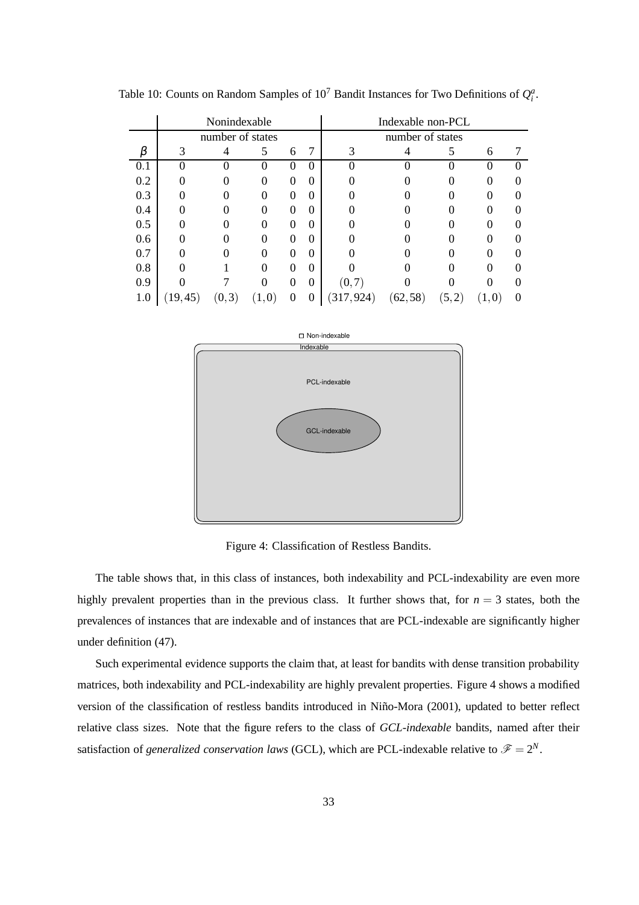Table 10: Counts on Random Samples of $10^7$ Bandit Instances for Two Definitions of $Q_i^a$.

| | Nonindexable | | | | | Indexable non-PCL | | | | |
|---|---|---|---|---|---|---|---|---|---|---|
| | number of states | | | | | number of states | | | | |
| $\beta$ | 3 | 4 | 5 | 6 | 7 | 3 | 4 | 5 | 6 | 7 |
| 0.1 | 0 | 0 | 0 | 0 | 0 | 0 | 0 | 0 | 0 | 0 |
| 0.2 | 0 | 0 | 0 | 0 | 0 | 0 | 0 | 0 | 0 | 0 |
| 0.3 | 0 | 0 | 0 | 0 | 0 | 0 | 0 | 0 | 0 | 0 |
| 0.4 | 0 | 0 | 0 | 0 | 0 | 0 | 0 | 0 | 0 | 0 |
| 0.5 | 0 | 0 | 0 | 0 | 0 | 0 | 0 | 0 | 0 | 0 |
| 0.6 | 0 | 0 | 0 | 0 | 0 | 0 | 0 | 0 | 0 | 0 |
| 0.7 | 0 | 0 | 0 | 0 | 0 | 0 | 0 | 0 | 0 | 0 |
| 0.8 | 0 | 1 | 0 | 0 | 0 | 0 | 0 | 0 | 0 | 0 |
| 0.9 | 0 | 7 | 0 | 0 | 0 | $(0,7)$ | 0 | 0 | 0 | 0 |
| 1.0 | $(19,45)$ | $(0,3)$ | $(1,0)$ | 0 | 0 | $(317,924)$ | $(62,58)$ | $(5,2)$ | $(1,0)$ | 0 |

Figure 4: Classification of Restless Bandits.

The table shows that, in this class of instances, both indexability and PCL-indexability are even more highly prevalent properties than in the previous class. It further shows that, for $n = 3$ states, both the prevalences of instances that are indexable and of instances that are PCL-indexable are significantly higher under definition (47).

Such experimental evidence supports the claim that, at least for bandits with dense transition probability matrices, both indexability and PCL-indexability are highly prevalent properties. Figure 4 shows a modified version of the classification of restless bandits introduced in Niño-Mora (2001), updated to better reflect relative class sizes. Note that the figure refers to the class of *GCL-indexable* bandits, named after their satisfaction of *generalized conservation laws* (GCL), which are PCL-indexable relative to $\mathscr{F} = 2^N$.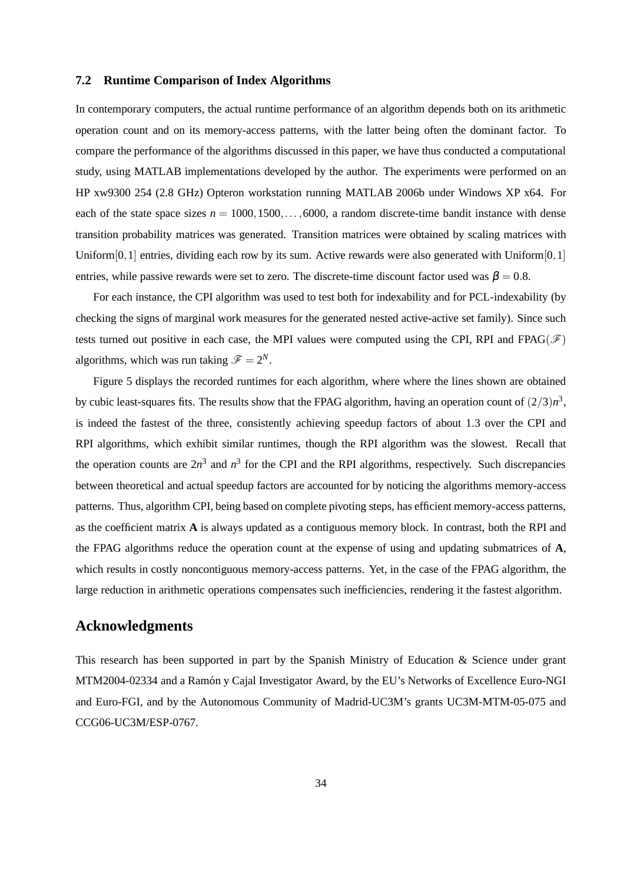### 7.2 Runtime Comparison of Index Algorithms

In contemporary computers, the actual runtime performance of an algorithm depends both on its arithmetic operation count and on its memory-access patterns, with the latter being often the dominant factor. To compare the performance of the algorithms discussed in this paper, we have thus conducted a computational study, using MATLAB implementations developed by the author. The experiments were performed on an HP xw9300 254 (2.8 GHz) Opteron workstation running MATLAB 2006b under Windows XP x64. For each of the state space sizes $n = 1000, 1500, \ldots, 6000$, a random discrete-time bandit instance with dense transition probability matrices was generated. Transition matrices were obtained by scaling matrices with Uniform$[0,1]$ entries, dividing each row by its sum. Active rewards were also generated with Uniform$[0,1]$ entries, while passive rewards were set to zero. The discrete-time discount factor used was $\beta = 0.8$.

For each instance, the CPI algorithm was used to test both for indexability and for PCL-indexability (by checking the signs of marginal work measures for the generated nested active-active set family). Since such tests turned out positive in each case, the MPI values were computed using the CPI, RPI and FPAG($\mathscr{F}$) algorithms, which was run taking $\mathscr{F} = 2^N$.

Figure 5 displays the recorded runtimes for each algorithm, where where the lines shown are obtained by cubic least-squares fits. The results show that the FPAG algorithm, having an operation count of $(2/3)n^3$, is indeed the fastest of the three, consistently achieving speedup factors of about 1.3 over the CPI and RPI algorithms, which exhibit similar runtimes, though the RPI algorithm was the slowest. Recall that the operation counts are $2n^3$ and $n^3$ for the CPI and the RPI algorithms, respectively. Such discrepancies between theoretical and actual speedup factors are accounted for by noticing the algorithms memory-access patterns. Thus, algorithm CPI, being based on complete pivoting steps, has efficient memory-access patterns, as the coefficient matrix $\mathbf{A}$ is always updated as a contiguous memory block. In contrast, both the RPI and the FPAG algorithms reduce the operation count at the expense of using and updating submatrices of $\mathbf{A}$, which results in costly noncontiguous memory-access patterns. Yet, in the case of the FPAG algorithm, the large reduction in arithmetic operations compensates such inefficiencies, rendering it the fastest algorithm.

## Acknowledgments

This research has been supported in part by the Spanish Ministry of Education & Science under grant MTM2004-02334 and a Ramón y Cajal Investigator Award, by the EU's Networks of Excellence Euro-NGI and Euro-FGI, and by the Autonomous Community of Madrid-UC3M's grants UC3M-MTM-05-075 and CCG06-UC3M/ESP-0767.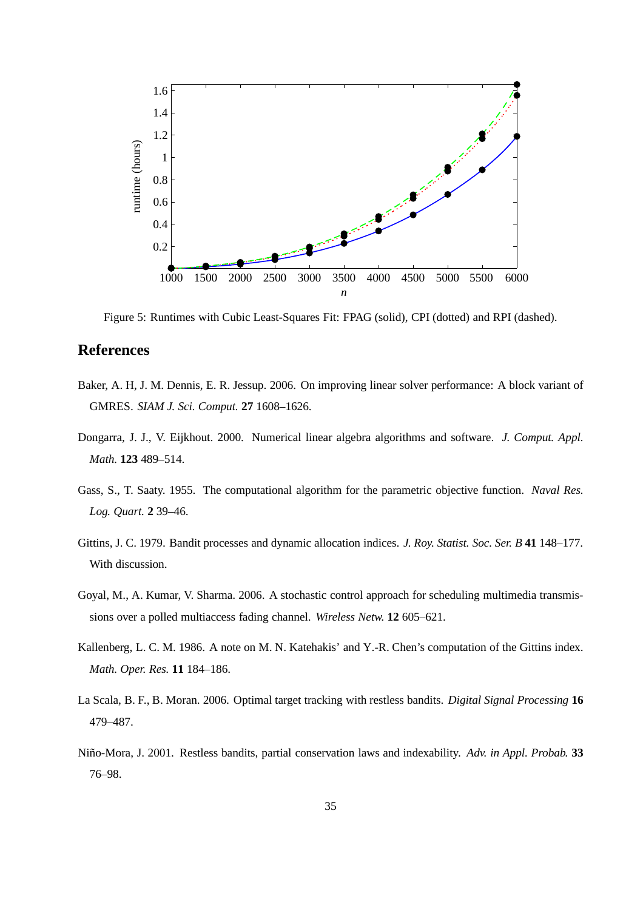Figure 5: Runtimes with Cubic Least-Squares Fit: FPAG (solid), CPI (dotted) and RPI (dashed).

## References

Baker, A. H, J. M. Dennis, E. R. Jessup. 2006. On improving linear solver performance: A block variant of GMRES. *SIAM J. Sci. Comput.* **27** 1608–1626.

Dongarra, J. J., V. Eijkhout. 2000. Numerical linear algebra algorithms and software. *J. Comput. Appl. Math.* **123** 489–514.

Gass, S., T. Saaty. 1955. The computational algorithm for the parametric objective function. *Naval Res. Log. Quart.* **2** 39–46.

Gittins, J. C. 1979. Bandit processes and dynamic allocation indices. *J. Roy. Statist. Soc. Ser. B* **41** 148–177. With discussion.

Goyal, M., A. Kumar, V. Sharma. 2006. A stochastic control approach for scheduling multimedia transmissions over a polled multiaccess fading channel. *Wireless Netw.* **12** 605–621.

Kallenberg, L. C. M. 1986. A note on M. N. Katehakis' and Y.-R. Chen's computation of the Gittins index. *Math. Oper. Res.* **11** 184–186.

La Scala, B. F., B. Moran. 2006. Optimal target tracking with restless bandits. *Digital Signal Processing* **16** 479–487.

Niño-Mora, J. 2001. Restless bandits, partial conservation laws and indexability. *Adv. in Appl. Probab.* **33** 76–98.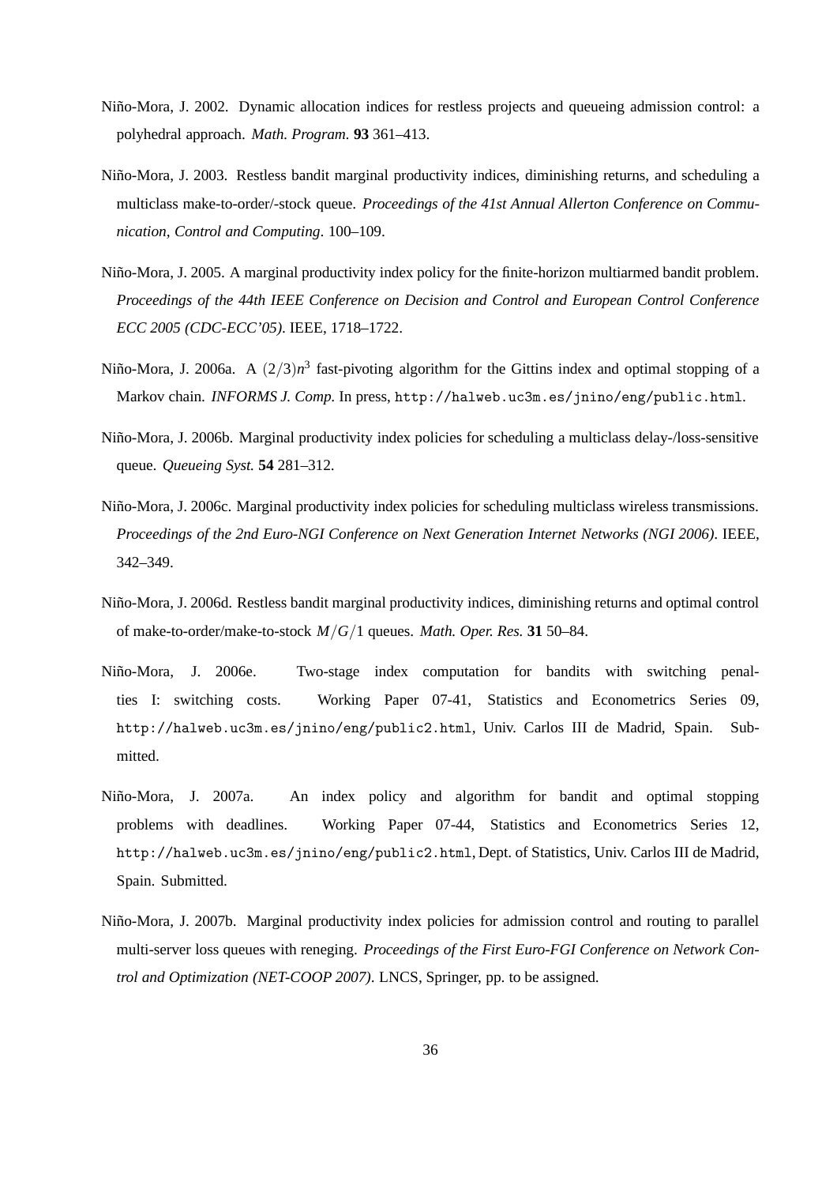Niño-Mora, J. 2002. Dynamic allocation indices for restless projects and queueing admission control: a polyhedral approach. *Math. Program.* **93** 361–413.

Niño-Mora, J. 2003. Restless bandit marginal productivity indices, diminishing returns, and scheduling a multiclass make-to-order/-stock queue. *Proceedings of the 41st Annual Allerton Conference on Communication, Control and Computing*. 100–109.

Niño-Mora, J. 2005. A marginal productivity index policy for the finite-horizon multiarmed bandit problem. *Proceedings of the 44th IEEE Conference on Decision and Control and European Control Conference ECC 2005 (CDC-ECC'05)*. IEEE, 1718–1722.

Niño-Mora, J. 2006a. A $(2/3)n^3$ fast-pivoting algorithm for the Gittins index and optimal stopping of a Markov chain. *INFORMS J. Comp.* In press, `http://halweb.uc3m.es/jnino/eng/public.html`.

Niño-Mora, J. 2006b. Marginal productivity index policies for scheduling a multiclass delay-/loss-sensitive queue. *Queueing Syst.* **54** 281–312.

Niño-Mora, J. 2006c. Marginal productivity index policies for scheduling multiclass wireless transmissions. *Proceedings of the 2nd Euro-NGI Conference on Next Generation Internet Networks (NGI 2006)*. IEEE, 342–349.

Niño-Mora, J. 2006d. Restless bandit marginal productivity indices, diminishing returns and optimal control of make-to-order/make-to-stock $M/G/1$ queues. *Math. Oper. Res.* **31** 50–84.

Niño-Mora, J. 2006e. Two-stage index computation for bandits with switching penalties I: switching costs. Working Paper 07-41, Statistics and Econometrics Series 09, `http://halweb.uc3m.es/jnino/eng/public2.html`, Univ. Carlos III de Madrid, Spain. Submitted.

Niño-Mora, J. 2007a. An index policy and algorithm for bandit and optimal stopping problems with deadlines. Working Paper 07-44, Statistics and Econometrics Series 12, `http://halweb.uc3m.es/jnino/eng/public2.html`, Dept. of Statistics, Univ. Carlos III de Madrid, Spain. Submitted.

Niño-Mora, J. 2007b. Marginal productivity index policies for admission control and routing to parallel multi-server loss queues with reneging. *Proceedings of the First Euro-FGI Conference on Network Control and Optimization (NET-COOP 2007)*. LNCS, Springer, pp. to be assigned.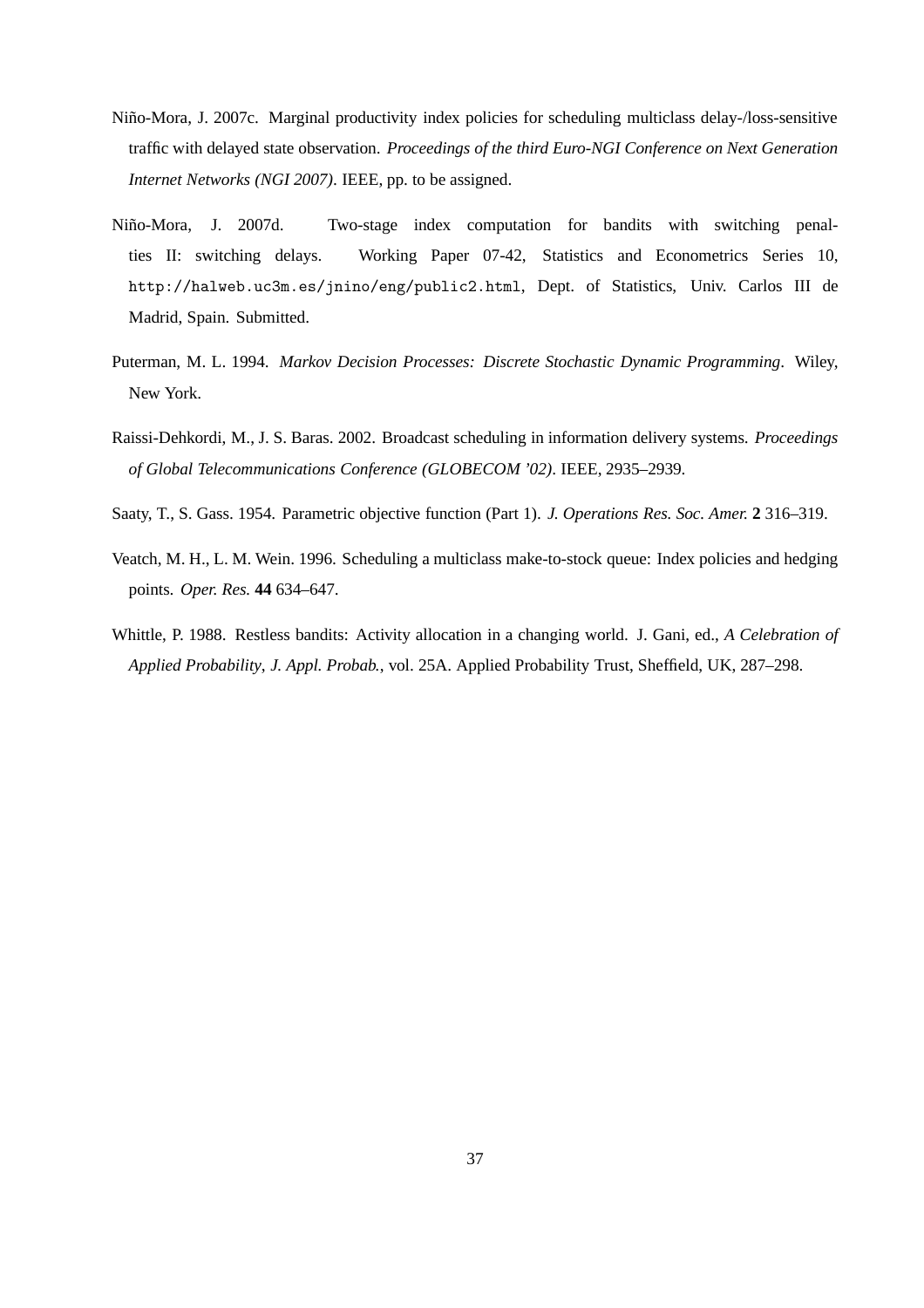Niño-Mora, J. 2007c. Marginal productivity index policies for scheduling multiclass delay-/loss-sensitive traffic with delayed state observation. *Proceedings of the third Euro-NGI Conference on Next Generation Internet Networks (NGI 2007)*. IEEE, pp. to be assigned.

Niño-Mora, J. 2007d. Two-stage index computation for bandits with switching penalties II: switching delays. Working Paper 07-42, Statistics and Econometrics Series 10, `http://halweb.uc3m.es/jnino/eng/public2.html`, Dept. of Statistics, Univ. Carlos III de Madrid, Spain. Submitted.

Puterman, M. L. 1994. *Markov Decision Processes: Discrete Stochastic Dynamic Programming*. Wiley, New York.

Raissi-Dehkordi, M., J. S. Baras. 2002. Broadcast scheduling in information delivery systems. *Proceedings of Global Telecommunications Conference (GLOBECOM '02)*. IEEE, 2935–2939.

Saaty, T., S. Gass. 1954. Parametric objective function (Part 1). *J. Operations Res. Soc. Amer.* **2** 316–319.

Veatch, M. H., L. M. Wein. 1996. Scheduling a multiclass make-to-stock queue: Index policies and hedging points. *Oper. Res.* **44** 634–647.

Whittle, P. 1988. Restless bandits: Activity allocation in a changing world. J. Gani, ed., *A Celebration of Applied Probability, J. Appl. Probab.*, vol. 25A. Applied Probability Trust, Sheffield, UK, 287–298.